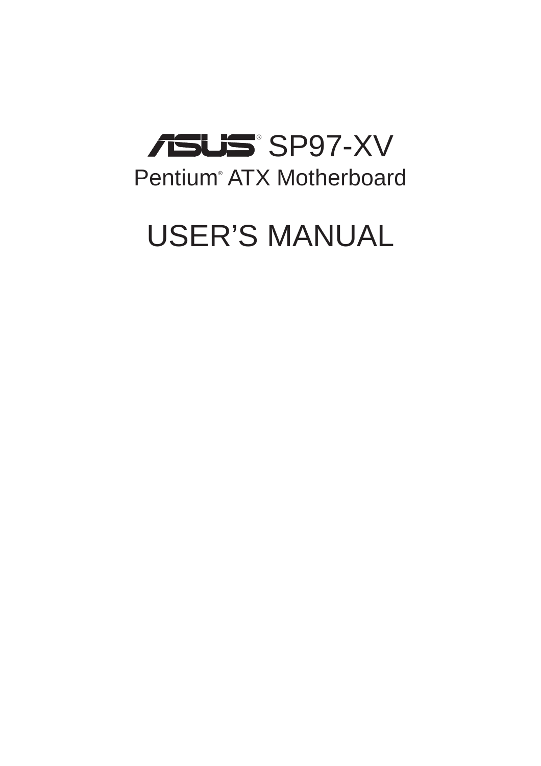# ASUS® SP97-XV

## Pentium® ATX Motherboard

# USER'S MANUAL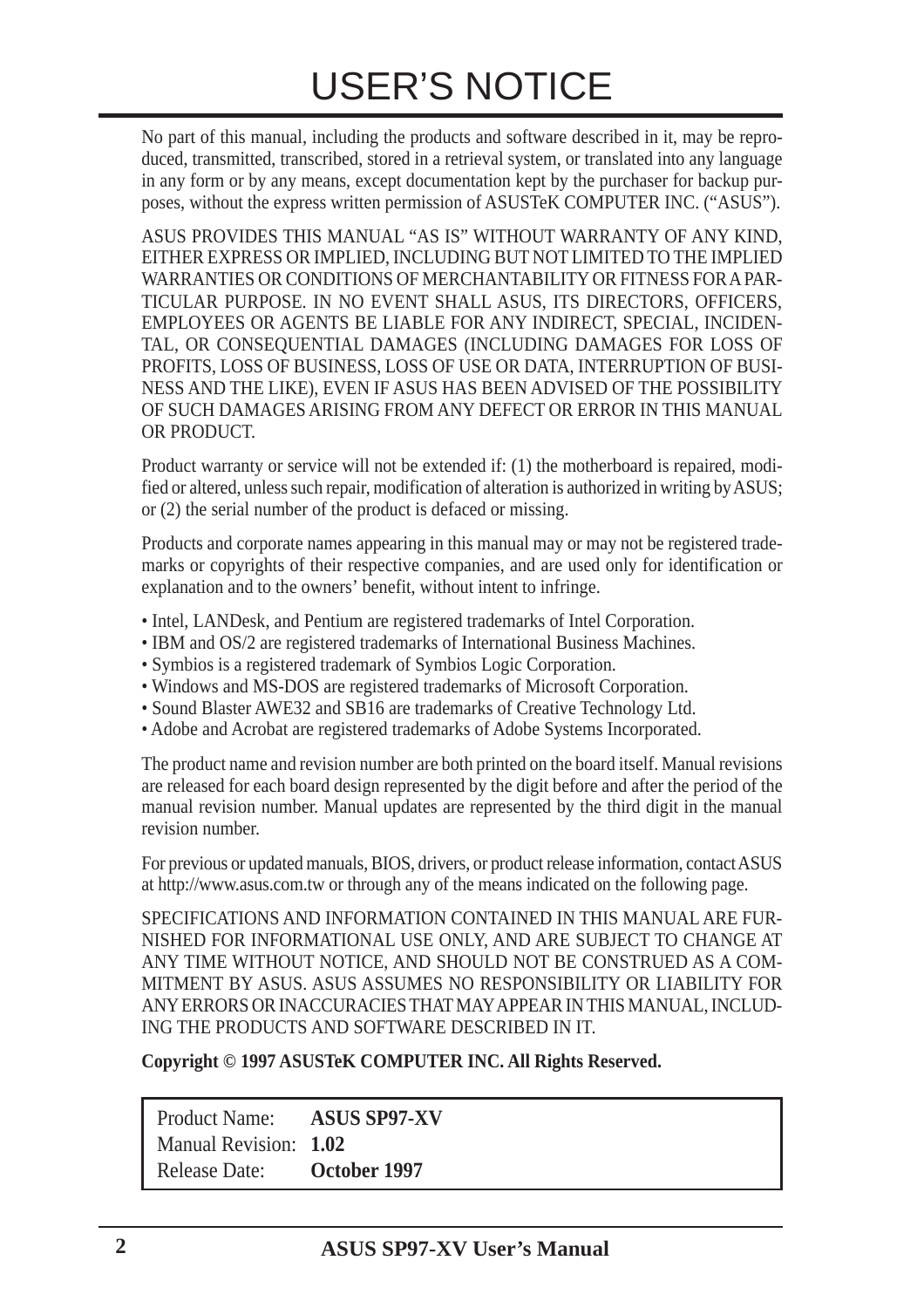# USER'S NOTICE

No part of this manual, including the products and software described in it, may be reproduced, transmitted, transcribed, stored in a retrieval system, or translated into any language in any form or by any means, except documentation kept by the purchaser for backup purposes, without the express written permission of ASUSTeK COMPUTER INC. ("ASUS").

ASUS PROVIDES THIS MANUAL "AS IS" WITHOUT WARRANTY OF ANY KIND, EITHER EXPRESS OR IMPLIED, INCLUDING BUT NOT LIMITED TO THE IMPLIED WARRANTIES OR CONDITIONS OF MERCHANTABILITY OR FITNESS FOR A PARTICULAR PURPOSE. IN NO EVENT SHALL ASUS, ITS DIRECTORS, OFFICERS, EMPLOYEES OR AGENTS BE LIABLE FOR ANY INDIRECT, SPECIAL, INCIDENTAL, OR CONSEQUENTIAL DAMAGES (INCLUDING DAMAGES FOR LOSS OF PROFITS, LOSS OF BUSINESS, LOSS OF USE OR DATA, INTERRUPTION OF BUSINESS AND THE LIKE), EVEN IF ASUS HAS BEEN ADVISED OF THE POSSIBILITY OF SUCH DAMAGES ARISING FROM ANY DEFECT OR ERROR IN THIS MANUAL OR PRODUCT.

Product warranty or service will not be extended if: (1) the motherboard is repaired, modified or altered, unless such repair, modification of alteration is authorized in writing by ASUS; or (2) the serial number of the product is defaced or missing.

Products and corporate names appearing in this manual may or may not be registered trademarks or copyrights of their respective companies, and are used only for identification or explanation and to the owners' benefit, without intent to infringe.

- Intel, LANDesk, and Pentium are registered trademarks of Intel Corporation.
- IBM and OS/2 are registered trademarks of International Business Machines.
- Symbios is a registered trademark of Symbios Logic Corporation.
- Windows and MS-DOS are registered trademarks of Microsoft Corporation.
- Sound Blaster AWE32 and SB16 are trademarks of Creative Technology Ltd.
- Adobe and Acrobat are registered trademarks of Adobe Systems Incorporated.

The product name and revision number are both printed on the board itself. Manual revisions are released for each board design represented by the digit before and after the period of the manual revision number. Manual updates are represented by the third digit in the manual revision number.

For previous or updated manuals, BIOS, drivers, or product release information, contact ASUS at http://www.asus.com.tw or through any of the means indicated on the following page.

SPECIFICATIONS AND INFORMATION CONTAINED IN THIS MANUAL ARE FURNISHED FOR INFORMATIONAL USE ONLY, AND ARE SUBJECT TO CHANGE AT ANY TIME WITHOUT NOTICE, AND SHOULD NOT BE CONSTRUED AS A COMMITMENT BY ASUS. ASUS ASSUMES NO RESPONSIBILITY OR LIABILITY FOR ANY ERRORS OR INACCURACIES THAT MAY APPEAR IN THIS MANUAL, INCLUDING THE PRODUCTS AND SOFTWARE DESCRIBED IN IT.

**Copyright © 1997 ASUSTeK COMPUTER INC. All Rights Reserved.**

| | |
|---|---|
| Product Name: | **ASUS SP97-XV** |
| Manual Revision: | **1.02** |
| Release Date: | **October 1997** |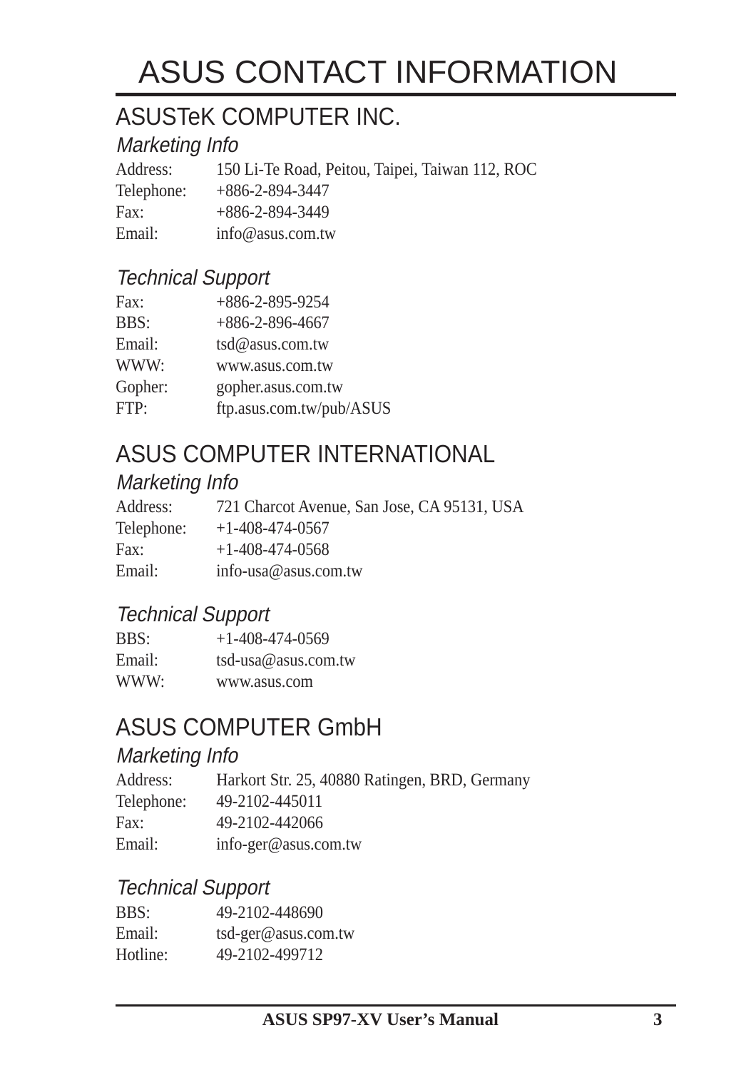# ASUS CONTACT INFORMATION

## ASUSTeK COMPUTER INC.

### *Marketing Info*

| | |
|---|---|
| Address: | 150 Li-Te Road, Peitou, Taipei, Taiwan 112, ROC |
| Telephone: | +886-2-894-3447 |
| Fax: | +886-2-894-3449 |
| Email: | info@asus.com.tw |

### *Technical Support*

| | |
|---|---|
| Fax: | +886-2-895-9254 |
| BBS: | +886-2-896-4667 |
| Email: | tsd@asus.com.tw |
| WWW: | www.asus.com.tw |
| Gopher: | gopher.asus.com.tw |
| FTP: | ftp.asus.com.tw/pub/ASUS |

## ASUS COMPUTER INTERNATIONAL

### *Marketing Info*

| | |
|---|---|
| Address: | 721 Charcot Avenue, San Jose, CA 95131, USA |
| Telephone: | +1-408-474-0567 |
| Fax: | +1-408-474-0568 |
| Email: | info-usa@asus.com.tw |

### *Technical Support*

| | |
|---|---|
| BBS: | +1-408-474-0569 |
| Email: | tsd-usa@asus.com.tw |
| WWW: | www.asus.com |

## ASUS COMPUTER GmbH

### *Marketing Info*

| | |
|---|---|
| Address: | Harkort Str. 25, 40880 Ratingen, BRD, Germany |
| Telephone: | 49-2102-445011 |
| Fax: | 49-2102-442066 |
| Email: | info-ger@asus.com.tw |

### *Technical Support*

| | |
|---|---|
| BBS: | 49-2102-448690 |
| Email: | tsd-ger@asus.com.tw |
| Hotline: | 49-2102-499712 |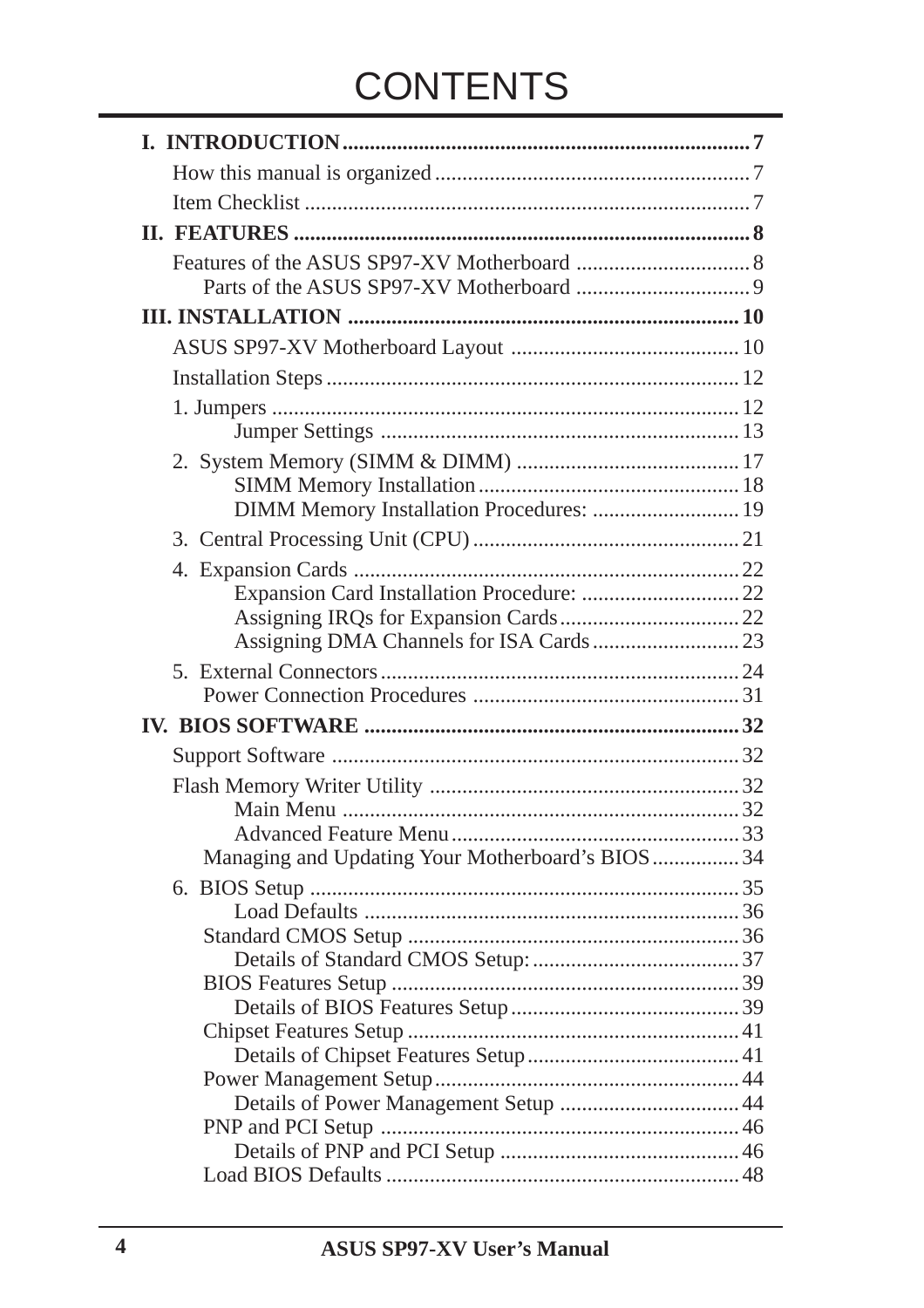# CONTENTS

**I. INTRODUCTION** .......... 7

- How this manual is organized .......... 7
- Item Checklist .......... 7

**II. FEATURES** .......... 8

- Features of the ASUS SP97-XV Motherboard .......... 8
  - Parts of the ASUS SP97-XV Motherboard .......... 9

**III. INSTALLATION** .......... 10

- ASUS SP97-XV Motherboard Layout .......... 10
- Installation Steps .......... 12
- 1. Jumpers .......... 12
  - Jumper Settings .......... 13
- 2. System Memory (SIMM & DIMM) .......... 17
  - SIMM Memory Installation .......... 18
  - DIMM Memory Installation Procedures: .......... 19
- 3. Central Processing Unit (CPU) .......... 21
- 4. Expansion Cards .......... 22
  - Expansion Card Installation Procedure: .......... 22
  - Assigning IRQs for Expansion Cards .......... 22
  - Assigning DMA Channels for ISA Cards .......... 23
- 5. External Connectors .......... 24
  - Power Connection Procedures .......... 31

**IV. BIOS SOFTWARE** .......... 32

- Support Software .......... 32
- Flash Memory Writer Utility .......... 32
  - Main Menu .......... 32
  - Advanced Feature Menu .......... 33
  - Managing and Updating Your Motherboard's BIOS .......... 34
- 6. BIOS Setup .......... 35
  - Load Defaults .......... 36
  - Standard CMOS Setup .......... 36
    - Details of Standard CMOS Setup: .......... 37
  - BIOS Features Setup .......... 39
    - Details of BIOS Features Setup .......... 39
  - Chipset Features Setup .......... 41
    - Details of Chipset Features Setup .......... 41
  - Power Management Setup .......... 44
    - Details of Power Management Setup .......... 44
  - PNP and PCI Setup .......... 46
    - Details of PNP and PCI Setup .......... 46
  - Load BIOS Defaults .......... 48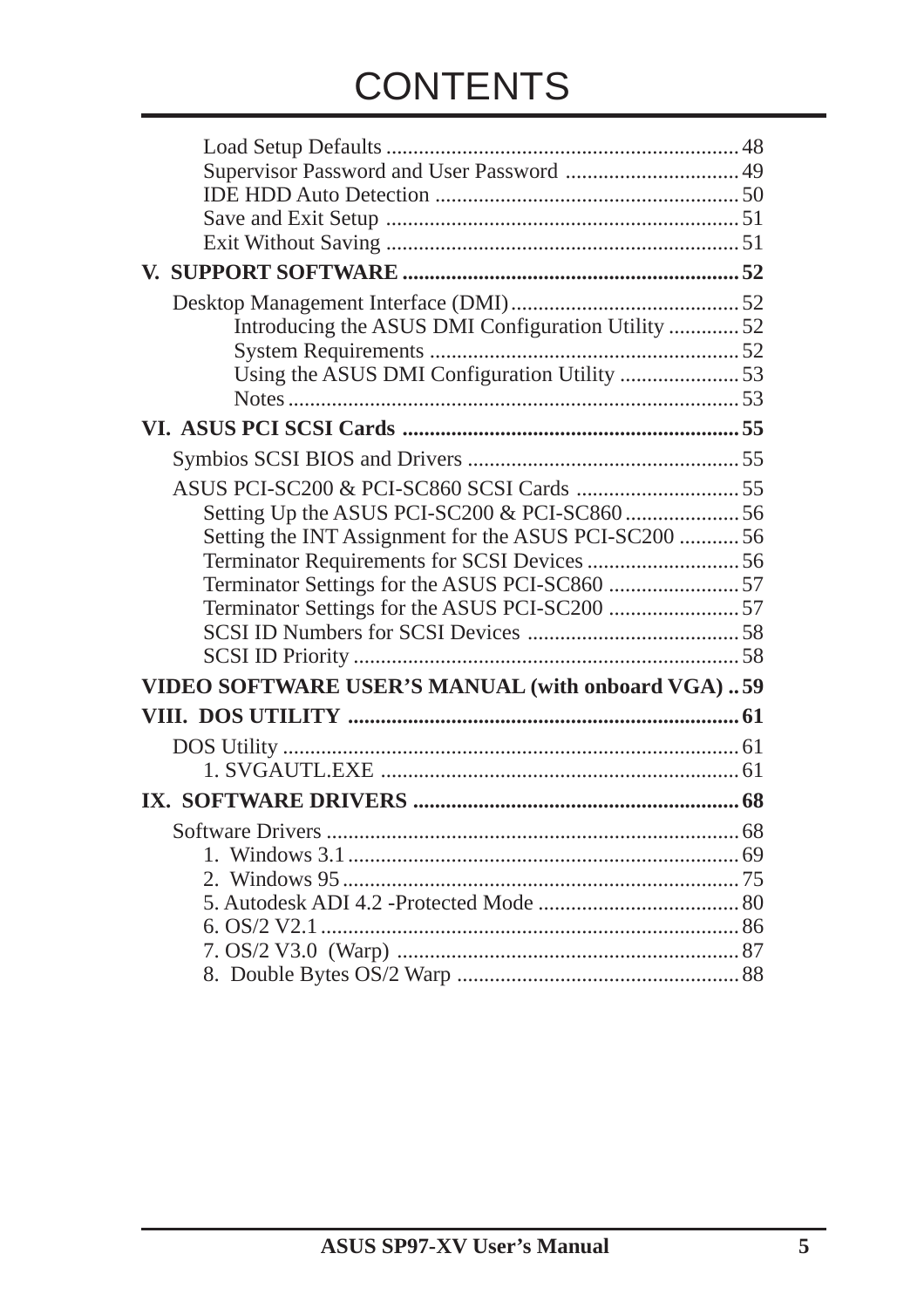# CONTENTS

Load Setup Defaults ................................................................ 48
Supervisor Password and User Password ................................ 49
IDE HDD Auto Detection ....................................................... 50
Save and Exit Setup ................................................................ 51
Exit Without Saving ................................................................ 51

**V. SUPPORT SOFTWARE .............................................................. 52**

Desktop Management Interface (DMI)........................................... 52
Introducing the ASUS DMI Configuration Utility ............. 52
System Requirements ........................................................ 52
Using the ASUS DMI Configuration Utility ...................... 53
Notes .................................................................................. 53

**VI. ASUS PCI SCSI Cards .............................................................. 55**

Symbios SCSI BIOS and Drivers .................................................. 55

ASUS PCI-SC200 & PCI-SC860 SCSI Cards .............................. 55
Setting Up the ASUS PCI-SC200 & PCI-SC860 ..................... 56
Setting the INT Assignment for the ASUS PCI-SC200 ........... 56
Terminator Requirements for SCSI Devices ............................ 56
Terminator Settings for the ASUS PCI-SC860 ........................ 57
Terminator Settings for the ASUS PCI-SC200 ........................ 57
SCSI ID Numbers for SCSI Devices ....................................... 58
SCSI ID Priority ...................................................................... 58

**VIDEO SOFTWARE USER'S MANUAL (with onboard VGA) .. 59**

**VIII. DOS UTILITY ........................................................................ 61**

DOS Utility .................................................................................... 61
1. SVGAUTL.EXE ................................................................. 61

**IX. SOFTWARE DRIVERS ............................................................ 68**

Software Drivers ............................................................................ 68
1. Windows 3.1 ........................................................................ 69
2. Windows 95 ......................................................................... 75
5. Autodesk ADI 4.2 -Protected Mode ..................................... 80
6. OS/2 V2.1 ............................................................................. 86
7. OS/2 V3.0 (Warp) ............................................................... 87
8. Double Bytes OS/2 Warp .................................................... 88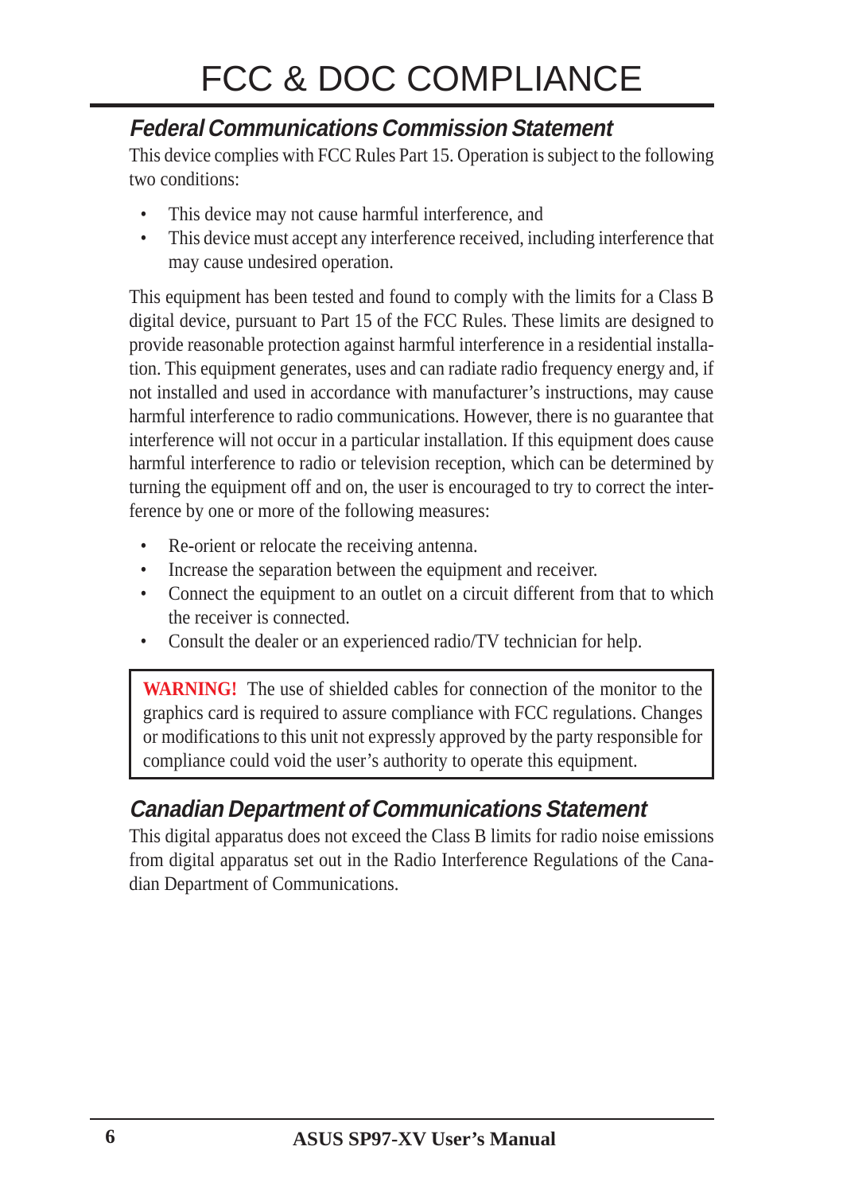# FCC & DOC COMPLIANCE

## *Federal Communications Commission Statement*

This device complies with FCC Rules Part 15. Operation is subject to the following two conditions:

- This device may not cause harmful interference, and
- This device must accept any interference received, including interference that may cause undesired operation.

This equipment has been tested and found to comply with the limits for a Class B digital device, pursuant to Part 15 of the FCC Rules. These limits are designed to provide reasonable protection against harmful interference in a residential installation. This equipment generates, uses and can radiate radio frequency energy and, if not installed and used in accordance with manufacturer's instructions, may cause harmful interference to radio communications. However, there is no guarantee that interference will not occur in a particular installation. If this equipment does cause harmful interference to radio or television reception, which can be determined by turning the equipment off and on, the user is encouraged to try to correct the interference by one or more of the following measures:

- Re-orient or relocate the receiving antenna.
- Increase the separation between the equipment and receiver.
- Connect the equipment to an outlet on a circuit different from that to which the receiver is connected.
- Consult the dealer or an experienced radio/TV technician for help.

> **WARNING!** The use of shielded cables for connection of the monitor to the graphics card is required to assure compliance with FCC regulations. Changes or modifications to this unit not expressly approved by the party responsible for compliance could void the user's authority to operate this equipment.

## *Canadian Department of Communications Statement*

This digital apparatus does not exceed the Class B limits for radio noise emissions from digital apparatus set out in the Radio Interference Regulations of the Canadian Department of Communications.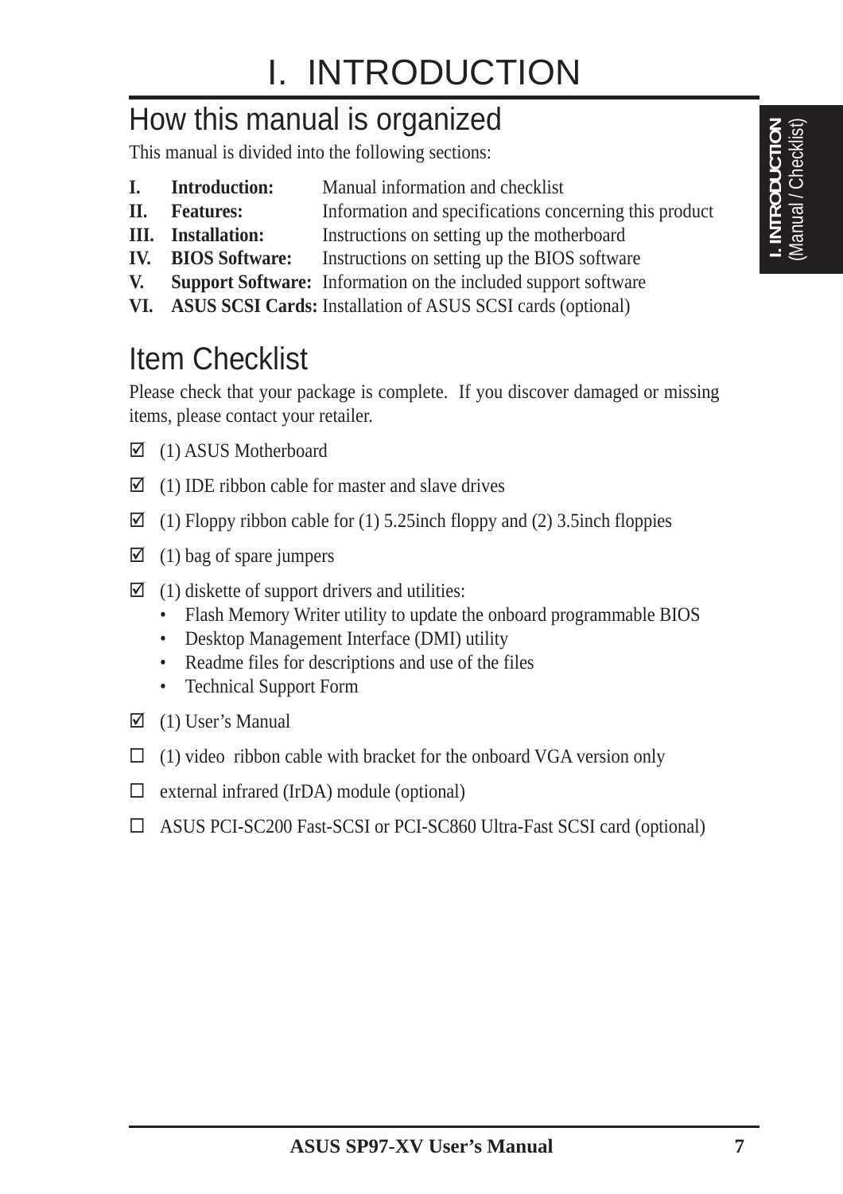# I. INTRODUCTION

## How this manual is organized

This manual is divided into the following sections:

| | | |
|---|---|---|
| **I.** | **Introduction:** | Manual information and checklist |
| **II.** | **Features:** | Information and specifications concerning this product |
| **III.** | **Installation:** | Instructions on setting up the motherboard |
| **IV.** | **BIOS Software:** | Instructions on setting up the BIOS software |
| **V.** | **Support Software:** | Information on the included support software |
| **VI.** | **ASUS SCSI Cards:** | Installation of ASUS SCSI cards (optional) |

## Item Checklist

Please check that your package is complete. If you discover damaged or missing items, please contact your retailer.

☑ (1) ASUS Motherboard

☑ (1) IDE ribbon cable for master and slave drives

☑ (1) Floppy ribbon cable for (1) 5.25inch floppy and (2) 3.5inch floppies

☑ (1) bag of spare jumpers

☑ (1) diskette of support drivers and utilities:
- Flash Memory Writer utility to update the onboard programmable BIOS
- Desktop Management Interface (DMI) utility
- Readme files for descriptions and use of the files
- Technical Support Form

☑ (1) User's Manual

☐ (1) video ribbon cable with bracket for the onboard VGA version only

☐ external infrared (IrDA) module (optional)

☐ ASUS PCI-SC200 Fast-SCSI or PCI-SC860 Ultra-Fast SCSI card (optional)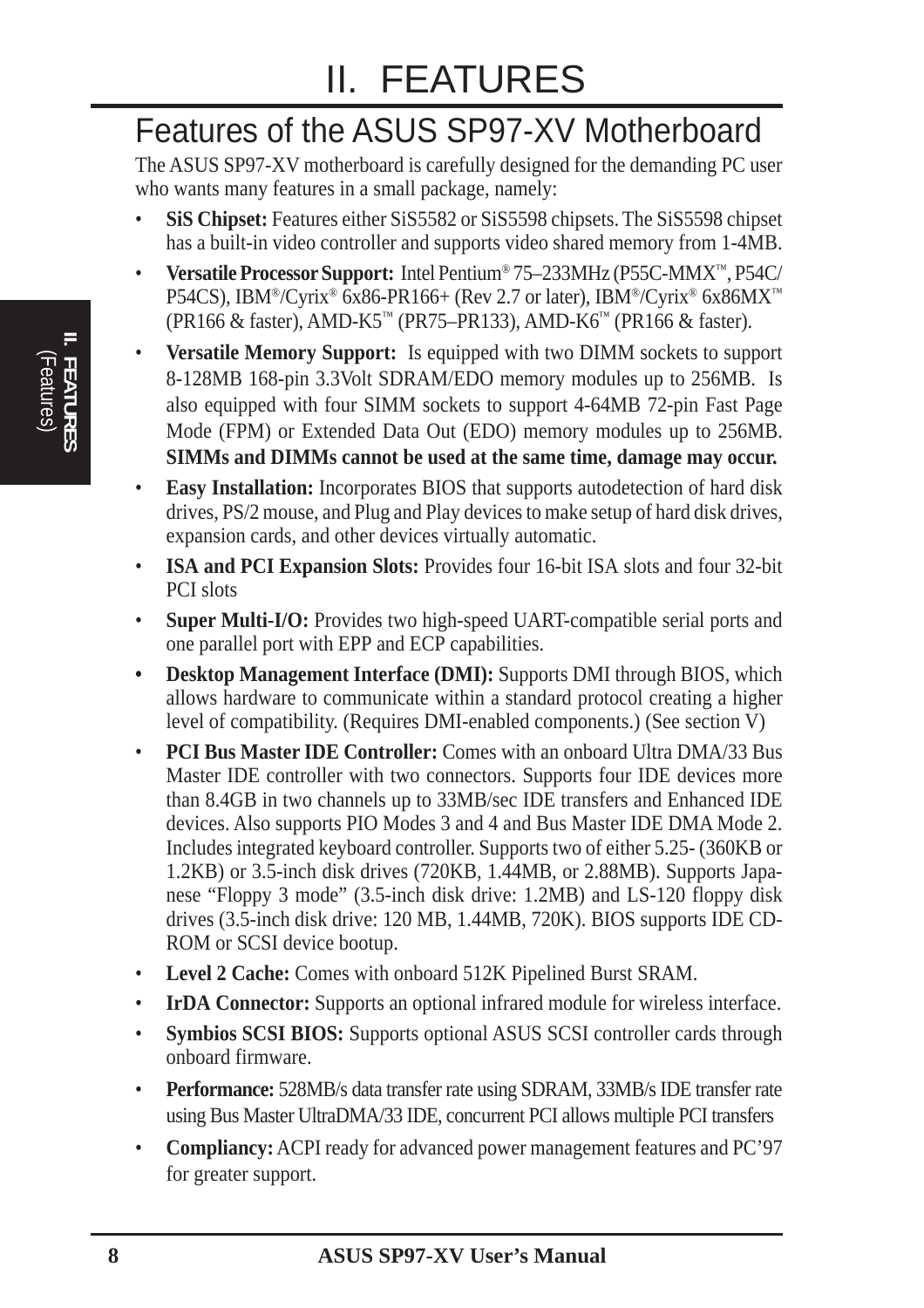# II. FEATURES

## Features of the ASUS SP97-XV Motherboard

The ASUS SP97-XV motherboard is carefully designed for the demanding PC user who wants many features in a small package, namely:

- **SiS Chipset:** Features either SiS5582 or SiS5598 chipsets. The SiS5598 chipset has a built-in video controller and supports video shared memory from 1-4MB.
- **Versatile Processor Support:** Intel Pentium® 75–233MHz (P55C-MMX™, P54C/P54CS), IBM®/Cyrix® 6x86-PR166+ (Rev 2.7 or later), IBM®/Cyrix® 6x86MX™ (PR166 & faster), AMD-K5™ (PR75–PR133), AMD-K6™ (PR166 & faster).
- **Versatile Memory Support:** Is equipped with two DIMM sockets to support 8-128MB 168-pin 3.3Volt SDRAM/EDO memory modules up to 256MB. Is also equipped with four SIMM sockets to support 4-64MB 72-pin Fast Page Mode (FPM) or Extended Data Out (EDO) memory modules up to 256MB. **SIMMs and DIMMs cannot be used at the same time, damage may occur.**
- **Easy Installation:** Incorporates BIOS that supports autodetection of hard disk drives, PS/2 mouse, and Plug and Play devices to make setup of hard disk drives, expansion cards, and other devices virtually automatic.
- **ISA and PCI Expansion Slots:** Provides four 16-bit ISA slots and four 32-bit PCI slots
- **Super Multi-I/O:** Provides two high-speed UART-compatible serial ports and one parallel port with EPP and ECP capabilities.
- **Desktop Management Interface (DMI):** Supports DMI through BIOS, which allows hardware to communicate within a standard protocol creating a higher level of compatibility. (Requires DMI-enabled components.) (See section V)
- **PCI Bus Master IDE Controller:** Comes with an onboard Ultra DMA/33 Bus Master IDE controller with two connectors. Supports four IDE devices more than 8.4GB in two channels up to 33MB/sec IDE transfers and Enhanced IDE devices. Also supports PIO Modes 3 and 4 and Bus Master IDE DMA Mode 2. Includes integrated keyboard controller. Supports two of either 5.25- (360KB or 1.2KB) or 3.5-inch disk drives (720KB, 1.44MB, or 2.88MB). Supports Japanese "Floppy 3 mode" (3.5-inch disk drive: 1.2MB) and LS-120 floppy disk drives (3.5-inch disk drive: 120 MB, 1.44MB, 720K). BIOS supports IDE CD-ROM or SCSI device bootup.
- **Level 2 Cache:** Comes with onboard 512K Pipelined Burst SRAM.
- **IrDA Connector:** Supports an optional infrared module for wireless interface.
- **Symbios SCSI BIOS:** Supports optional ASUS SCSI controller cards through onboard firmware.
- **Performance:** 528MB/s data transfer rate using SDRAM, 33MB/s IDE transfer rate using Bus Master UltraDMA/33 IDE, concurrent PCI allows multiple PCI transfers
- **Compliancy:** ACPI ready for advanced power management features and PC'97 for greater support.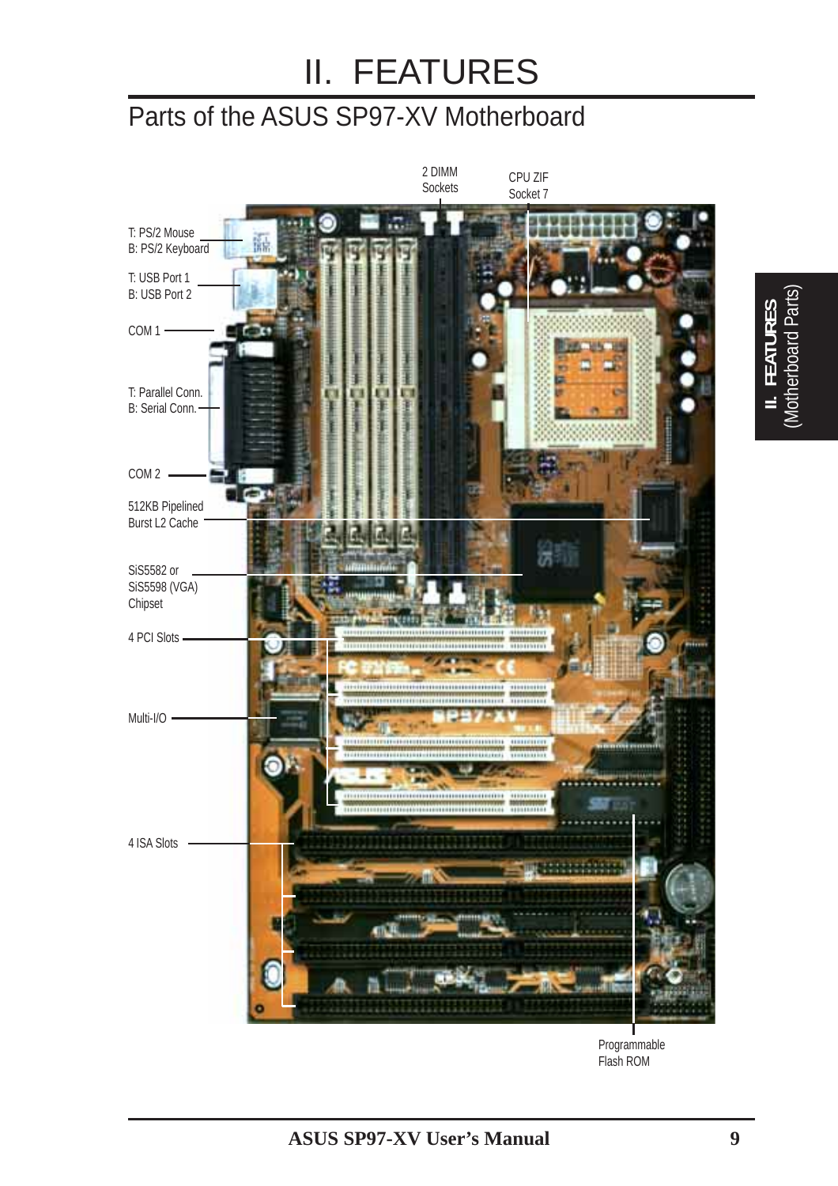# II. FEATURES

## Parts of the ASUS SP97-XV Motherboard

2 DIMM Sockets

CPU ZIF Socket 7

T: PS/2 Mouse
B: PS/2 Keyboard

T: USB Port 1
B: USB Port 2

COM 1

T: Parallel Conn.
B: Serial Conn.

COM 2

512KB Pipelined Burst L2 Cache

SiS5582 or SiS5598 (VGA) Chipset

4 PCI Slots

Multi-I/O

4 ISA Slots

Programmable Flash ROM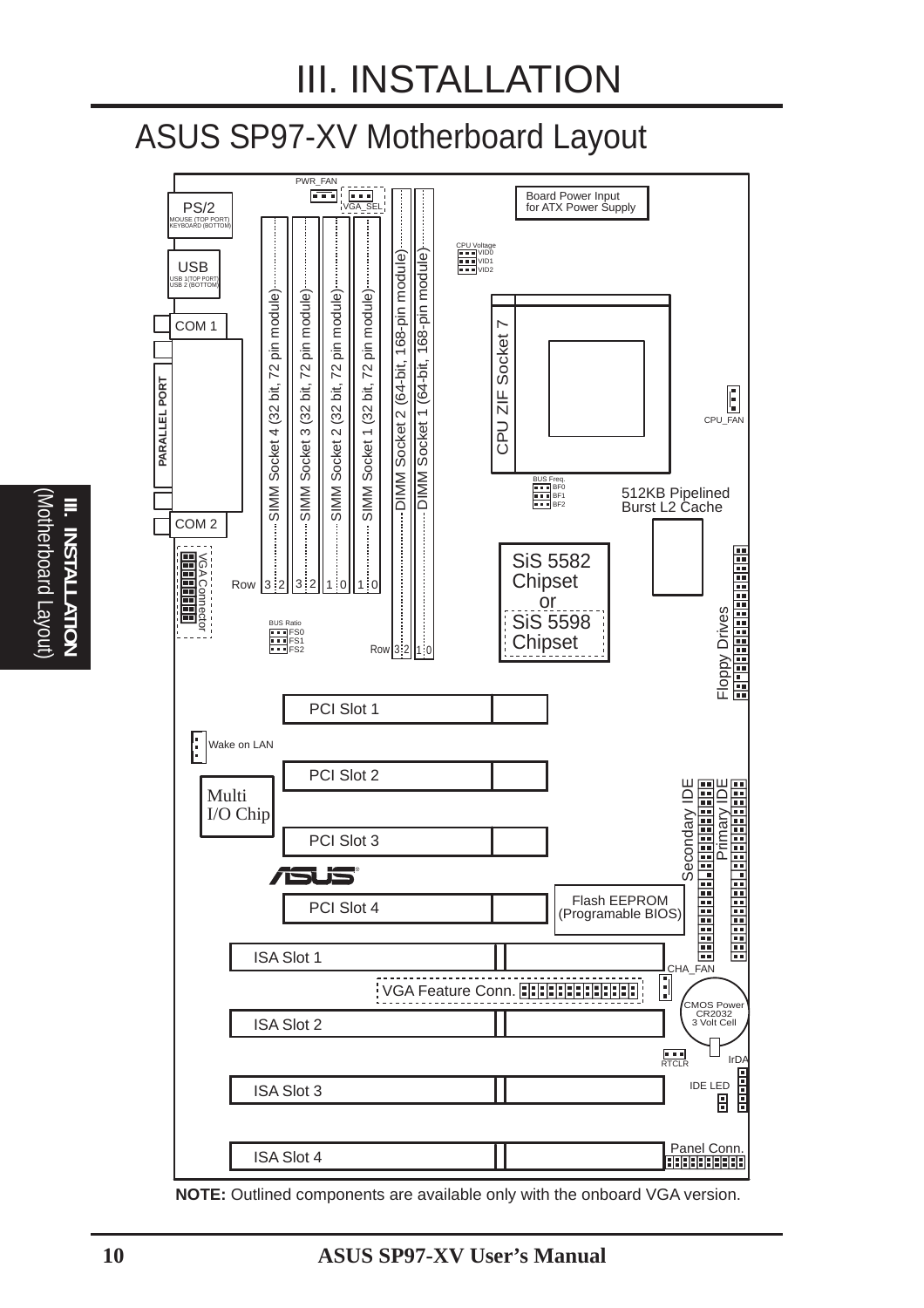# III. INSTALLATION

## ASUS SP97-XV Motherboard Layout

PS/2
MOUSE (TOP PORT)
KEYBOARD (BOTTOM)

USB
USB 1(TOP PORT)
USB 2 (BOTTOM)

COM 1

PARALLEL PORT

COM 2

VGA Connector

PWR_FAN

VGA_SEL

SIMM Socket 4 (32 bit, 72 pin module)

SIMM Socket 3 (32 bit, 72 pin module)

SIMM Socket 2 (32 bit, 72 pin module)

SIMM Socket 1 (32 bit, 72 pin module)

Row 3 2 3 2 1 0 1 0

DIMM Socket 2 (64-bit, 168-pin module)

DIMM Socket 1 (64-bit, 168-pin module)

Row 3 2 1 0

BUS Ratio
FS0
FS1
FS2

Board Power Input for ATX Power Supply

CPU Voltage
VID0
VID1
VID2

CPU ZIF Socket 7

CPU_FAN

BUS Freq.
BF0
BF1
BF2

512KB Pipelined Burst L2 Cache

SiS 5582 Chipset or SiS 5598 Chipset

Floppy Drives

PCI Slot 1

Wake on LAN

PCI Slot 2

Multi I/O Chip

PCI Slot 3

Secondary IDE

Primary IDE

PCI Slot 4

Flash EEPROM (Programable BIOS)

ISA Slot 1

CHA_FAN

VGA Feature Conn.

CMOS Power CR2032 3 Volt Cell

ISA Slot 2

RTCLR

IrDA

IDE LED

ISA Slot 3

Panel Conn.

ISA Slot 4

**NOTE:** Outlined components are available only with the onboard VGA version.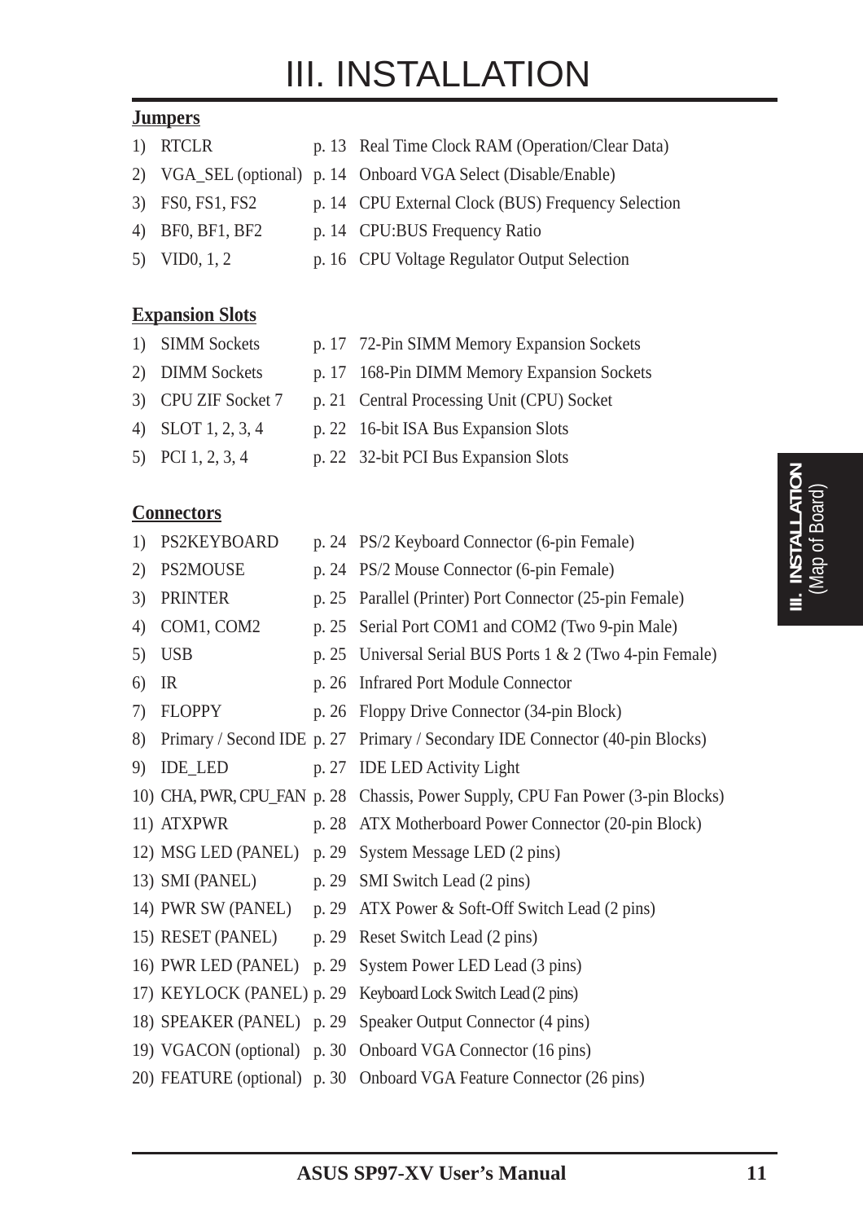# III. INSTALLATION

**Jumpers**

| | | | |
|---|---|---|---|
| 1) | RTCLR | p. 13 | Real Time Clock RAM (Operation/Clear Data) |
| 2) | VGA_SEL (optional) | p. 14 | Onboard VGA Select (Disable/Enable) |
| 3) | FS0, FS1, FS2 | p. 14 | CPU External Clock (BUS) Frequency Selection |
| 4) | BF0, BF1, BF2 | p. 14 | CPU:BUS Frequency Ratio |
| 5) | VID0, 1, 2 | p. 16 | CPU Voltage Regulator Output Selection |

**Expansion Slots**

| | | | |
|---|---|---|---|
| 1) | SIMM Sockets | p. 17 | 72-Pin SIMM Memory Expansion Sockets |
| 2) | DIMM Sockets | p. 17 | 168-Pin DIMM Memory Expansion Sockets |
| 3) | CPU ZIF Socket 7 | p. 21 | Central Processing Unit (CPU) Socket |
| 4) | SLOT 1, 2, 3, 4 | p. 22 | 16-bit ISA Bus Expansion Slots |
| 5) | PCI 1, 2, 3, 4 | p. 22 | 32-bit PCI Bus Expansion Slots |

**Connectors**

| | | | |
|---|---|---|---|
| 1) | PS2KEYBOARD | p. 24 | PS/2 Keyboard Connector (6-pin Female) |
| 2) | PS2MOUSE | p. 24 | PS/2 Mouse Connector (6-pin Female) |
| 3) | PRINTER | p. 25 | Parallel (Printer) Port Connector (25-pin Female) |
| 4) | COM1, COM2 | p. 25 | Serial Port COM1 and COM2 (Two 9-pin Male) |
| 5) | USB | p. 25 | Universal Serial BUS Ports 1 & 2 (Two 4-pin Female) |
| 6) | IR | p. 26 | Infrared Port Module Connector |
| 7) | FLOPPY | p. 26 | Floppy Drive Connector (34-pin Block) |
| 8) | Primary / Second IDE | p. 27 | Primary / Secondary IDE Connector (40-pin Blocks) |
| 9) | IDE_LED | p. 27 | IDE LED Activity Light |
| 10) | CHA, PWR, CPU_FAN | p. 28 | Chassis, Power Supply, CPU Fan Power (3-pin Blocks) |
| 11) | ATXPWR | p. 28 | ATX Motherboard Power Connector (20-pin Block) |
| 12) | MSG LED (PANEL) | p. 29 | System Message LED (2 pins) |
| 13) | SMI (PANEL) | p. 29 | SMI Switch Lead (2 pins) |
| 14) | PWR SW (PANEL) | p. 29 | ATX Power & Soft-Off Switch Lead (2 pins) |
| 15) | RESET (PANEL) | p. 29 | Reset Switch Lead (2 pins) |
| 16) | PWR LED (PANEL) | p. 29 | System Power LED Lead (3 pins) |
| 17) | KEYLOCK (PANEL) | p. 29 | Keyboard Lock Switch Lead (2 pins) |
| 18) | SPEAKER (PANEL) | p. 29 | Speaker Output Connector (4 pins) |
| 19) | VGACON (optional) | p. 30 | Onboard VGA Connector (16 pins) |
| 20) | FEATURE (optional) | p. 30 | Onboard VGA Feature Connector (26 pins) |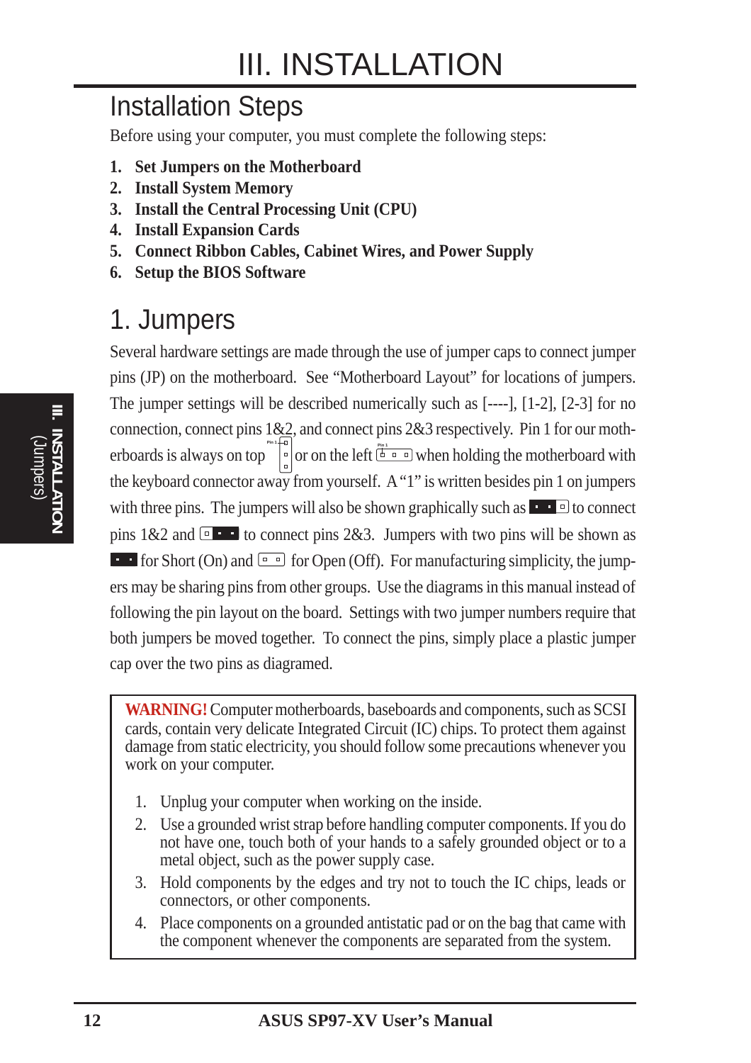# III. INSTALLATION

## Installation Steps

Before using your computer, you must complete the following steps:

1. **Set Jumpers on the Motherboard**
2. **Install System Memory**
3. **Install the Central Processing Unit (CPU)**
4. **Install Expansion Cards**
5. **Connect Ribbon Cables, Cabinet Wires, and Power Supply**
6. **Setup the BIOS Software**

## 1. Jumpers

Several hardware settings are made through the use of jumper caps to connect jumper pins (JP) on the motherboard. See "Motherboard Layout" for locations of jumpers. The jumper settings will be described numerically such as [----], [1-2], [2-3] for no connection, connect pins 1&2, and connect pins 2&3 respectively. Pin 1 for our motherboards is always on top or on the left when holding the motherboard with the keyboard connector away from yourself. A "1" is written besides pin 1 on jumpers with three pins. The jumpers will also be shown graphically such as to connect pins 1&2 and to connect pins 2&3. Jumpers with two pins will be shown as for Short (On) and for Open (Off). For manufacturing simplicity, the jumpers may be sharing pins from other groups. Use the diagrams in this manual instead of following the pin layout on the board. Settings with two jumper numbers require that both jumpers be moved together. To connect the pins, simply place a plastic jumper cap over the two pins as diagramed.

**WARNING!** Computer motherboards, baseboards and components, such as SCSI cards, contain very delicate Integrated Circuit (IC) chips. To protect them against damage from static electricity, you should follow some precautions whenever you work on your computer.

1. Unplug your computer when working on the inside.
2. Use a grounded wrist strap before handling computer components. If you do not have one, touch both of your hands to a safely grounded object or to a metal object, such as the power supply case.
3. Hold components by the edges and try not to touch the IC chips, leads or connectors, or other components.
4. Place components on a grounded antistatic pad or on the bag that came with the component whenever the components are separated from the system.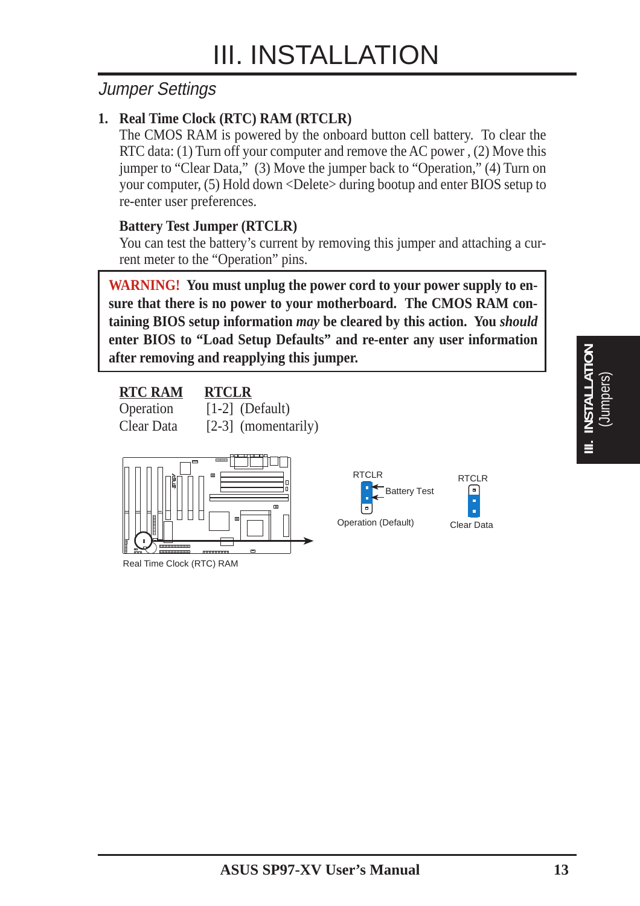# III. INSTALLATION

## Jumper Settings

### 1. Real Time Clock (RTC) RAM (RTCLR)

The CMOS RAM is powered by the onboard button cell battery. To clear the RTC data: (1) Turn off your computer and remove the AC power , (2) Move this jumper to "Clear Data," (3) Move the jumper back to "Operation," (4) Turn on your computer, (5) Hold down <Delete> during bootup and enter BIOS setup to re-enter user preferences.

**Battery Test Jumper (RTCLR)**

You can test the battery's current by removing this jumper and attaching a current meter to the "Operation" pins.

> **WARNING! You must unplug the power cord to your power supply to ensure that there is no power to your motherboard. The CMOS RAM containing BIOS setup information *may* be cleared by this action. You *should* enter BIOS to "Load Setup Defaults" and re-enter any user information after removing and reapplying this jumper.**

| RTC RAM | RTCLR |
|---|---|
| Operation | [1-2] (Default) |
| Clear Data | [2-3] (momentarily) |

Real Time Clock (RTC) RAM

RTCLR — Battery Test — Operation (Default)

RTCLR — Clear Data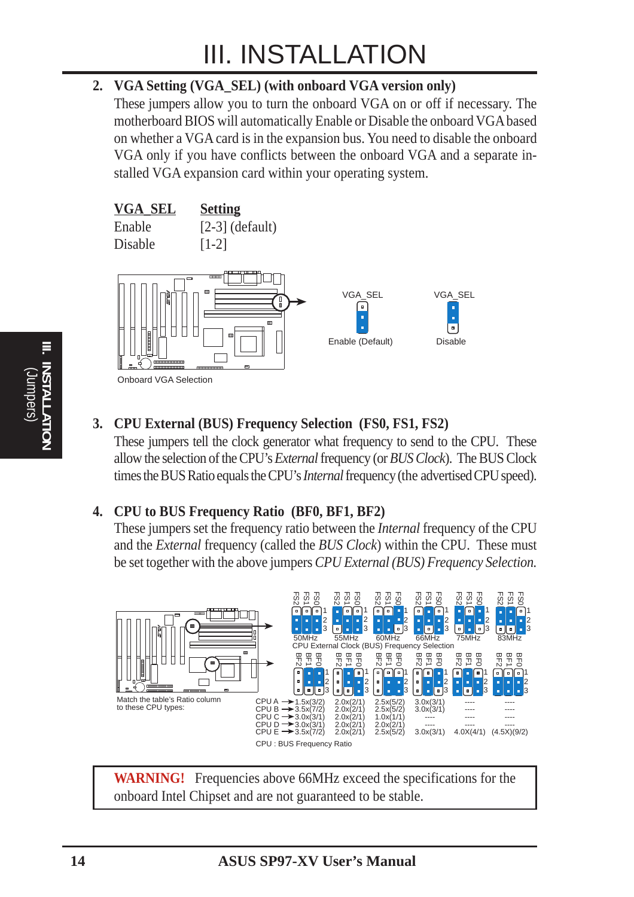# III. INSTALLATION

**2. VGA Setting (VGA_SEL) (with onboard VGA version only)**

These jumpers allow you to turn the onboard VGA on or off if necessary. The motherboard BIOS will automatically Enable or Disable the onboard VGA based on whether a VGA card is in the expansion bus. You need to disable the onboard VGA only if you have conflicts between the onboard VGA and a separate installed VGA expansion card within your operating system.

| VGA_SEL | Setting |
|---|---|
| Enable | [2-3] (default) |
| Disable | [1-2] |

VGA_SEL Enable (Default) — VGA_SEL Disable

Onboard VGA Selection

**3. CPU External (BUS) Frequency Selection (FS0, FS1, FS2)**

These jumpers tell the clock generator what frequency to send to the CPU. These allow the selection of the CPU's *External* frequency (or *BUS Clock*). The BUS Clock times the BUS Ratio equals the CPU's *Internal* frequency (the advertised CPU speed).

**4. CPU to BUS Frequency Ratio (BF0, BF1, BF2)**

These jumpers set the frequency ratio between the *Internal* frequency of the CPU and the *External* frequency (called the *BUS Clock*) within the CPU. These must be set together with the above jumpers *CPU External (BUS) Frequency Selection.*

CPU External Clock (BUS) Frequency Selection: 50MHz, 55MHz, 60MHz, 66MHz, 75MHz, 83MHz

Match the table's Ratio column to these CPU types:

| | | | | | | |
|---|---|---|---|---|---|---|
| CPU A | 1.5x(3/2) | 2.0x(2/1) | 2.5x(5/2) | 3.0x(3/1) | ---- | ---- |
| CPU B | 3.5x(7/2) | 2.0x(2/1) | 2.5x(5/2) | 3.0x(3/1) | ---- | ---- |
| CPU C | 3.0x(3/1) | 2.0x(2/1) | 1.0x(1/1) | ---- | ---- | ---- |
| CPU D | 3.0x(3/1) | 2.0x(2/1) | 2.0x(2/1) | ---- | ---- | ---- |
| CPU E | 3.5x(7/2) | 2.0x(2/1) | 2.5x(5/2) | 3.0x(3/1) | 4.0X(4/1) | (4.5X)(9/2) |

CPU : BUS Frequency Ratio

**WARNING!** Frequencies above 66MHz exceed the specifications for the onboard Intel Chipset and are not guaranteed to be stable.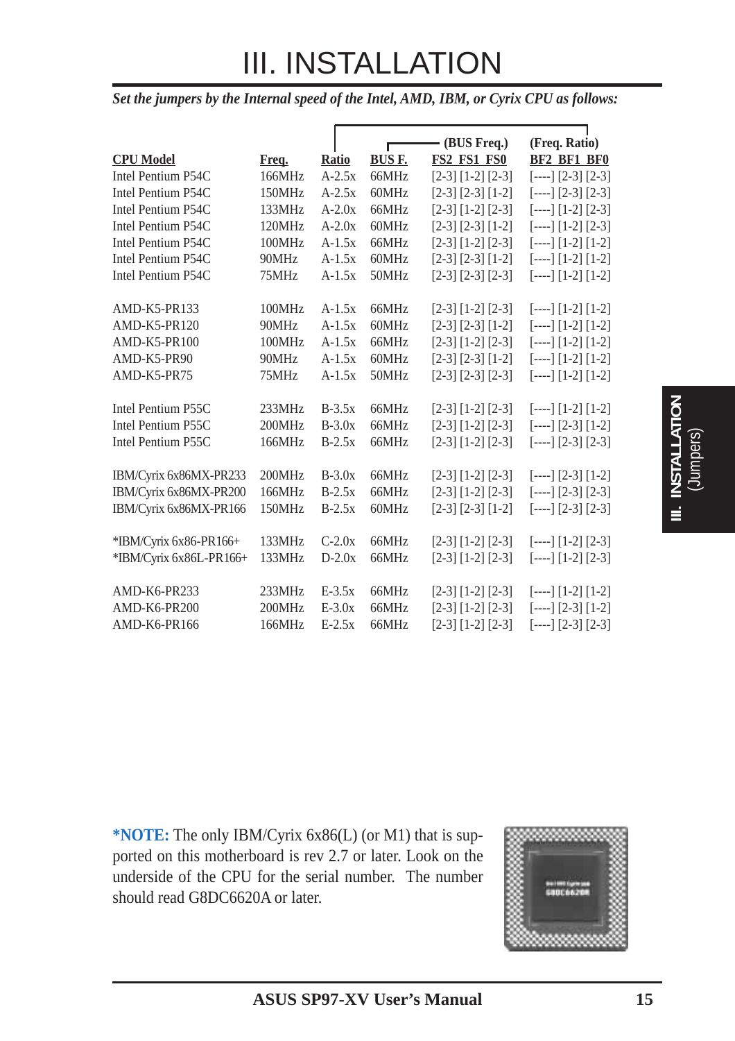# III. INSTALLATION

***Set the jumpers by the Internal speed of the Intel, AMD, IBM, or Cyrix CPU as follows:***

| CPU Model | Freq. | Ratio | BUS F. | (BUS Freq.) FS2 FS1 FS0 | (Freq. Ratio) BF2 BF1 BF0 |
|---|---|---|---|---|---|
| Intel Pentium P54C | 166MHz | A-2.5x | 66MHz | [2-3] [1-2] [2-3] | [----] [2-3] [2-3] |
| Intel Pentium P54C | 150MHz | A-2.5x | 60MHz | [2-3] [2-3] [1-2] | [----] [2-3] [2-3] |
| Intel Pentium P54C | 133MHz | A-2.0x | 66MHz | [2-3] [1-2] [2-3] | [----] [1-2] [2-3] |
| Intel Pentium P54C | 120MHz | A-2.0x | 60MHz | [2-3] [2-3] [1-2] | [----] [1-2] [2-3] |
| Intel Pentium P54C | 100MHz | A-1.5x | 66MHz | [2-3] [1-2] [2-3] | [----] [1-2] [1-2] |
| Intel Pentium P54C | 90MHz | A-1.5x | 60MHz | [2-3] [2-3] [1-2] | [----] [1-2] [1-2] |
| Intel Pentium P54C | 75MHz | A-1.5x | 50MHz | [2-3] [2-3] [2-3] | [----] [1-2] [1-2] |
| AMD-K5-PR133 | 100MHz | A-1.5x | 66MHz | [2-3] [1-2] [2-3] | [----] [1-2] [1-2] |
| AMD-K5-PR120 | 90MHz | A-1.5x | 60MHz | [2-3] [2-3] [1-2] | [----] [1-2] [1-2] |
| AMD-K5-PR100 | 100MHz | A-1.5x | 66MHz | [2-3] [1-2] [2-3] | [----] [1-2] [1-2] |
| AMD-K5-PR90 | 90MHz | A-1.5x | 60MHz | [2-3] [2-3] [1-2] | [----] [1-2] [1-2] |
| AMD-K5-PR75 | 75MHz | A-1.5x | 50MHz | [2-3] [2-3] [2-3] | [----] [1-2] [1-2] |
| Intel Pentium P55C | 233MHz | B-3.5x | 66MHz | [2-3] [1-2] [2-3] | [----] [1-2] [1-2] |
| Intel Pentium P55C | 200MHz | B-3.0x | 66MHz | [2-3] [1-2] [2-3] | [----] [2-3] [1-2] |
| Intel Pentium P55C | 166MHz | B-2.5x | 66MHz | [2-3] [1-2] [2-3] | [----] [2-3] [2-3] |
| IBM/Cyrix 6x86MX-PR233 | 200MHz | B-3.0x | 66MHz | [2-3] [1-2] [2-3] | [----] [2-3] [1-2] |
| IBM/Cyrix 6x86MX-PR200 | 166MHz | B-2.5x | 66MHz | [2-3] [1-2] [2-3] | [----] [2-3] [2-3] |
| IBM/Cyrix 6x86MX-PR166 | 150MHz | B-2.5x | 60MHz | [2-3] [2-3] [1-2] | [----] [2-3] [2-3] |
| *IBM/Cyrix 6x86-PR166+ | 133MHz | C-2.0x | 66MHz | [2-3] [1-2] [2-3] | [----] [1-2] [2-3] |
| *IBM/Cyrix 6x86L-PR166+ | 133MHz | D-2.0x | 66MHz | [2-3] [1-2] [2-3] | [----] [1-2] [2-3] |
| AMD-K6-PR233 | 233MHz | E-3.5x | 66MHz | [2-3] [1-2] [2-3] | [----] [1-2] [1-2] |
| AMD-K6-PR200 | 200MHz | E-3.0x | 66MHz | [2-3] [1-2] [2-3] | [----] [2-3] [1-2] |
| AMD-K6-PR166 | 166MHz | E-2.5x | 66MHz | [2-3] [1-2] [2-3] | [----] [2-3] [2-3] |

**\*NOTE:** The only IBM/Cyrix 6x86(L) (or M1) that is supported on this motherboard is rev 2.7 or later. Look on the underside of the CPU for the serial number. The number should read G8DC6620A or later.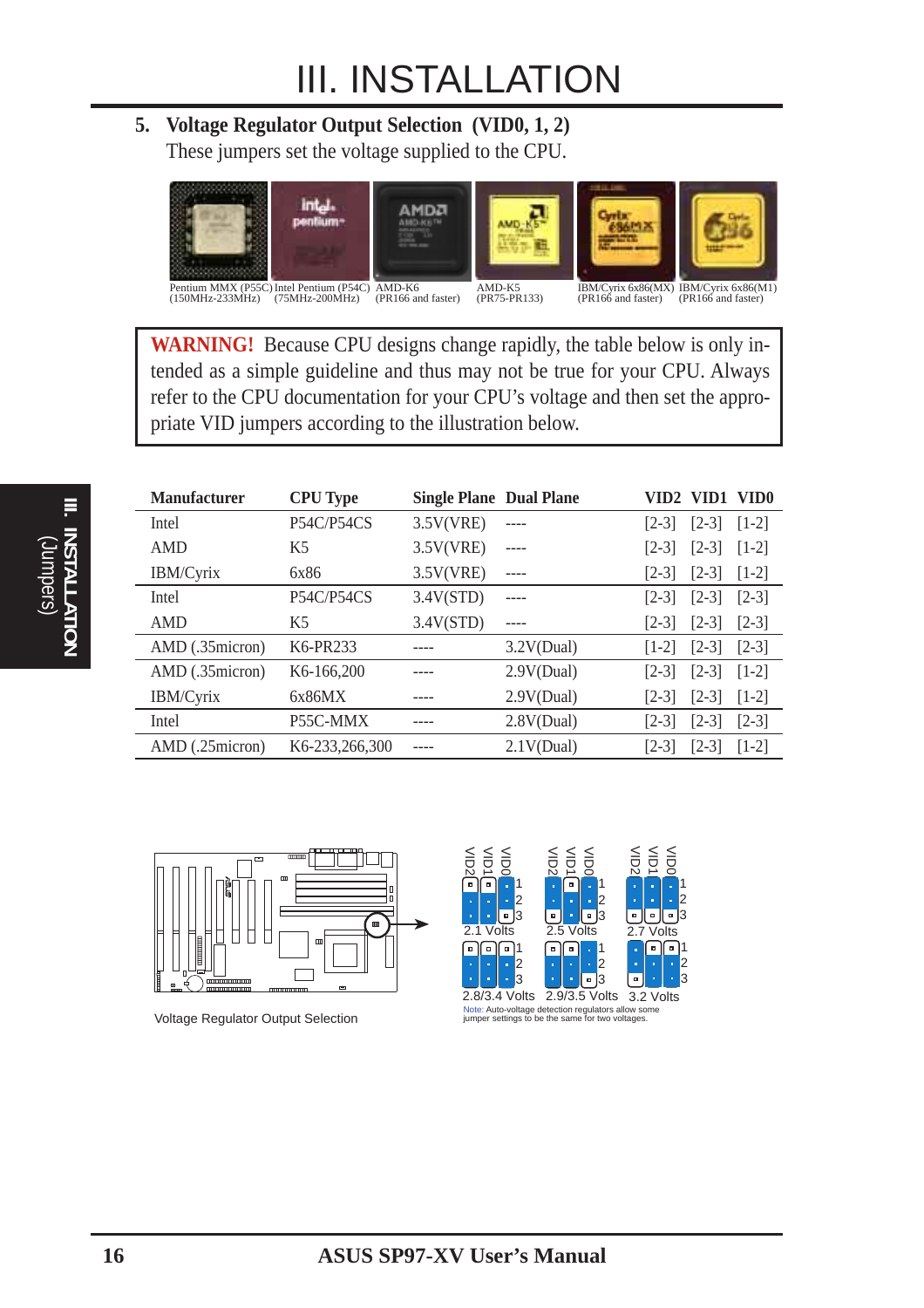# III. INSTALLATION

### 5. Voltage Regulator Output Selection (VID0, 1, 2)

These jumpers set the voltage supplied to the CPU.

Pentium MMX (P55C) (150MHz-233MHz) | Intel Pentium (P54C) (75MHz-200MHz) | AMD-K6 (PR166 and faster) | AMD-K5 (PR75-PR133) | IBM/Cyrix 6x86(MX) (PR166 and faster) | IBM/Cyrix 6x86(M1) (PR166 and faster)

> **WARNING!** Because CPU designs change rapidly, the table below is only intended as a simple guideline and thus may not be true for your CPU. Always refer to the CPU documentation for your CPU's voltage and then set the appropriate VID jumpers according to the illustration below.

| Manufacturer | CPU Type | Single Plane | Dual Plane | VID2 | VID1 | VID0 |
|---|---|---|---|---|---|---|
| Intel | P54C/P54CS | 3.5V(VRE) | ---- | [2-3] | [2-3] | [1-2] |
| AMD | K5 | 3.5V(VRE) | ---- | [2-3] | [2-3] | [1-2] |
| IBM/Cyrix | 6x86 | 3.5V(VRE) | ---- | [2-3] | [2-3] | [1-2] |
| Intel | P54C/P54CS | 3.4V(STD) | ---- | [2-3] | [2-3] | [2-3] |
| AMD | K5 | 3.4V(STD) | ---- | [2-3] | [2-3] | [2-3] |
| AMD (.35micron) | K6-PR233 | ---- | 3.2V(Dual) | [1-2] | [2-3] | [2-3] |
| AMD (.35micron) | K6-166,200 | ---- | 2.9V(Dual) | [2-3] | [2-3] | [1-2] |
| IBM/Cyrix | 6x86MX | ---- | 2.9V(Dual) | [2-3] | [2-3] | [1-2] |
| Intel | P55C-MMX | ---- | 2.8V(Dual) | [2-3] | [2-3] | [2-3] |
| AMD (.25micron) | K6-233,266,300 | ---- | 2.1V(Dual) | [2-3] | [2-3] | [1-2] |

2.1 Volts | 2.5 Volts | 2.7 Volts | 2.8/3.4 Volts | 2.9/3.5 Volts | 3.2 Volts

Note: Auto-voltage detection regulators allow some jumper settings to be the same for two voltages.

Voltage Regulator Output Selection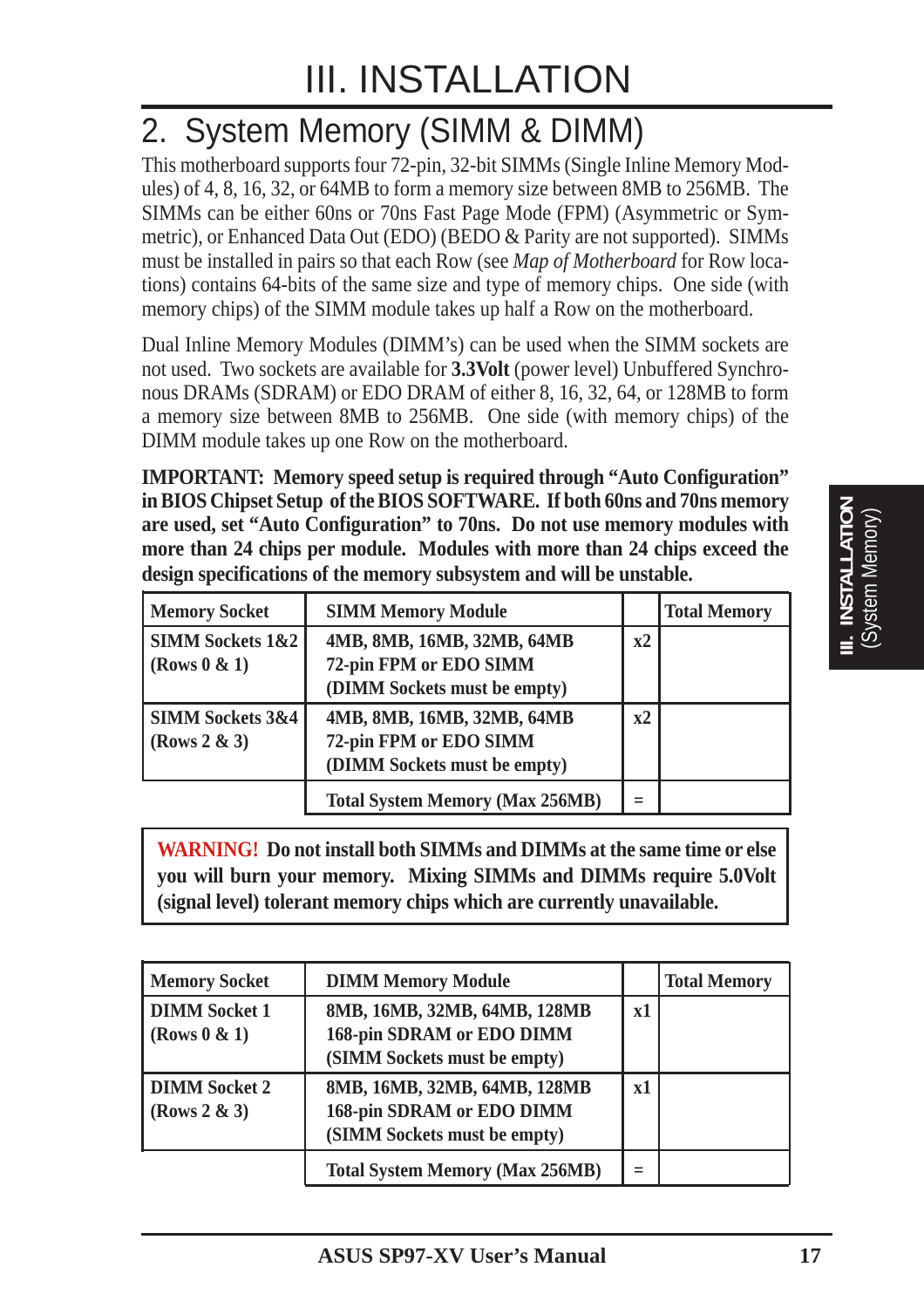# III. INSTALLATION

## 2. System Memory (SIMM & DIMM)

This motherboard supports four 72-pin, 32-bit SIMMs (Single Inline Memory Modules) of 4, 8, 16, 32, or 64MB to form a memory size between 8MB to 256MB. The SIMMs can be either 60ns or 70ns Fast Page Mode (FPM) (Asymmetric or Symmetric), or Enhanced Data Out (EDO) (BEDO & Parity are not supported). SIMMs must be installed in pairs so that each Row (see *Map of Motherboard* for Row locations) contains 64-bits of the same size and type of memory chips. One side (with memory chips) of the SIMM module takes up half a Row on the motherboard.

Dual Inline Memory Modules (DIMM's) can be used when the SIMM sockets are not used. Two sockets are available for **3.3Volt** (power level) Unbuffered Synchronous DRAMs (SDRAM) or EDO DRAM of either 8, 16, 32, 64, or 128MB to form a memory size between 8MB to 256MB. One side (with memory chips) of the DIMM module takes up one Row on the motherboard.

**IMPORTANT: Memory speed setup is required through "Auto Configuration" in BIOS Chipset Setup of the BIOS SOFTWARE. If both 60ns and 70ns memory are used, set "Auto Configuration" to 70ns. Do not use memory modules with more than 24 chips per module. Modules with more than 24 chips exceed the design specifications of the memory subsystem and will be unstable.**

| Memory Socket | SIMM Memory Module | | Total Memory |
|---|---|---|---|
| **SIMM Sockets 1&2 (Rows 0 & 1)** | **4MB, 8MB, 16MB, 32MB, 64MB 72-pin FPM or EDO SIMM (DIMM Sockets must be empty)** | **x2** | |
| **SIMM Sockets 3&4 (Rows 2 & 3)** | **4MB, 8MB, 16MB, 32MB, 64MB 72-pin FPM or EDO SIMM (DIMM Sockets must be empty)** | **x2** | |
| | **Total System Memory (Max 256MB)** | **=** | |

**WARNING! Do not install both SIMMs and DIMMs at the same time or else you will burn your memory. Mixing SIMMs and DIMMs require 5.0Volt (signal level) tolerant memory chips which are currently unavailable.**

| Memory Socket | DIMM Memory Module | | Total Memory |
|---|---|---|---|
| **DIMM Socket 1 (Rows 0 & 1)** | **8MB, 16MB, 32MB, 64MB, 128MB 168-pin SDRAM or EDO DIMM (SIMM Sockets must be empty)** | **x1** | |
| **DIMM Socket 2 (Rows 2 & 3)** | **8MB, 16MB, 32MB, 64MB, 128MB 168-pin SDRAM or EDO DIMM (SIMM Sockets must be empty)** | **x1** | |
| | **Total System Memory (Max 256MB)** | **=** | |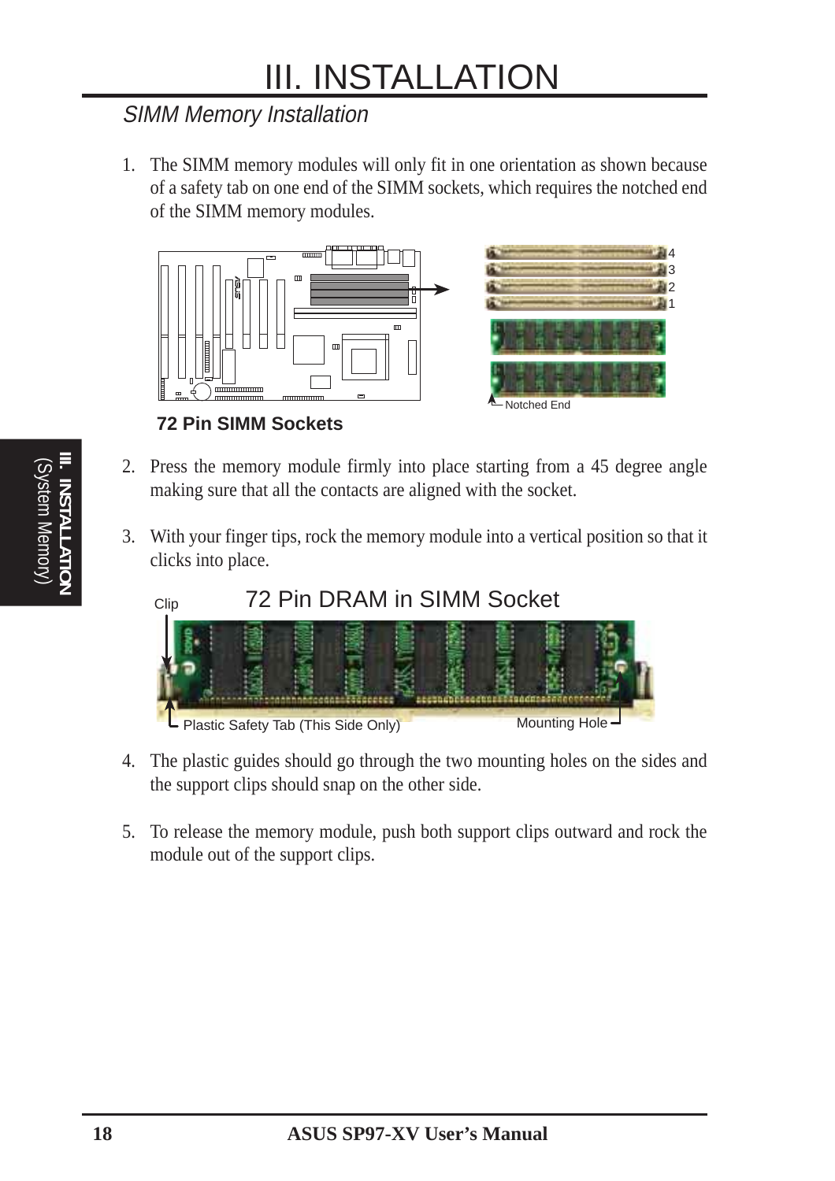# III. INSTALLATION

## SIMM Memory Installation

1. The SIMM memory modules will only fit in one orientation as shown because of a safety tab on one end of the SIMM sockets, which requires the notched end of the SIMM memory modules.

4
3
2
1

Notched End

**72 Pin SIMM Sockets**

2. Press the memory module firmly into place starting from a 45 degree angle making sure that all the contacts are aligned with the socket.

3. With your finger tips, rock the memory module into a vertical position so that it clicks into place.

72 Pin DRAM in SIMM Socket

Clip

Plastic Safety Tab (This Side Only)

Mounting Hole

4. The plastic guides should go through the two mounting holes on the sides and the support clips should snap on the other side.

5. To release the memory module, push both support clips outward and rock the module out of the support clips.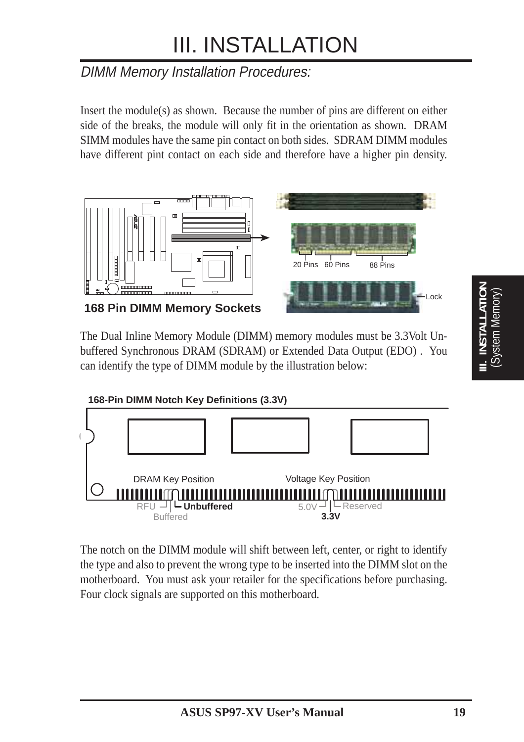# III. INSTALLATION

## *DIMM Memory Installation Procedures:*

Insert the module(s) as shown. Because the number of pins are different on either side of the breaks, the module will only fit in the orientation as shown. DRAM SIMM modules have the same pin contact on both sides. SDRAM DIMM modules have different pint contact on each side and therefore have a higher pin density.

20 Pins 60 Pins 88 Pins

Lock

**168 Pin DIMM Memory Sockets**

The Dual Inline Memory Module (DIMM) memory modules must be 3.3Volt Unbuffered Synchronous DRAM (SDRAM) or Extended Data Output (EDO) . You can identify the type of DIMM module by the illustration below:

**168-Pin DIMM Notch Key Definitions (3.3V)**

DRAM Key Position — RFU, **Unbuffered**, Buffered

Voltage Key Position — 5.0V, Reserved, **3.3V**

The notch on the DIMM module will shift between left, center, or right to identify the type and also to prevent the wrong type to be inserted into the DIMM slot on the motherboard. You must ask your retailer for the specifications before purchasing. Four clock signals are supported on this motherboard.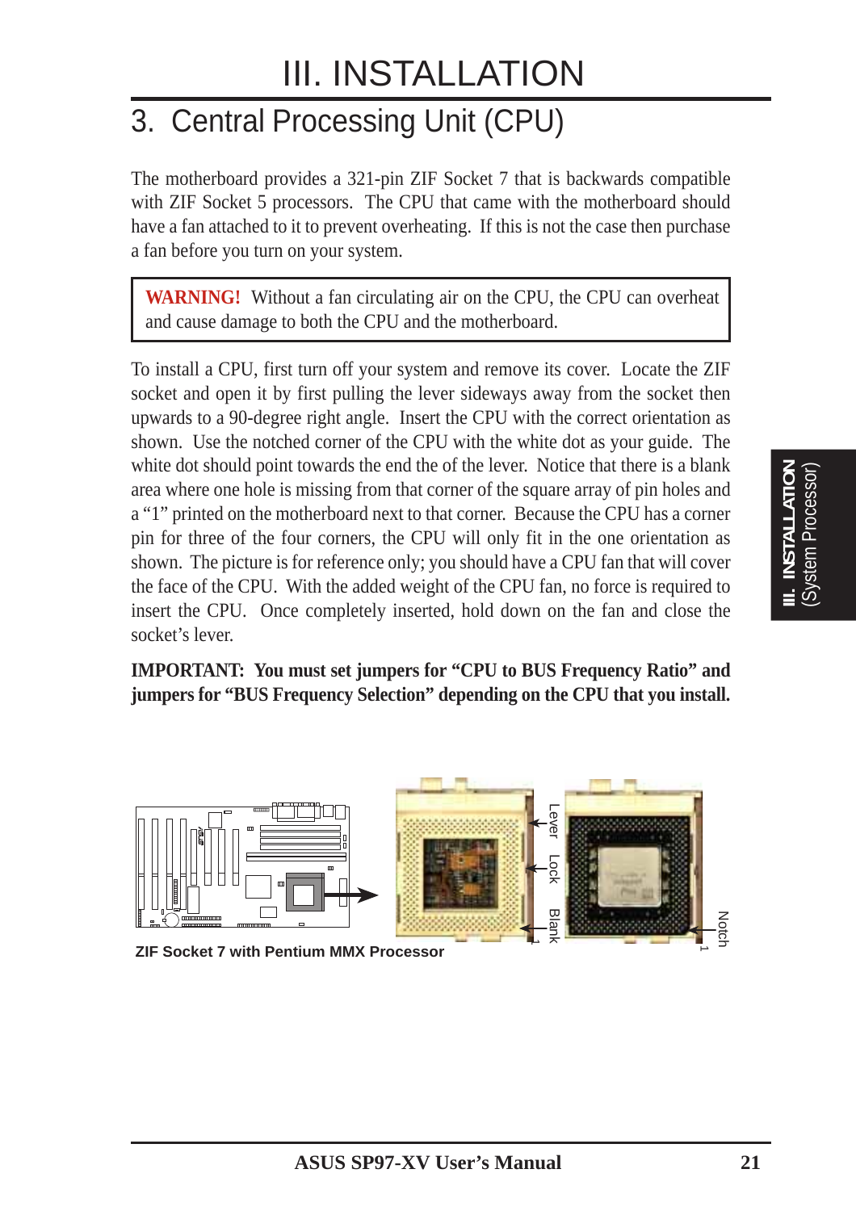# III. INSTALLATION

## 3. Central Processing Unit (CPU)

The motherboard provides a 321-pin ZIF Socket 7 that is backwards compatible with ZIF Socket 5 processors. The CPU that came with the motherboard should have a fan attached to it to prevent overheating. If this is not the case then purchase a fan before you turn on your system.

> **WARNING!** Without a fan circulating air on the CPU, the CPU can overheat and cause damage to both the CPU and the motherboard.

To install a CPU, first turn off your system and remove its cover. Locate the ZIF socket and open it by first pulling the lever sideways away from the socket then upwards to a 90-degree right angle. Insert the CPU with the correct orientation as shown. Use the notched corner of the CPU with the white dot as your guide. The white dot should point towards the end the of the lever. Notice that there is a blank area where one hole is missing from that corner of the square array of pin holes and a "1" printed on the motherboard next to that corner. Because the CPU has a corner pin for three of the four corners, the CPU will only fit in the one orientation as shown. The picture is for reference only; you should have a CPU fan that will cover the face of the CPU. With the added weight of the CPU fan, no force is required to insert the CPU. Once completely inserted, hold down on the fan and close the socket's lever.

**IMPORTANT: You must set jumpers for "CPU to BUS Frequency Ratio" and jumpers for "BUS Frequency Selection" depending on the CPU that you install.**

Lever
Lock
Blank
1
Notch
1

**ZIF Socket 7 with Pentium MMX Processor**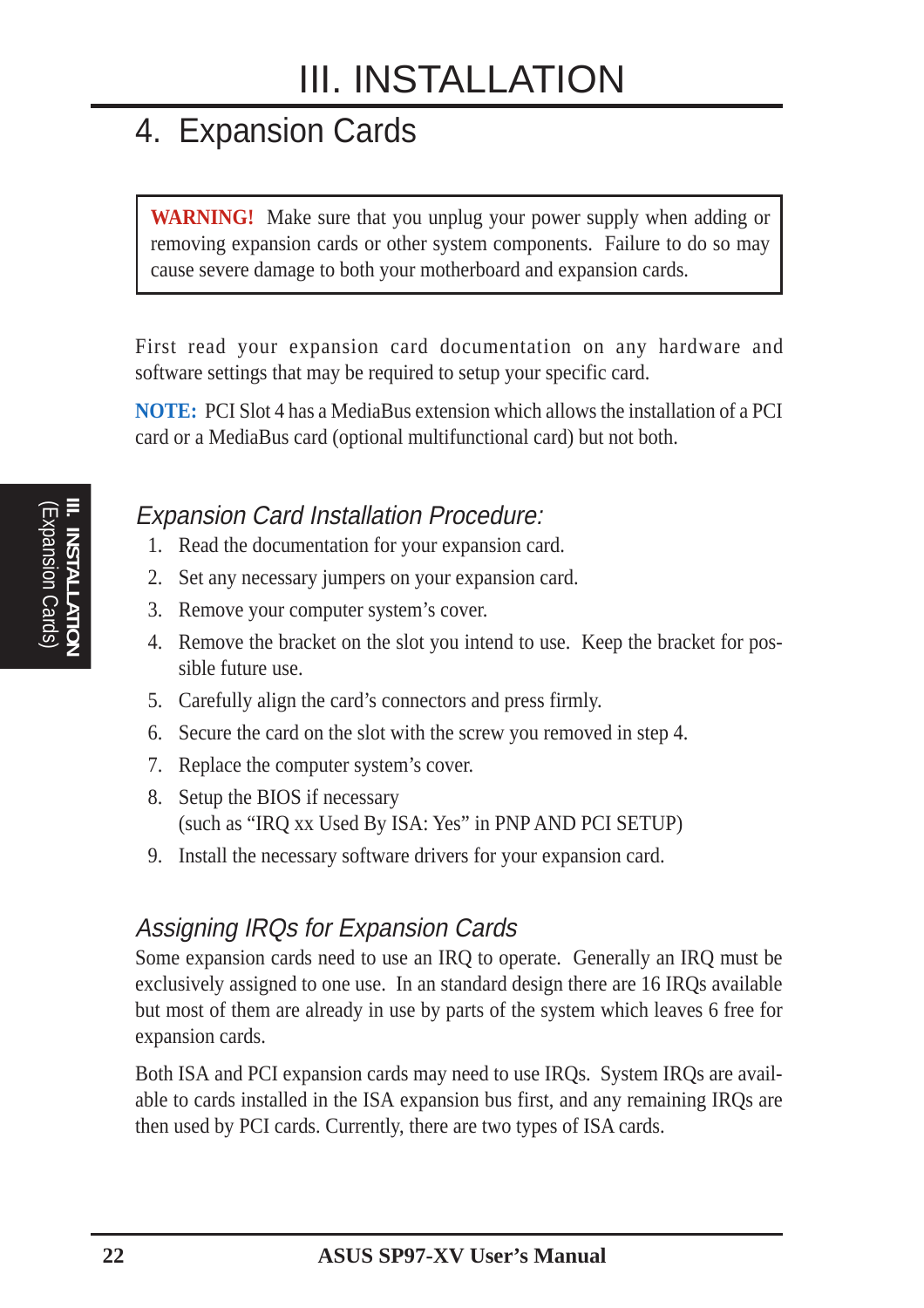# III. INSTALLATION

## 4. Expansion Cards

> **WARNING!** Make sure that you unplug your power supply when adding or removing expansion cards or other system components. Failure to do so may cause severe damage to both your motherboard and expansion cards.

First read your expansion card documentation on any hardware and software settings that may be required to setup your specific card.

**NOTE:** PCI Slot 4 has a MediaBus extension which allows the installation of a PCI card or a MediaBus card (optional multifunctional card) but not both.

### *Expansion Card Installation Procedure:*

1. Read the documentation for your expansion card.
2. Set any necessary jumpers on your expansion card.
3. Remove your computer system's cover.
4. Remove the bracket on the slot you intend to use. Keep the bracket for possible future use.
5. Carefully align the card's connectors and press firmly.
6. Secure the card on the slot with the screw you removed in step 4.
7. Replace the computer system's cover.
8. Setup the BIOS if necessary (such as "IRQ xx Used By ISA: Yes" in PNP AND PCI SETUP)
9. Install the necessary software drivers for your expansion card.

### *Assigning IRQs for Expansion Cards*

Some expansion cards need to use an IRQ to operate. Generally an IRQ must be exclusively assigned to one use. In an standard design there are 16 IRQs available but most of them are already in use by parts of the system which leaves 6 free for expansion cards.

Both ISA and PCI expansion cards may need to use IRQs. System IRQs are available to cards installed in the ISA expansion bus first, and any remaining IRQs are then used by PCI cards. Currently, there are two types of ISA cards.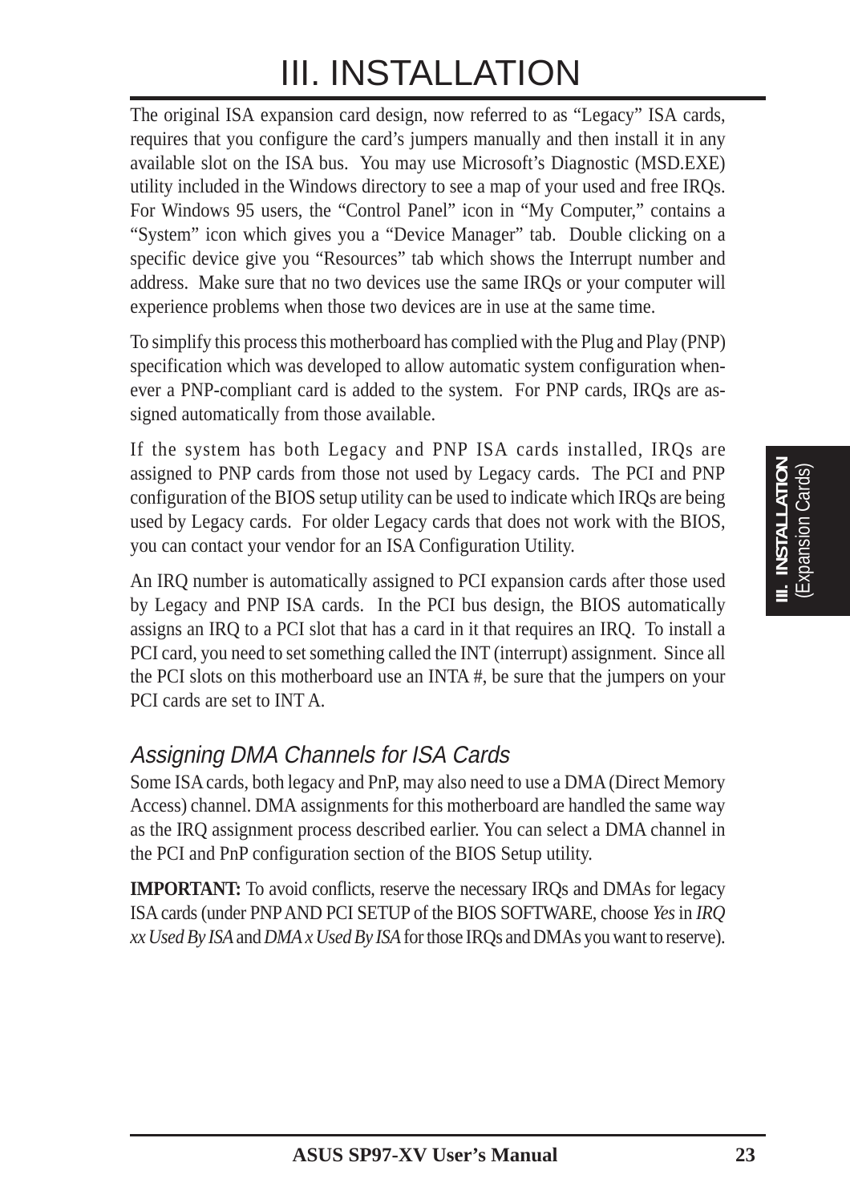The original ISA expansion card design, now referred to as "Legacy" ISA cards, requires that you configure the card's jumpers manually and then install it in any available slot on the ISA bus. You may use Microsoft's Diagnostic (MSD.EXE) utility included in the Windows directory to see a map of your used and free IRQs. For Windows 95 users, the "Control Panel" icon in "My Computer," contains a "System" icon which gives you a "Device Manager" tab. Double clicking on a specific device give you "Resources" tab which shows the Interrupt number and address. Make sure that no two devices use the same IRQs or your computer will experience problems when those two devices are in use at the same time.

To simplify this process this motherboard has complied with the Plug and Play (PNP) specification which was developed to allow automatic system configuration whenever a PNP-compliant card is added to the system. For PNP cards, IRQs are assigned automatically from those available.

If the system has both Legacy and PNP ISA cards installed, IRQs are assigned to PNP cards from those not used by Legacy cards. The PCI and PNP configuration of the BIOS setup utility can be used to indicate which IRQs are being used by Legacy cards. For older Legacy cards that does not work with the BIOS, you can contact your vendor for an ISA Configuration Utility.

An IRQ number is automatically assigned to PCI expansion cards after those used by Legacy and PNP ISA cards. In the PCI bus design, the BIOS automatically assigns an IRQ to a PCI slot that has a card in it that requires an IRQ. To install a PCI card, you need to set something called the INT (interrupt) assignment. Since all the PCI slots on this motherboard use an INTA #, be sure that the jumpers on your PCI cards are set to INT A.

### *Assigning DMA Channels for ISA Cards*

Some ISA cards, both legacy and PnP, may also need to use a DMA (Direct Memory Access) channel. DMA assignments for this motherboard are handled the same way as the IRQ assignment process described earlier. You can select a DMA channel in the PCI and PnP configuration section of the BIOS Setup utility.

**IMPORTANT:** To avoid conflicts, reserve the necessary IRQs and DMAs for legacy ISA cards (under PNP AND PCI SETUP of the BIOS SOFTWARE, choose *Yes* in *IRQ xx Used By ISA* and *DMA x Used By ISA* for those IRQs and DMAs you want to reserve).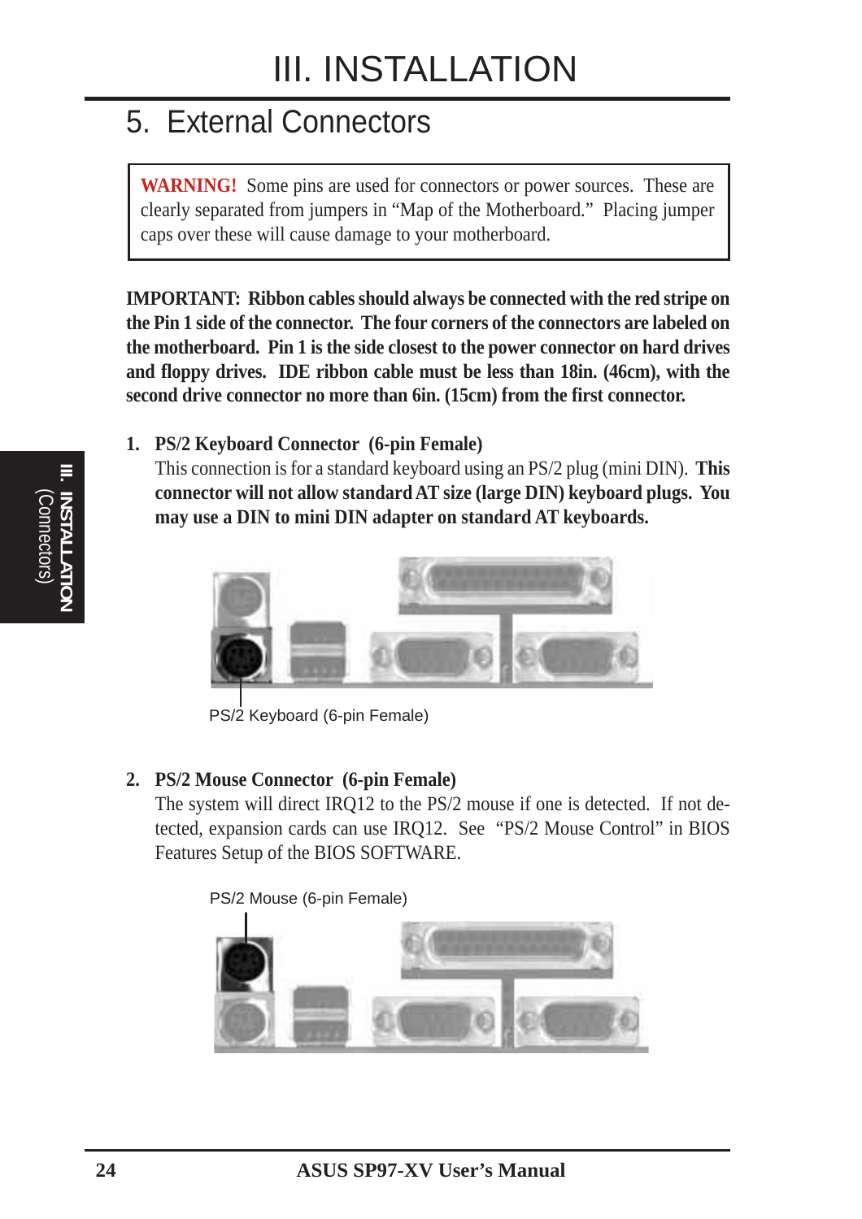# 5. External Connectors

> **WARNING!** Some pins are used for connectors or power sources. These are clearly separated from jumpers in "Map of the Motherboard." Placing jumper caps over these will cause damage to your motherboard.

**IMPORTANT: Ribbon cables should always be connected with the red stripe on the Pin 1 side of the connector. The four corners of the connectors are labeled on the motherboard. Pin 1 is the side closest to the power connector on hard drives and floppy drives. IDE ribbon cable must be less than 18in. (46cm), with the second drive connector no more than 6in. (15cm) from the first connector.**

1. **PS/2 Keyboard Connector (6-pin Female)**
   This connection is for a standard keyboard using an PS/2 plug (mini DIN). **This connector will not allow standard AT size (large DIN) keyboard plugs. You may use a DIN to mini DIN adapter on standard AT keyboards.**

PS/2 Keyboard (6-pin Female)

2. **PS/2 Mouse Connector (6-pin Female)**
   The system will direct IRQ12 to the PS/2 mouse if one is detected. If not detected, expansion cards can use IRQ12. See "PS/2 Mouse Control" in BIOS Features Setup of the BIOS SOFTWARE.

PS/2 Mouse (6-pin Female)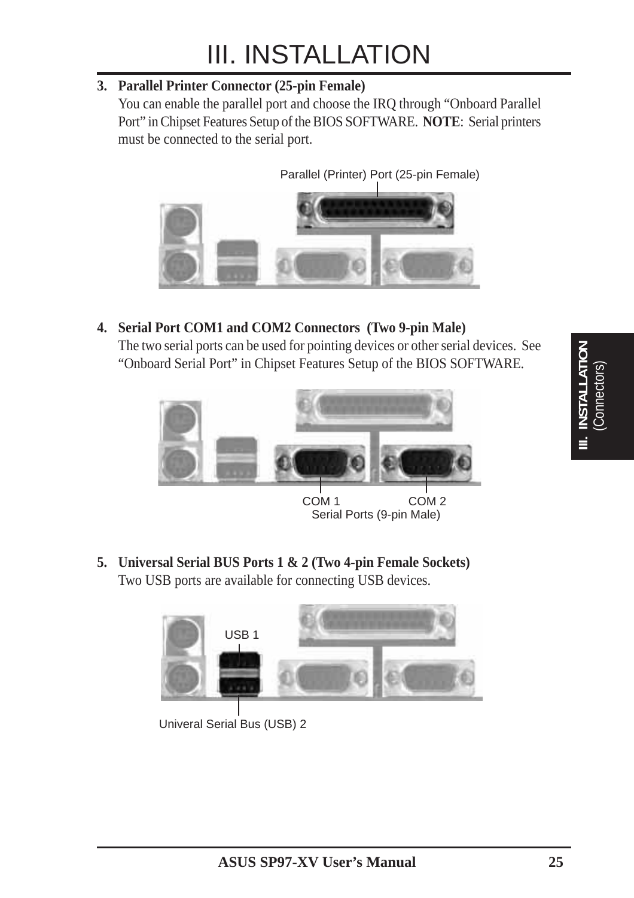**3. Parallel Printer Connector (25-pin Female)**
You can enable the parallel port and choose the IRQ through "Onboard Parallel Port" in Chipset Features Setup of the BIOS SOFTWARE. **NOTE**: Serial printers must be connected to the serial port.

Parallel (Printer) Port (25-pin Female)

**4. Serial Port COM1 and COM2 Connectors (Two 9-pin Male)**
The two serial ports can be used for pointing devices or other serial devices. See "Onboard Serial Port" in Chipset Features Setup of the BIOS SOFTWARE.

COM 1 COM 2
Serial Ports (9-pin Male)

**5. Universal Serial BUS Ports 1 & 2 (Two 4-pin Female Sockets)**
Two USB ports are available for connecting USB devices.

USB 1

Univeral Serial Bus (USB) 2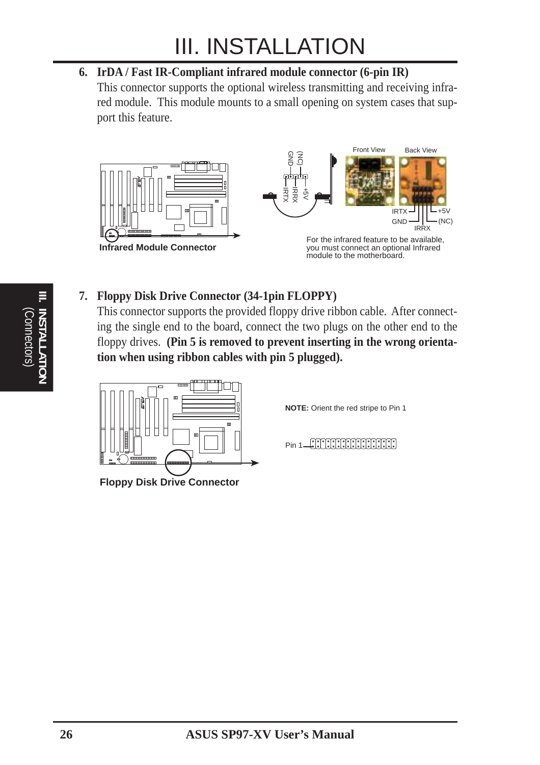6. **IrDA / Fast IR-Compliant infrared module connector (6-pin IR)**
   This connector supports the optional wireless transmitting and receiving infrared module. This module mounts to a small opening on system cases that support this feature.

**Infrared Module Connector**

For the infrared feature to be available, you must connect an optional Infrared module to the motherboard.

7. **Floppy Disk Drive Connector (34-1pin FLOPPY)**
   This connector supports the provided floppy drive ribbon cable. After connecting the single end to the board, connect the two plugs on the other end to the floppy drives. **(Pin 5 is removed to prevent inserting in the wrong orientation when using ribbon cables with pin 5 plugged).**

**Floppy Disk Drive Connector**

**NOTE:** Orient the red stripe to Pin 1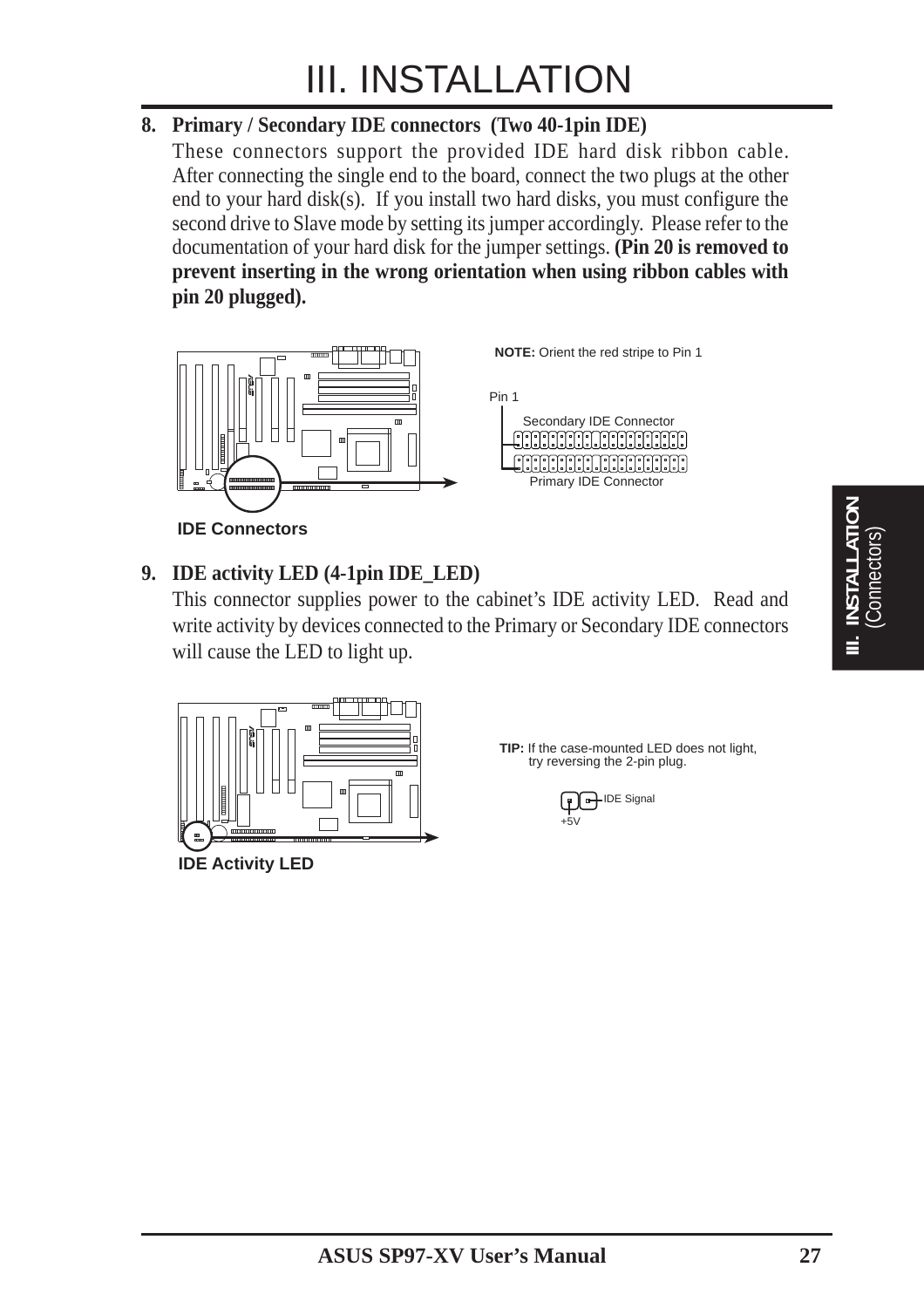# III. INSTALLATION

**8. Primary / Secondary IDE connectors (Two 40-1pin IDE)**

These connectors support the provided IDE hard disk ribbon cable. After connecting the single end to the board, connect the two plugs at the other end to your hard disk(s). If you install two hard disks, you must configure the second drive to Slave mode by setting its jumper accordingly. Please refer to the documentation of your hard disk for the jumper settings. **(Pin 20 is removed to prevent inserting in the wrong orientation when using ribbon cables with pin 20 plugged).**

**NOTE:** Orient the red stripe to Pin 1

Pin 1

Secondary IDE Connector

Primary IDE Connector

**IDE Connectors**

**9. IDE activity LED (4-1pin IDE_LED)**

This connector supplies power to the cabinet's IDE activity LED. Read and write activity by devices connected to the Primary or Secondary IDE connectors will cause the LED to light up.

**TIP:** If the case-mounted LED does not light, try reversing the 2-pin plug.

IDE Signal

+5V

**IDE Activity LED**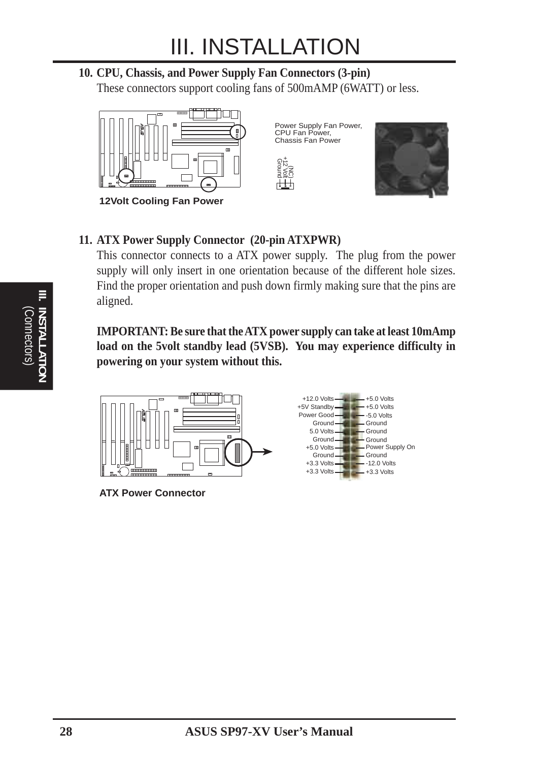# III. INSTALLATION

**10. CPU, Chassis, and Power Supply Fan Connectors (3-pin)**

These connectors support cooling fans of 500mAMP (6WATT) or less.

Power Supply Fan Power,
CPU Fan Power,
Chassis Fan Power

Ground
+12 Volt
(NC)

**12Volt Cooling Fan Power**

**11. ATX Power Supply Connector (20-pin ATXPWR)**

This connector connects to a ATX power supply. The plug from the power supply will only insert in one orientation because of the different hole sizes. Find the proper orientation and push down firmly making sure that the pins are aligned.

**IMPORTANT: Be sure that the ATX power supply can take at least 10mAmp load on the 5volt standby lead (5VSB). You may experience difficulty in powering on your system without this.**

| | |
|---|---|
| +12.0 Volts | +5.0 Volts |
| +5V Standby | +5.0 Volts |
| Power Good | -5.0 Volts |
| Ground | Ground |
| 5.0 Volts | Ground |
| Ground | Ground |
| +5.0 Volts | Power Supply On |
| Ground | Ground |
| +3.3 Volts | -12.0 Volts |
| +3.3 Volts | +3.3 Volts |

**ATX Power Connector**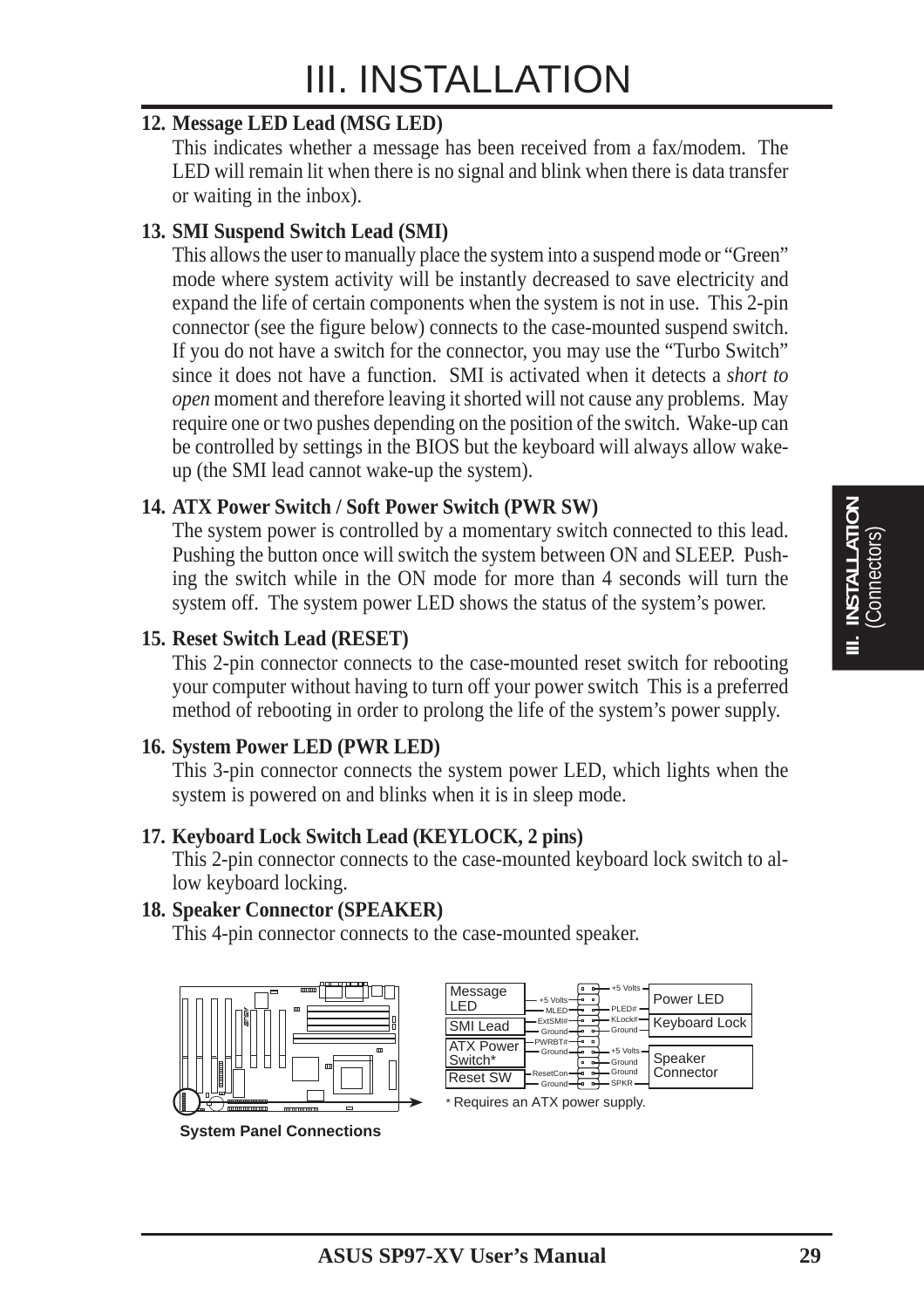# III. INSTALLATION

**12. Message LED Lead (MSG LED)**

This indicates whether a message has been received from a fax/modem. The LED will remain lit when there is no signal and blink when there is data transfer or waiting in the inbox).

**13. SMI Suspend Switch Lead (SMI)**

This allows the user to manually place the system into a suspend mode or "Green" mode where system activity will be instantly decreased to save electricity and expand the life of certain components when the system is not in use. This 2-pin connector (see the figure below) connects to the case-mounted suspend switch. If you do not have a switch for the connector, you may use the "Turbo Switch" since it does not have a function. SMI is activated when it detects a *short to open* moment and therefore leaving it shorted will not cause any problems. May require one or two pushes depending on the position of the switch. Wake-up can be controlled by settings in the BIOS but the keyboard will always allow wake-up (the SMI lead cannot wake-up the system).

**14. ATX Power Switch / Soft Power Switch (PWR SW)**

The system power is controlled by a momentary switch connected to this lead. Pushing the button once will switch the system between ON and SLEEP. Pushing the switch while in the ON mode for more than 4 seconds will turn the system off. The system power LED shows the status of the system's power.

**15. Reset Switch Lead (RESET)**

This 2-pin connector connects to the case-mounted reset switch for rebooting your computer without having to turn off your power switch This is a preferred method of rebooting in order to prolong the life of the system's power supply.

**16. System Power LED (PWR LED)**

This 3-pin connector connects the system power LED, which lights when the system is powered on and blinks when it is in sleep mode.

**17. Keyboard Lock Switch Lead (KEYLOCK, 2 pins)**

This 2-pin connector connects to the case-mounted keyboard lock switch to allow keyboard locking.

**18. Speaker Connector (SPEAKER)**

This 4-pin connector connects to the case-mounted speaker.

| Left connector | Left pin | Right pin | Right connector |
| --- | --- | --- | --- |
| | | +5 Volts | Power LED |
| Message LED | +5 Volts | | Power LED |
| Message LED | MLED | PLED# | Power LED |
| SMI Lead | ExtSMI# | KLock# | Keyboard Lock |
| SMI Lead | Ground | Ground | Keyboard Lock |
| ATX Power Switch* | PWRBT# | | |
| ATX Power Switch* | Ground | +5 Volts | Speaker Connector |
| | | Ground | Speaker Connector |
| Reset SW | ResetCon | Ground | Speaker Connector |
| Reset SW | Ground | SPKR | Speaker Connector |

* Requires an ATX power supply.

**System Panel Connections**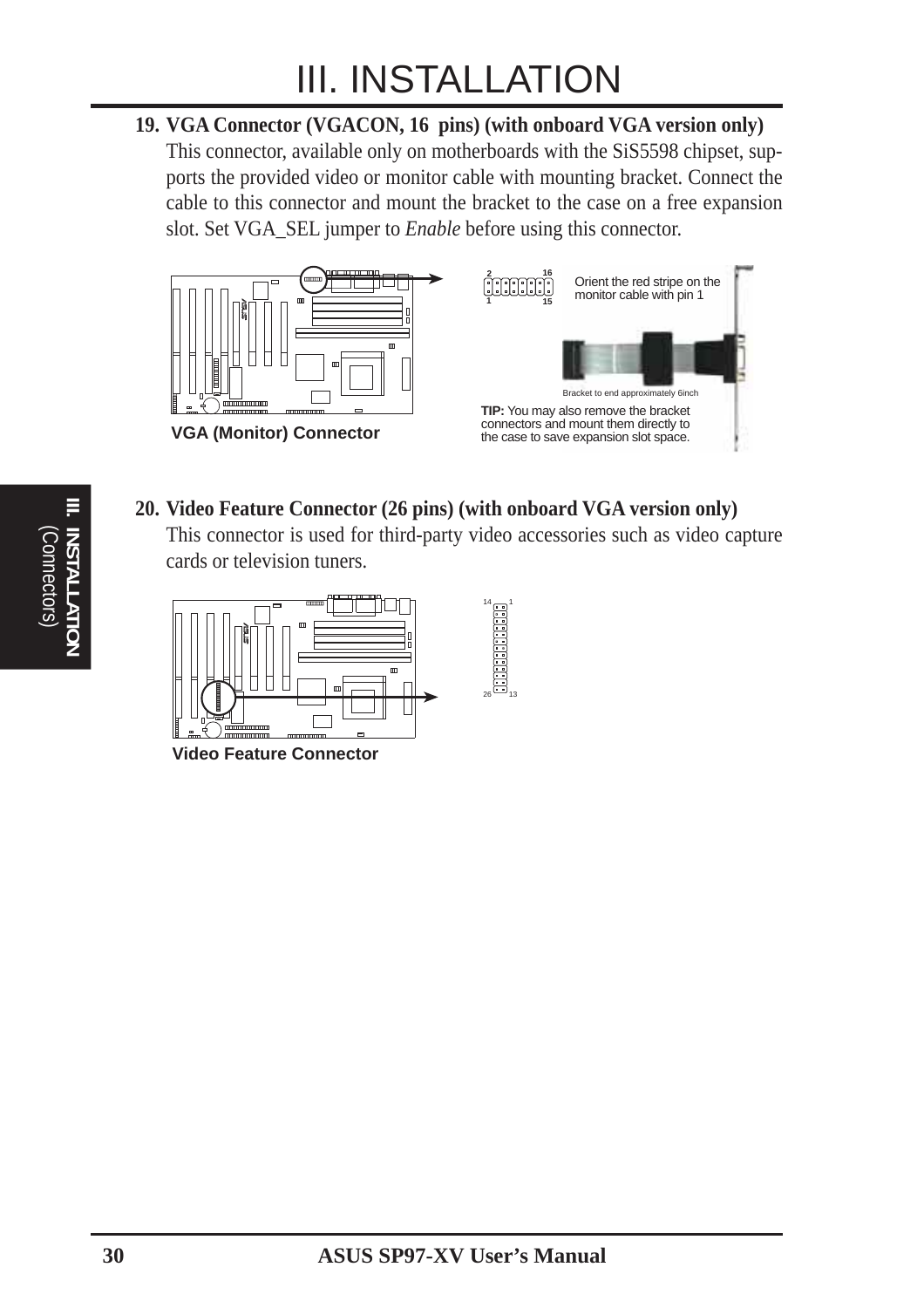# III. INSTALLATION

**19. VGA Connector (VGACON, 16 pins) (with onboard VGA version only)**

This connector, available only on motherboards with the SiS5598 chipset, supports the provided video or monitor cable with mounting bracket. Connect the cable to this connector and mount the bracket to the case on a free expansion slot. Set VGA_SEL jumper to *Enable* before using this connector.

Orient the red stripe on the monitor cable with pin 1

Bracket to end approximately 6inch

**TIP:** You may also remove the bracket connectors and mount them directly to the case to save expansion slot space.

**VGA (Monitor) Connector**

**20. Video Feature Connector (26 pins) (with onboard VGA version only)**

This connector is used for third-party video accessories such as video capture cards or television tuners.

**Video Feature Connector**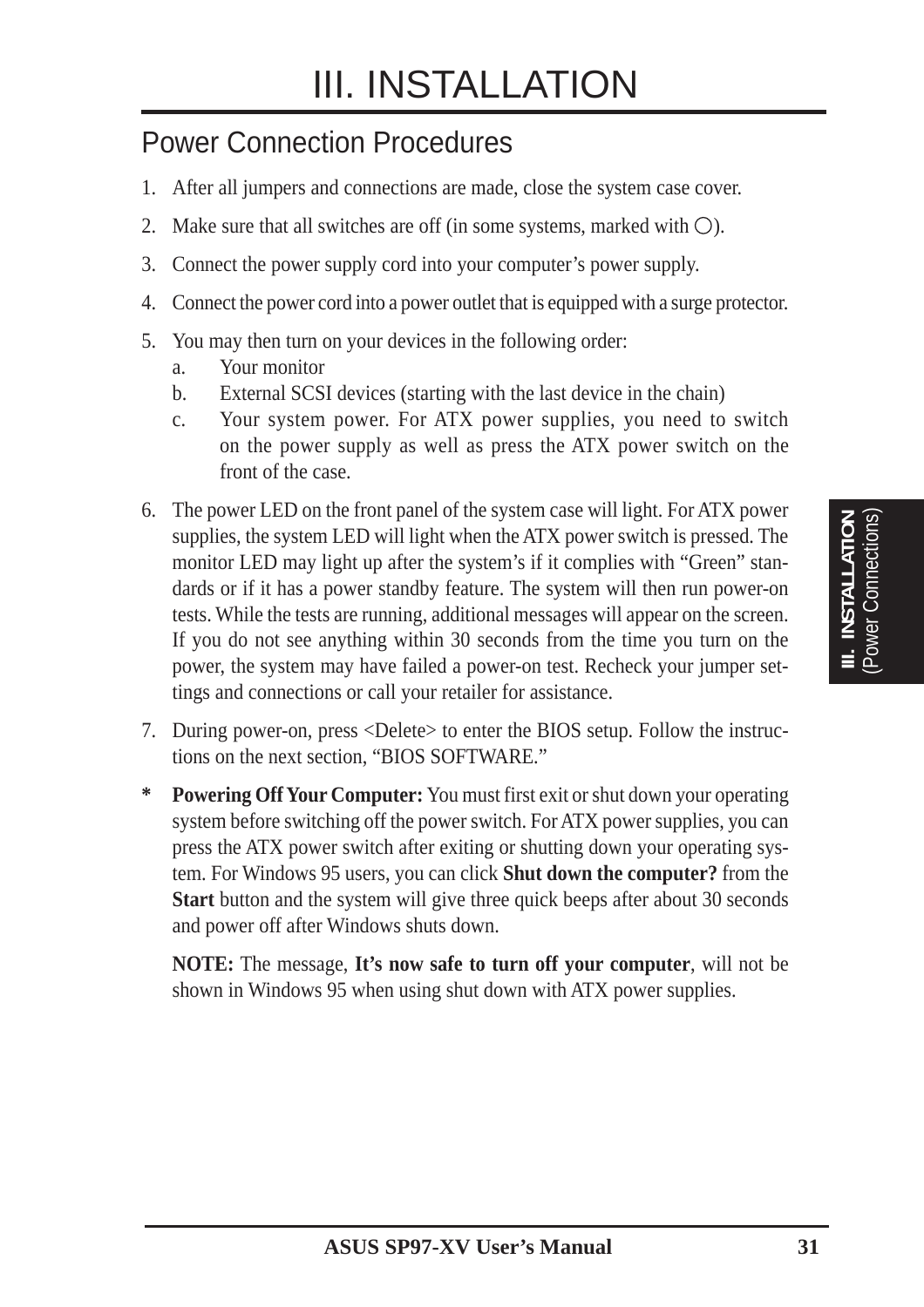# III. INSTALLATION

## Power Connection Procedures

1. After all jumpers and connections are made, close the system case cover.
2. Make sure that all switches are off (in some systems, marked with ◯).
3. Connect the power supply cord into your computer's power supply.
4. Connect the power cord into a power outlet that is equipped with a surge protector.
5. You may then turn on your devices in the following order:
   a. Your monitor
   b. External SCSI devices (starting with the last device in the chain)
   c. Your system power. For ATX power supplies, you need to switch on the power supply as well as press the ATX power switch on the front of the case.
6. The power LED on the front panel of the system case will light. For ATX power supplies, the system LED will light when the ATX power switch is pressed. The monitor LED may light up after the system's if it complies with "Green" standards or if it has a power standby feature. The system will then run power-on tests. While the tests are running, additional messages will appear on the screen. If you do not see anything within 30 seconds from the time you turn on the power, the system may have failed a power-on test. Recheck your jumper settings and connections or call your retailer for assistance.
7. During power-on, press <Delete> to enter the BIOS setup. Follow the instructions on the next section, "BIOS SOFTWARE."

\* **Powering Off Your Computer:** You must first exit or shut down your operating system before switching off the power switch. For ATX power supplies, you can press the ATX power switch after exiting or shutting down your operating system. For Windows 95 users, you can click **Shut down the computer?** from the **Start** button and the system will give three quick beeps after about 30 seconds and power off after Windows shuts down.

**NOTE:** The message, **It's now safe to turn off your computer**, will not be shown in Windows 95 when using shut down with ATX power supplies.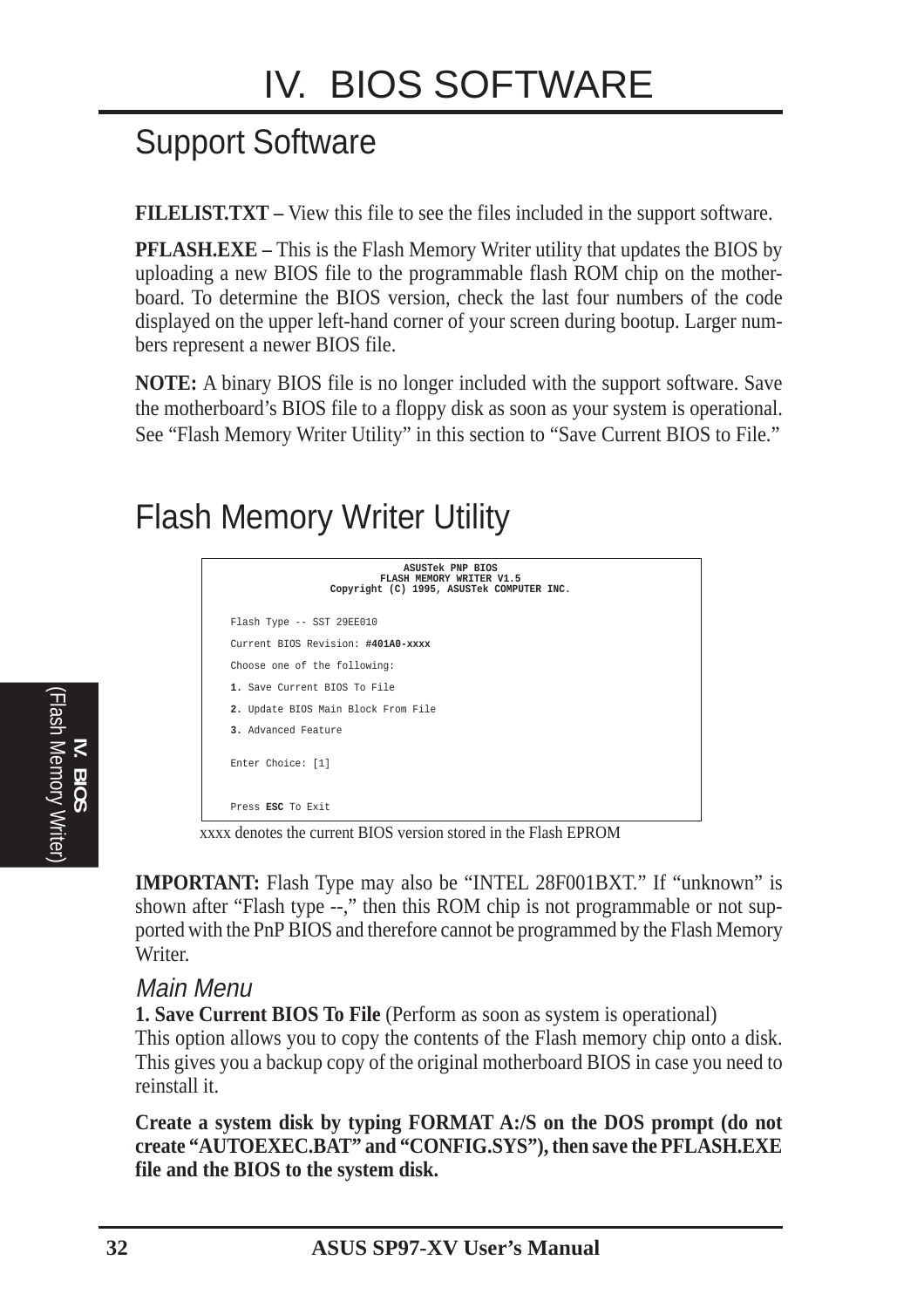# IV. BIOS SOFTWARE

## Support Software

**FILELIST.TXT –** View this file to see the files included in the support software.

**PFLASH.EXE –** This is the Flash Memory Writer utility that updates the BIOS by uploading a new BIOS file to the programmable flash ROM chip on the motherboard. To determine the BIOS version, check the last four numbers of the code displayed on the upper left-hand corner of your screen during bootup. Larger numbers represent a newer BIOS file.

**NOTE:** A binary BIOS file is no longer included with the support software. Save the motherboard's BIOS file to a floppy disk as soon as your system is operational. See "Flash Memory Writer Utility" in this section to "Save Current BIOS to File."

## Flash Memory Writer Utility

```
                    ASUSTek PNP BIOS
                 FLASH MEMORY WRITER V1.5
         Copyright (C) 1995, ASUSTek COMPUTER INC.

Flash Type -- SST 29EE010

Current BIOS Revision: #401A0-xxxx

Choose one of the following:

1. Save Current BIOS To File

2. Update BIOS Main Block From File

3. Advanced Feature

Enter Choice: [1]


Press ESC To Exit
```

xxxx denotes the current BIOS version stored in the Flash EPROM

**IMPORTANT:** Flash Type may also be "INTEL 28F001BXT." If "unknown" is shown after "Flash type --," then this ROM chip is not programmable or not supported with the PnP BIOS and therefore cannot be programmed by the Flash Memory Writer.

### *Main Menu*

**1. Save Current BIOS To File** (Perform as soon as system is operational)
This option allows you to copy the contents of the Flash memory chip onto a disk. This gives you a backup copy of the original motherboard BIOS in case you need to reinstall it.

**Create a system disk by typing FORMAT A:/S on the DOS prompt (do not create "AUTOEXEC.BAT" and "CONFIG.SYS"), then save the PFLASH.EXE file and the BIOS to the system disk.**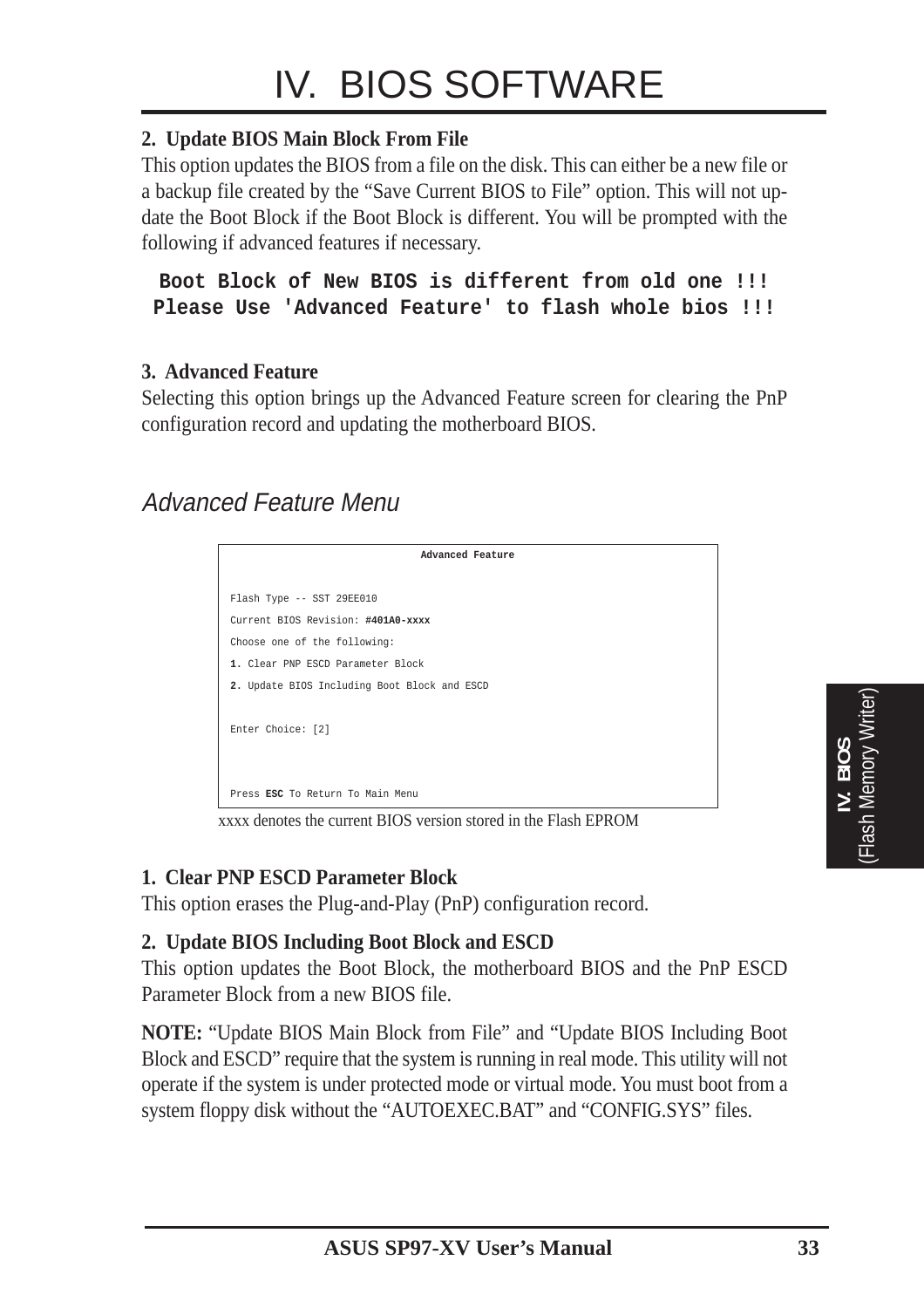# IV. BIOS SOFTWARE

**2. Update BIOS Main Block From File**

This option updates the BIOS from a file on the disk. This can either be a new file or a backup file created by the "Save Current BIOS to File" option. This will not update the Boot Block if the Boot Block is different. You will be prompted with the following if advanced features if necessary.

```
Boot Block of New BIOS is different from old one !!!
Please Use 'Advanced Feature' to flash whole bios !!!
```

**3. Advanced Feature**

Selecting this option brings up the Advanced Feature screen for clearing the PnP configuration record and updating the motherboard BIOS.

## *Advanced Feature Menu*

```
                    Advanced Feature

Flash Type -- SST 29EE010
Current BIOS Revision: #401A0-xxxx
Choose one of the following:
1. Clear PNP ESCD Parameter Block
2. Update BIOS Including Boot Block and ESCD

Enter Choice: [2]

Press ESC To Return To Main Menu
```

xxxx denotes the current BIOS version stored in the Flash EPROM

**1. Clear PNP ESCD Parameter Block**

This option erases the Plug-and-Play (PnP) configuration record.

**2. Update BIOS Including Boot Block and ESCD**

This option updates the Boot Block, the motherboard BIOS and the PnP ESCD Parameter Block from a new BIOS file.

**NOTE:** "Update BIOS Main Block from File" and "Update BIOS Including Boot Block and ESCD" require that the system is running in real mode. This utility will not operate if the system is under protected mode or virtual mode. You must boot from a system floppy disk without the "AUTOEXEC.BAT" and "CONFIG.SYS" files.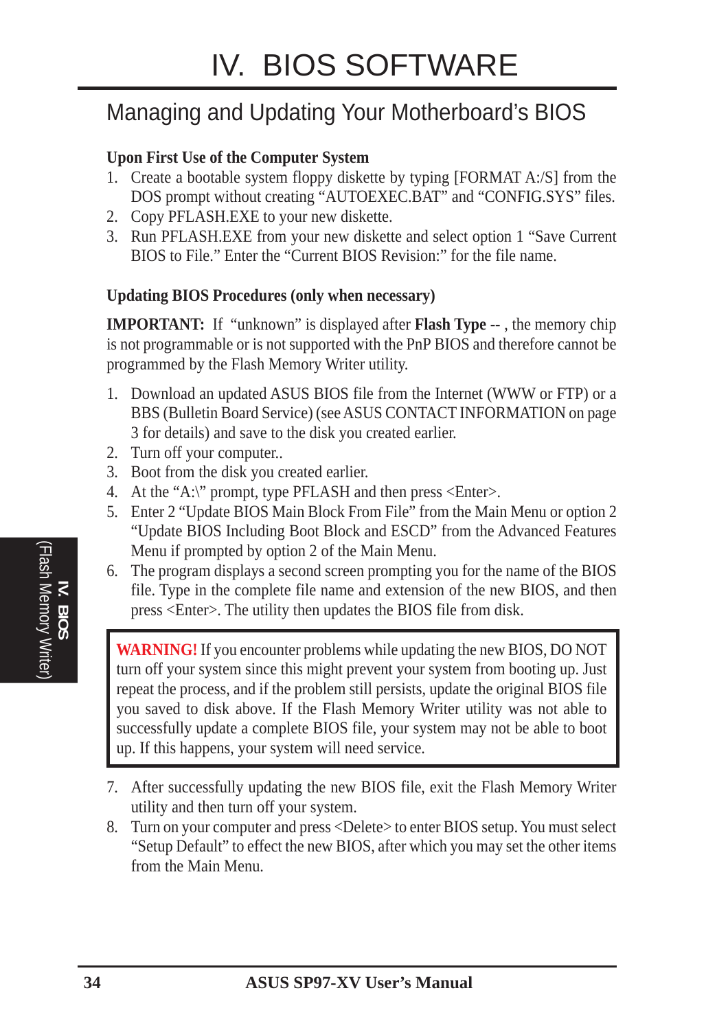# IV. BIOS SOFTWARE

## Managing and Updating Your Motherboard's BIOS

**Upon First Use of the Computer System**

1. Create a bootable system floppy diskette by typing [FORMAT A:/S] from the DOS prompt without creating "AUTOEXEC.BAT" and "CONFIG.SYS" files.
2. Copy PFLASH.EXE to your new diskette.
3. Run PFLASH.EXE from your new diskette and select option 1 "Save Current BIOS to File." Enter the "Current BIOS Revision:" for the file name.

**Updating BIOS Procedures (only when necessary)**

**IMPORTANT:** If "unknown" is displayed after **Flash Type --** , the memory chip is not programmable or is not supported with the PnP BIOS and therefore cannot be programmed by the Flash Memory Writer utility.

1. Download an updated ASUS BIOS file from the Internet (WWW or FTP) or a BBS (Bulletin Board Service) (see ASUS CONTACT INFORMATION on page 3 for details) and save to the disk you created earlier.
2. Turn off your computer..
3. Boot from the disk you created earlier.
4. At the "A:\" prompt, type PFLASH and then press <Enter>.
5. Enter 2 "Update BIOS Main Block From File" from the Main Menu or option 2 "Update BIOS Including Boot Block and ESCD" from the Advanced Features Menu if prompted by option 2 of the Main Menu.
6. The program displays a second screen prompting you for the name of the BIOS file. Type in the complete file name and extension of the new BIOS, and then press <Enter>. The utility then updates the BIOS file from disk.

> **WARNING!** If you encounter problems while updating the new BIOS, DO NOT turn off your system since this might prevent your system from booting up. Just repeat the process, and if the problem still persists, update the original BIOS file you saved to disk above. If the Flash Memory Writer utility was not able to successfully update a complete BIOS file, your system may not be able to boot up. If this happens, your system will need service.

7. After successfully updating the new BIOS file, exit the Flash Memory Writer utility and then turn off your system.
8. Turn on your computer and press <Delete> to enter BIOS setup. You must select "Setup Default" to effect the new BIOS, after which you may set the other items from the Main Menu.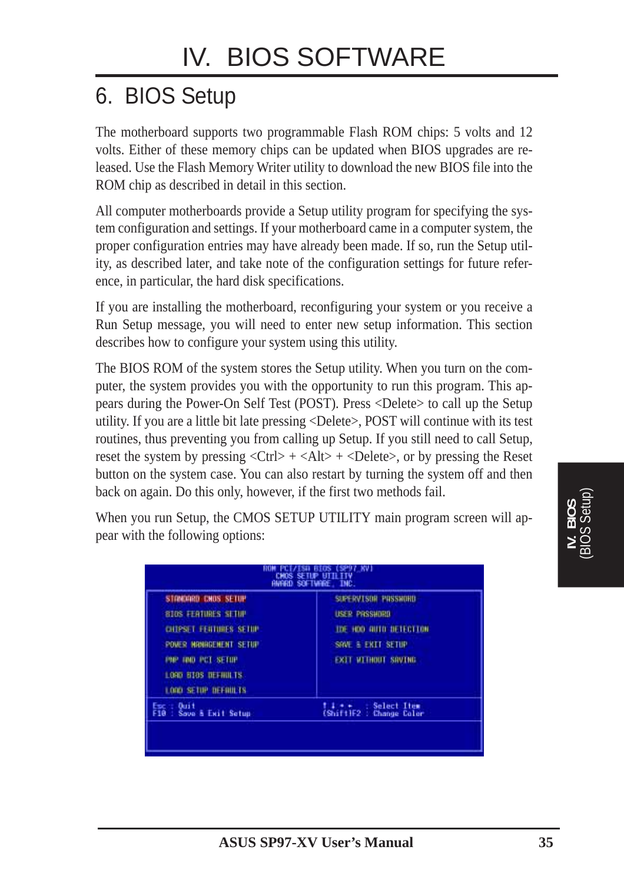# IV. BIOS SOFTWARE

## 6. BIOS Setup

The motherboard supports two programmable Flash ROM chips: 5 volts and 12 volts. Either of these memory chips can be updated when BIOS upgrades are released. Use the Flash Memory Writer utility to download the new BIOS file into the ROM chip as described in detail in this section.

All computer motherboards provide a Setup utility program for specifying the system configuration and settings. If your motherboard came in a computer system, the proper configuration entries may have already been made. If so, run the Setup utility, as described later, and take note of the configuration settings for future reference, in particular, the hard disk specifications.

If you are installing the motherboard, reconfiguring your system or you receive a Run Setup message, you will need to enter new setup information. This section describes how to configure your system using this utility.

The BIOS ROM of the system stores the Setup utility. When you turn on the computer, the system provides you with the opportunity to run this program. This appears during the Power-On Self Test (POST). Press <Delete> to call up the Setup utility. If you are a little bit late pressing <Delete>, POST will continue with its test routines, thus preventing you from calling up Setup. If you still need to call Setup, reset the system by pressing <Ctrl> + <Alt> + <Delete>, or by pressing the Reset button on the system case. You can also restart by turning the system off and then back on again. Do this only, however, if the first two methods fail.

When you run Setup, the CMOS SETUP UTILITY main program screen will appear with the following options:

```
                    ROM PCI/ISA BIOS (SP97_XV)
                       CMOS SETUP UTILITY
                      AWARD SOFTWARE, INC.

  STANDARD CMOS SETUP              SUPERVISOR PASSWORD
  BIOS FEATURES SETUP              USER PASSWORD
  CHIPSET FEATURES SETUP           IDE HDD AUTO DETECTION
  POWER MANAGEMENT SETUP           SAVE & EXIT SETUP
  PNP AND PCI SETUP                EXIT WITHOUT SAVING
  LOAD BIOS DEFAULTS
  LOAD SETUP DEFAULTS

Esc : Quit                         ↑ ↓ → ←   : Select Item
F10 : Save & Exit Setup            (Shift)F2 : Change Color
```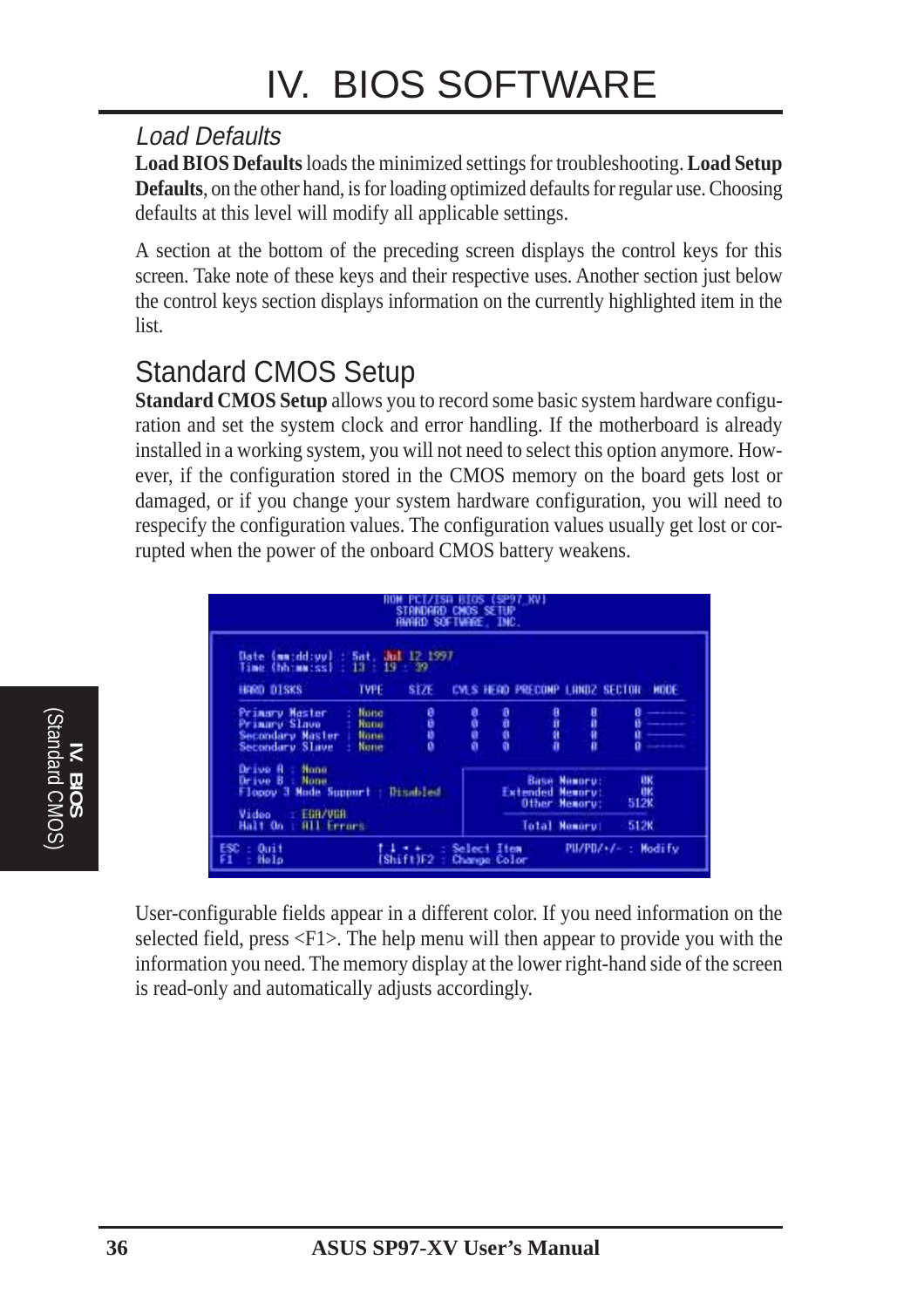### Load Defaults

**Load BIOS Defaults** loads the minimized settings for troubleshooting. **Load Setup Defaults**, on the other hand, is for loading optimized defaults for regular use. Choosing defaults at this level will modify all applicable settings.

A section at the bottom of the preceding screen displays the control keys for this screen. Take note of these keys and their respective uses. Another section just below the control keys section displays information on the currently highlighted item in the list.

## Standard CMOS Setup

**Standard CMOS Setup** allows you to record some basic system hardware configuration and set the system clock and error handling. If the motherboard is already installed in a working system, you will not need to select this option anymore. However, if the configuration stored in the CMOS memory on the board gets lost or damaged, or if you change your system hardware configuration, you will need to respecify the configuration values. The configuration values usually get lost or corrupted when the power of the onboard CMOS battery weakens.

```
                    ROM PCI/ISA BIOS (SP97_XV)
                       STANDARD CMOS SETUP
                       AWARD SOFTWARE, INC.

 Date (mm:dd:yy) : Sat, Jul 12 1997
 Time (hh:mm:ss) : 13 : 19 : 39

 HARD DISKS          TYPE    SIZE   CYLS HEAD PRECOMP LANDZ SECTOR  MODE

 Primary Master    : None     0      0    0      0      0     0    -------
 Primary Slave     : None     0      0    0      0      0     0    -------
 Secondary Master  : None     0      0    0      0      0     0    -------
 Secondary Slave   : None     0      0    0      0      0     0    -------

 Drive A : None
 Drive B : None                               Base Memory:      0K
 Floppy 3 Mode Support : Disabled         Extended Memory:      0K
                                             Other Memory:    512K
 Video   : EGA/VGA
 Halt On : All Errors                        Total Memory:    512K

 ESC : Quit            ↑↓→←       : Select Item     PU/PD/+/- : Modify
 F1  : Help            (Shift)F2  : Change Color
```

User-configurable fields appear in a different color. If you need information on the selected field, press <F1>. The help menu will then appear to provide you with the information you need. The memory display at the lower right-hand side of the screen is read-only and automatically adjusts accordingly.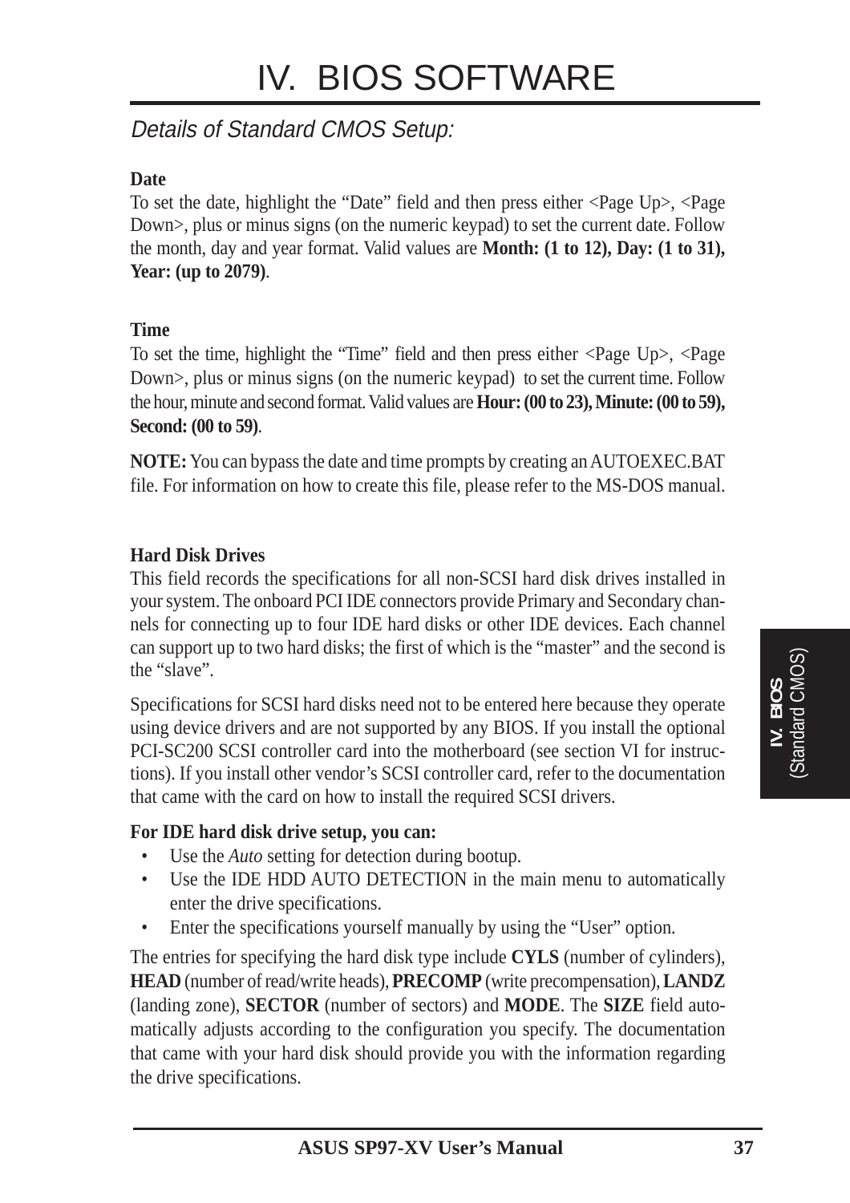# IV. BIOS SOFTWARE

## *Details of Standard CMOS Setup:*

**Date**

To set the date, highlight the "Date" field and then press either <Page Up>, <Page Down>, plus or minus signs (on the numeric keypad) to set the current date. Follow the month, day and year format. Valid values are **Month: (1 to 12), Day: (1 to 31), Year: (up to 2079)**.

**Time**

To set the time, highlight the "Time" field and then press either <Page Up>, <Page Down>, plus or minus signs (on the numeric keypad) to set the current time. Follow the hour, minute and second format. Valid values are **Hour: (00 to 23), Minute: (00 to 59), Second: (00 to 59)**.

**NOTE:** You can bypass the date and time prompts by creating an AUTOEXEC.BAT file. For information on how to create this file, please refer to the MS-DOS manual.

**Hard Disk Drives**

This field records the specifications for all non-SCSI hard disk drives installed in your system. The onboard PCI IDE connectors provide Primary and Secondary channels for connecting up to four IDE hard disks or other IDE devices. Each channel can support up to two hard disks; the first of which is the "master" and the second is the "slave".

Specifications for SCSI hard disks need not to be entered here because they operate using device drivers and are not supported by any BIOS. If you install the optional PCI-SC200 SCSI controller card into the motherboard (see section VI for instructions). If you install other vendor's SCSI controller card, refer to the documentation that came with the card on how to install the required SCSI drivers.

**For IDE hard disk drive setup, you can:**

- Use the *Auto* setting for detection during bootup.
- Use the IDE HDD AUTO DETECTION in the main menu to automatically enter the drive specifications.
- Enter the specifications yourself manually by using the "User" option.

The entries for specifying the hard disk type include **CYLS** (number of cylinders), **HEAD** (number of read/write heads), **PRECOMP** (write precompensation), **LANDZ** (landing zone), **SECTOR** (number of sectors) and **MODE**. The **SIZE** field automatically adjusts according to the configuration you specify. The documentation that came with your hard disk should provide you with the information regarding the drive specifications.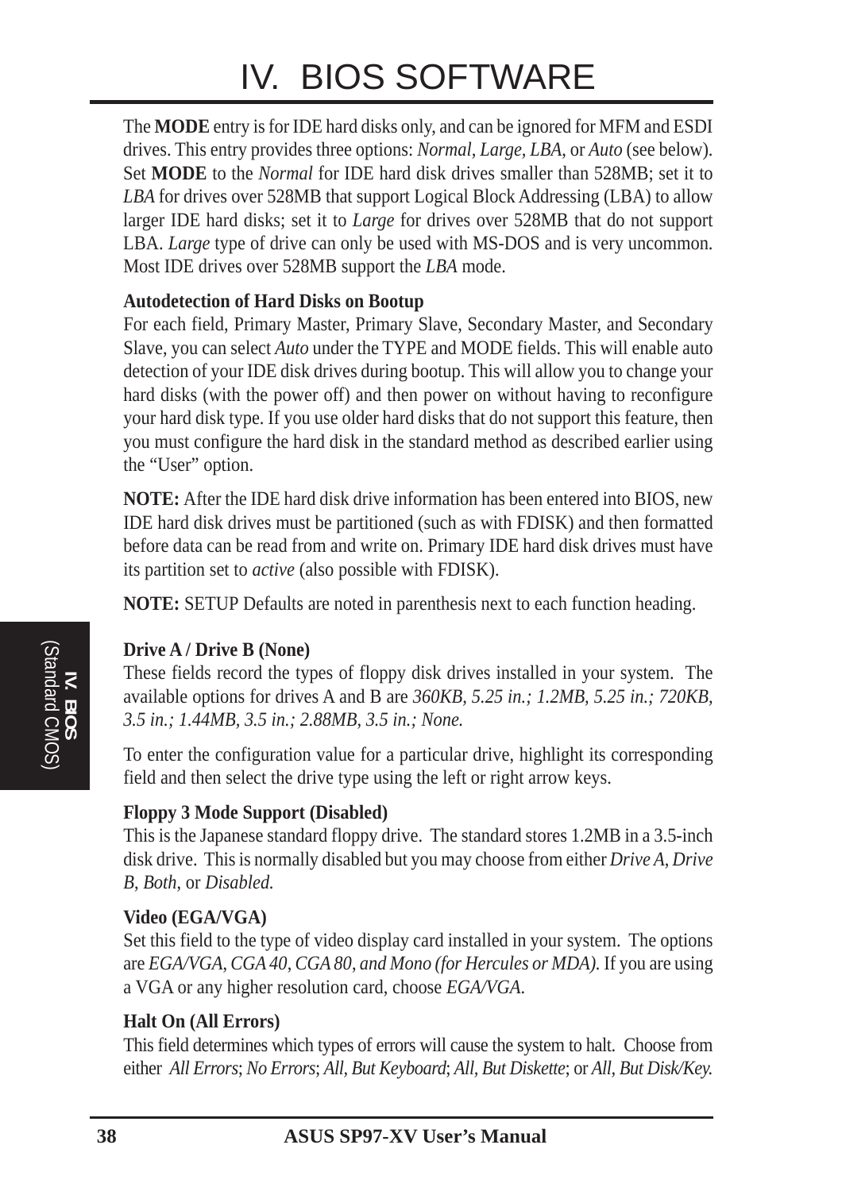The **MODE** entry is for IDE hard disks only, and can be ignored for MFM and ESDI drives. This entry provides three options: *Normal, Large, LBA*, or *Auto* (see below). Set **MODE** to the *Normal* for IDE hard disk drives smaller than 528MB; set it to *LBA* for drives over 528MB that support Logical Block Addressing (LBA) to allow larger IDE hard disks; set it to *Large* for drives over 528MB that do not support LBA. *Large* type of drive can only be used with MS-DOS and is very uncommon. Most IDE drives over 528MB support the *LBA* mode.

**Autodetection of Hard Disks on Bootup**

For each field, Primary Master, Primary Slave, Secondary Master, and Secondary Slave, you can select *Auto* under the TYPE and MODE fields. This will enable auto detection of your IDE disk drives during bootup. This will allow you to change your hard disks (with the power off) and then power on without having to reconfigure your hard disk type. If you use older hard disks that do not support this feature, then you must configure the hard disk in the standard method as described earlier using the "User" option.

**NOTE:** After the IDE hard disk drive information has been entered into BIOS, new IDE hard disk drives must be partitioned (such as with FDISK) and then formatted before data can be read from and write on. Primary IDE hard disk drives must have its partition set to *active* (also possible with FDISK).

**NOTE:** SETUP Defaults are noted in parenthesis next to each function heading.

**Drive A / Drive B (None)**

These fields record the types of floppy disk drives installed in your system. The available options for drives A and B are *360KB, 5.25 in.; 1.2MB, 5.25 in.; 720KB, 3.5 in.; 1.44MB, 3.5 in.; 2.88MB, 3.5 in.; None.*

To enter the configuration value for a particular drive, highlight its corresponding field and then select the drive type using the left or right arrow keys.

**Floppy 3 Mode Support (Disabled)**

This is the Japanese standard floppy drive. The standard stores 1.2MB in a 3.5-inch disk drive. This is normally disabled but you may choose from either *Drive A*, *Drive B*, *Both*, or *Disabled.*

**Video (EGA/VGA)**

Set this field to the type of video display card installed in your system. The options are *EGA/VGA*, *CGA 40, CGA 80, and Mono (for Hercules or MDA).* If you are using a VGA or any higher resolution card, choose *EGA/VGA*.

**Halt On (All Errors)**

This field determines which types of errors will cause the system to halt. Choose from either *All Errors*; *No Errors*; *All, But Keyboard*; *All, But Diskette*; or *All, But Disk/Key.*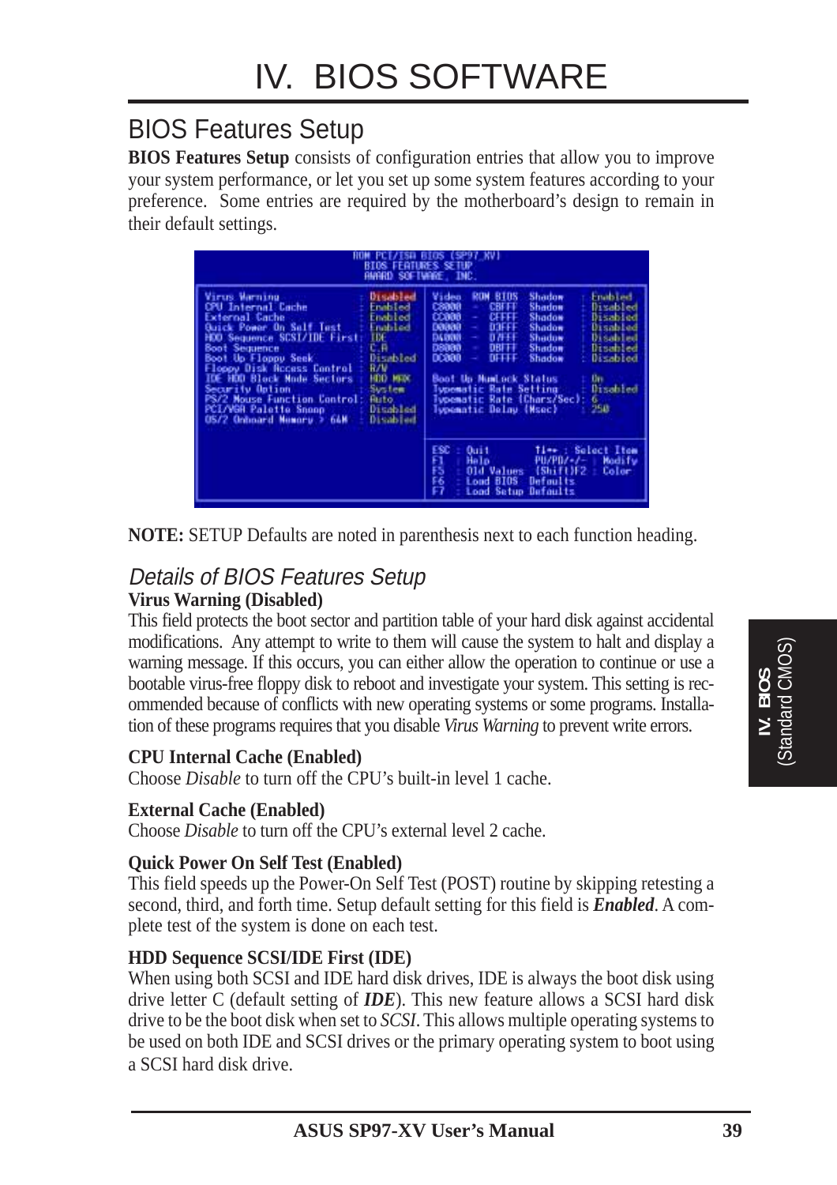## BIOS Features Setup

**BIOS Features Setup** consists of configuration entries that allow you to improve your system performance, or let you set up some system features according to your preference. Some entries are required by the motherboard's design to remain in their default settings.

```
                         ROM PCI/ISA BIOS (SP97_XV)
                            BIOS FEATURES SETUP
                             AWARD SOFTWARE, INC.

Virus Warning                : Disabled   Video   ROM BIOS Shadow   : Enabled
CPU Internal Cache           : Enabled    C8000 - CBFFF  Shadow     : Disabled
External Cache               : Enabled    CC000 - CFFFF  Shadow     : Disabled
Quick Power On Self Test     : Enabled    D0000 - D3FFF  Shadow     : Disabled
HDD Sequence SCSI/IDE First  : IDE        D4000 - D7FFF  Shadow     : Disabled
Boot Sequence                : C,A        D8000 - DBFFF  Shadow     : Disabled
Boot Up Floppy Seek          : Disabled   DC000 - DFFFF  Shadow     : Disabled
Floppy Disk Access Control   : R/W
IDE HDD Block Mode Sectors   : HDD MAX    Boot Up NumLock Status      : On
Security Option              : System     Typematic Rate Setting      : Disabled
PS/2 Mouse Function Control  : Auto       Typematic Rate (Chars/Sec)  : 6
PCI/VGA Palette Snoop        : Disabled   Typematic Delay (Msec)      : 250
OS/2 Onboard Memory > 64M    : Disabled

                                          ESC : Quit        ↑↓→← : Select Item
                                          F1  : Help        PU/PD/+/- : Modify
                                          F5  : Old Values  (Shift)F2 : Color
                                          F6  : Load BIOS  Defaults
                                          F7  : Load Setup Defaults
```

**NOTE:** SETUP Defaults are noted in parenthesis next to each function heading.

### *Details of BIOS Features Setup*

**Virus Warning (Disabled)**
This field protects the boot sector and partition table of your hard disk against accidental modifications. Any attempt to write to them will cause the system to halt and display a warning message. If this occurs, you can either allow the operation to continue or use a bootable virus-free floppy disk to reboot and investigate your system. This setting is recommended because of conflicts with new operating systems or some programs. Installation of these programs requires that you disable *Virus Warning* to prevent write errors.

**CPU Internal Cache (Enabled)**
Choose *Disable* to turn off the CPU's built-in level 1 cache.

**External Cache (Enabled)**
Choose *Disable* to turn off the CPU's external level 2 cache.

**Quick Power On Self Test (Enabled)**
This field speeds up the Power-On Self Test (POST) routine by skipping retesting a second, third, and forth time. Setup default setting for this field is ***Enabled***. A complete test of the system is done on each test.

**HDD Sequence SCSI/IDE First (IDE)**
When using both SCSI and IDE hard disk drives, IDE is always the boot disk using drive letter C (default setting of ***IDE***). This new feature allows a SCSI hard disk drive to be the boot disk when set to *SCSI*. This allows multiple operating systems to be used on both IDE and SCSI drives or the primary operating system to boot using a SCSI hard disk drive.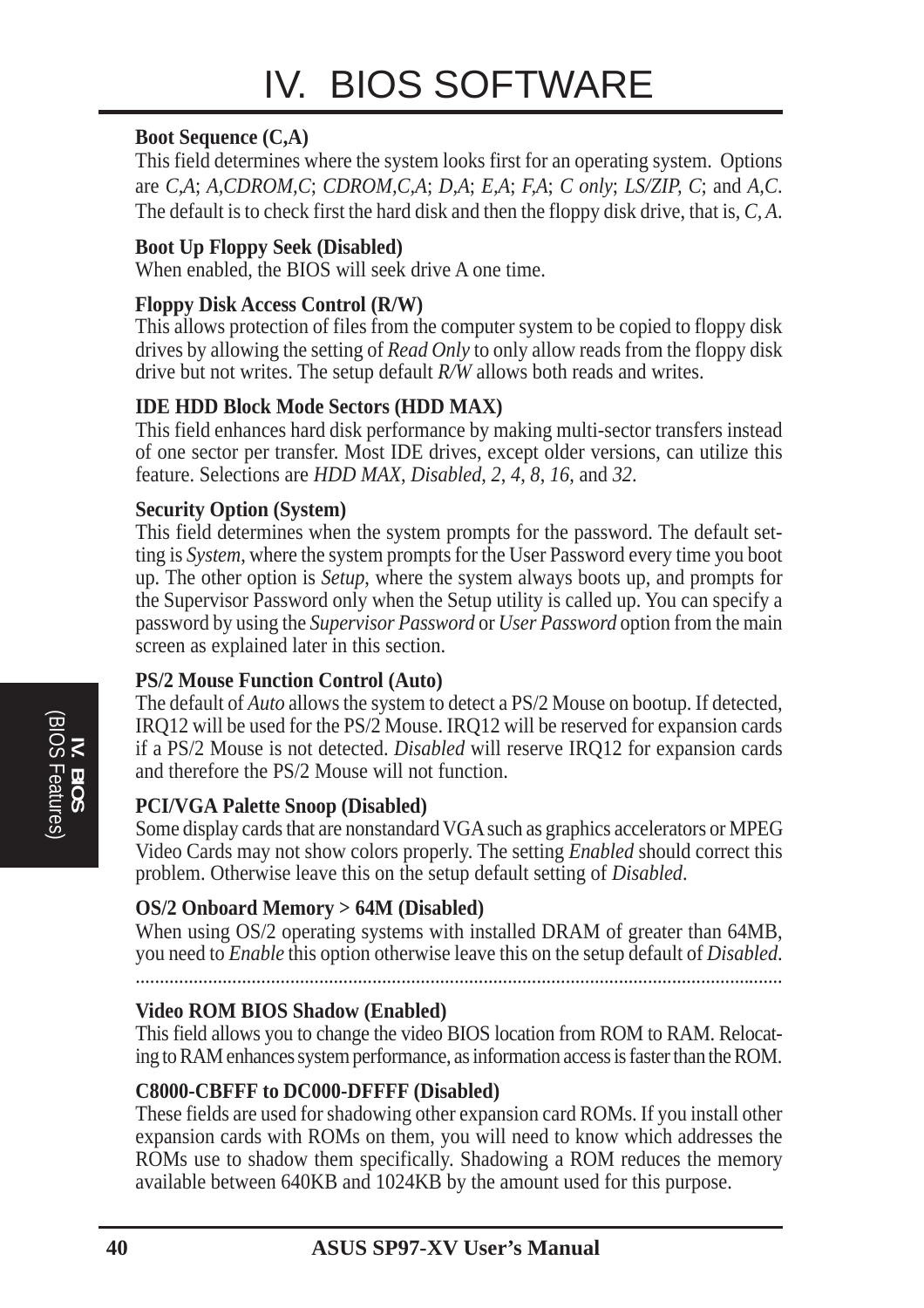**Boot Sequence (C,A)**

This field determines where the system looks first for an operating system. Options are *C,A*; *A,CDROM,C*; *CDROM,C,A*; *D,A*; *E,A*; *F,A*; *C only*; *LS/ZIP, C*; and *A,C*. The default is to check first the hard disk and then the floppy disk drive, that is, *C, A*.

**Boot Up Floppy Seek (Disabled)**

When enabled, the BIOS will seek drive A one time.

**Floppy Disk Access Control (R/W)**

This allows protection of files from the computer system to be copied to floppy disk drives by allowing the setting of *Read Only* to only allow reads from the floppy disk drive but not writes. The setup default *R/W* allows both reads and writes.

**IDE HDD Block Mode Sectors (HDD MAX)**

This field enhances hard disk performance by making multi-sector transfers instead of one sector per transfer. Most IDE drives, except older versions, can utilize this feature. Selections are *HDD MAX*, *Disabled*, *2*, *4*, *8*, *16*, and *32*.

**Security Option (System)**

This field determines when the system prompts for the password. The default setting is *System*, where the system prompts for the User Password every time you boot up. The other option is *Setup*, where the system always boots up, and prompts for the Supervisor Password only when the Setup utility is called up. You can specify a password by using the *Supervisor Password* or *User Password* option from the main screen as explained later in this section.

**PS/2 Mouse Function Control (Auto)**

The default of *Auto* allows the system to detect a PS/2 Mouse on bootup. If detected, IRQ12 will be used for the PS/2 Mouse. IRQ12 will be reserved for expansion cards if a PS/2 Mouse is not detected. *Disabled* will reserve IRQ12 for expansion cards and therefore the PS/2 Mouse will not function.

**PCI/VGA Palette Snoop (Disabled)**

Some display cards that are nonstandard VGA such as graphics accelerators or MPEG Video Cards may not show colors properly. The setting *Enabled* should correct this problem. Otherwise leave this on the setup default setting of *Disabled*.

**OS/2 Onboard Memory > 64M (Disabled)**

When using OS/2 operating systems with installed DRAM of greater than 64MB, you need to *Enable* this option otherwise leave this on the setup default of *Disabled*.

.....................................................................................................................................

**Video ROM BIOS Shadow (Enabled)**

This field allows you to change the video BIOS location from ROM to RAM. Relocating to RAM enhances system performance, as information access is faster than the ROM.

**C8000-CBFFF to DC000-DFFFF (Disabled)**

These fields are used for shadowing other expansion card ROMs. If you install other expansion cards with ROMs on them, you will need to know which addresses the ROMs use to shadow them specifically. Shadowing a ROM reduces the memory available between 640KB and 1024KB by the amount used for this purpose.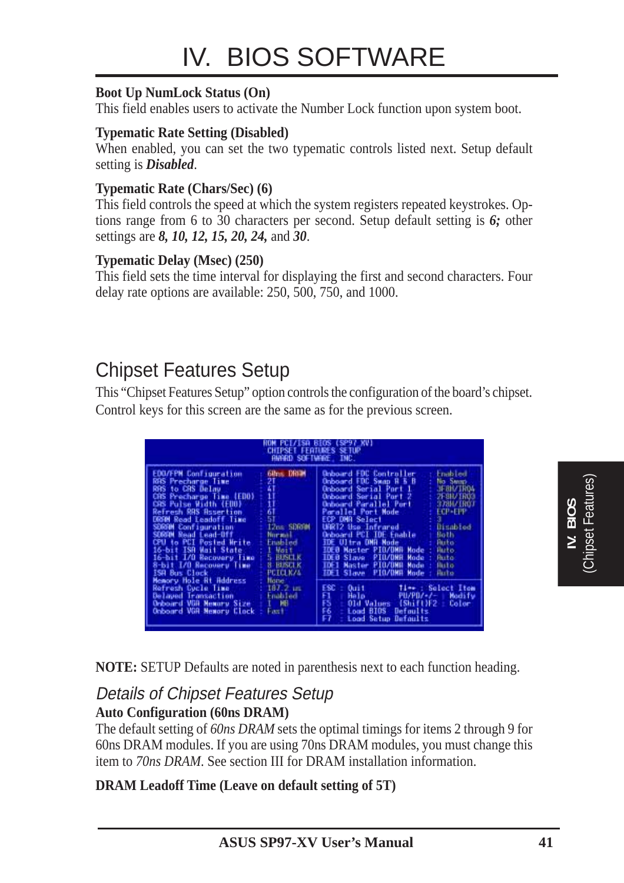# IV. BIOS SOFTWARE

**Boot Up NumLock Status (On)**
This field enables users to activate the Number Lock function upon system boot.

**Typematic Rate Setting (Disabled)**
When enabled, you can set the two typematic controls listed next. Setup default setting is ***Disabled***.

**Typematic Rate (Chars/Sec) (6)**
This field controls the speed at which the system registers repeated keystrokes. Options range from 6 to 30 characters per second. Setup default setting is ***6;*** other settings are ***8, 10, 12, 15, 20, 24,*** and ***30***.

**Typematic Delay (Msec) (250)**
This field sets the time interval for displaying the first and second characters. Four delay rate options are available: 250, 500, 750, and 1000.

## Chipset Features Setup

This "Chipset Features Setup" option controls the configuration of the board's chipset. Control keys for this screen are the same as for the previous screen.

```
                    ROM PCI/ISA BIOS (SP97-XV)
                     CHIPSET FEATURES SETUP
                      AWARD SOFTWARE, INC.

EDO/FPM Configuration       : 60ns DRAM   | Onboard FDC Controller    : Enabled
RAS Precharge Time          : 2T          | Onboard FDC Swap A & B    : No Swap
RAS to CAS Delay            : 4T          | Onboard Serial Port 1     : 3F8H/IRQ4
CAS Precharge Time (EDO)    : 1T          | Onboard Serial Port 2     : 2F8H/IRQ3
CAS Pulse Width (EDO)       : 1T          | Onboard Parallel Port     : 378H/IRQ7
Refresh RAS Assertion       : 6T          | Parallel Port Mode        : ECP+EPP
DRAM Read Leadoff Time      : 5T          | ECP DMA Select            : 3
SDRAM Configuration         : 12ns SDRAM  | UART2 Use Infrared        : Disabled
SDRAM Read Lead-Off         : Normal      | Onboard PCI IDE Enable    : Both
CPU to PCI Posted Write     : Enabled     | IDE Ultra DMA Mode        : Auto
16-bit ISA Wait State       : 1 Wait      | IDE0 Master PIO/DMA Mode  : Auto
16-bit I/O Recovery Time    : 5 BUSCLK    | IDE0 Slave  PIO/DMA Mode  : Auto
8-bit I/O Recovery Time     : 8 BUSCLK    | IDE1 Master PIO/DMA Mode  : Auto
ISA Bus Clock               : PCICLK/4    | IDE1 Slave  PIO/DMA Mode  : Auto
Memory Hole At Address      : None        |
Refresh Cycle Time          : 187.2 us    | ESC : Quit        ↑↓→← : Select Item
Delayed Transaction         : Enabled     | F1  : Help        PU/PD/+/- : Modify
Onboard VGA Memory Size     : 1 MB        | F5  : Old Values  (Shift)F2 : Color
Onboard VGA Memory Clock    : Fast        | F6  : Load BIOS  Defaults
                                          | F7  : Load Setup Defaults
```

**NOTE:** SETUP Defaults are noted in parenthesis next to each function heading.

### *Details of Chipset Features Setup*

**Auto Configuration (60ns DRAM)**
The default setting of *60ns DRAM* sets the optimal timings for items 2 through 9 for 60ns DRAM modules. If you are using 70ns DRAM modules, you must change this item to *70ns DRAM*. See section III for DRAM installation information.

**DRAM Leadoff Time (Leave on default setting of 5T)**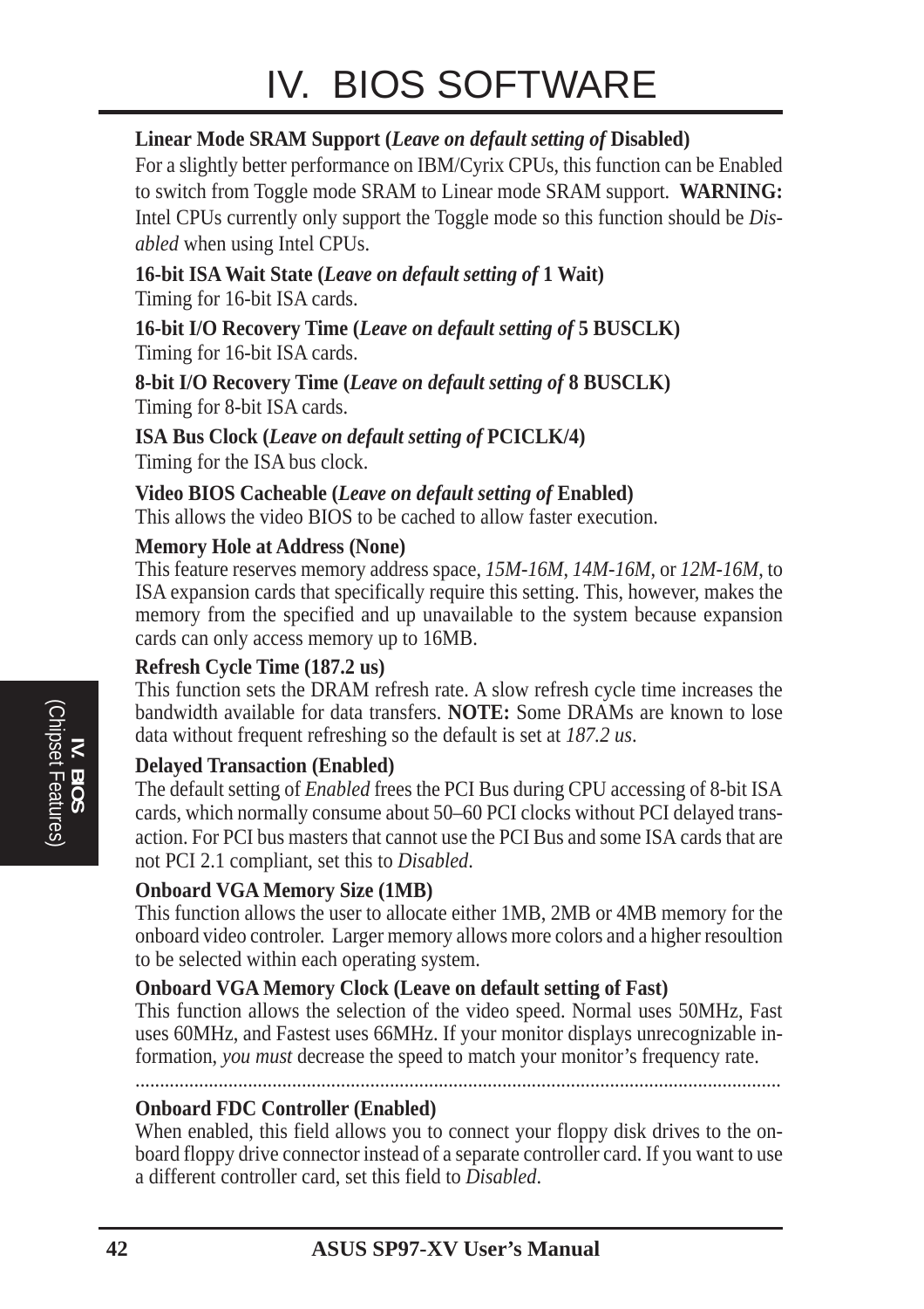**Linear Mode SRAM Support (*Leave on default setting of* Disabled)**
For a slightly better performance on IBM/Cyrix CPUs, this function can be Enabled to switch from Toggle mode SRAM to Linear mode SRAM support. **WARNING:** Intel CPUs currently only support the Toggle mode so this function should be *Disabled* when using Intel CPUs.

**16-bit ISA Wait State (*Leave on default setting of* 1 Wait)**
Timing for 16-bit ISA cards.

**16-bit I/O Recovery Time (*Leave on default setting of* 5 BUSCLK)**
Timing for 16-bit ISA cards.

**8-bit I/O Recovery Time (*Leave on default setting of* 8 BUSCLK)**
Timing for 8-bit ISA cards.

**ISA Bus Clock (*Leave on default setting of* PCICLK/4)**
Timing for the ISA bus clock.

**Video BIOS Cacheable (*Leave on default setting of* Enabled)**
This allows the video BIOS to be cached to allow faster execution.

**Memory Hole at Address (None)**
This feature reserves memory address space, *15M-16M*, *14M-16M*, or *12M-16M*, to ISA expansion cards that specifically require this setting. This, however, makes the memory from the specified and up unavailable to the system because expansion cards can only access memory up to 16MB.

**Refresh Cycle Time (187.2 us)**
This function sets the DRAM refresh rate. A slow refresh cycle time increases the bandwidth available for data transfers. **NOTE:** Some DRAMs are known to lose data without frequent refreshing so the default is set at *187.2 us*.

**Delayed Transaction (Enabled)**
The default setting of *Enabled* frees the PCI Bus during CPU accessing of 8-bit ISA cards, which normally consume about 50–60 PCI clocks without PCI delayed transaction. For PCI bus masters that cannot use the PCI Bus and some ISA cards that are not PCI 2.1 compliant, set this to *Disabled*.

**Onboard VGA Memory Size (1MB)**
This function allows the user to allocate either 1MB, 2MB or 4MB memory for the onboard video controler. Larger memory allows more colors and a higher resoultion to be selected within each operating system.

**Onboard VGA Memory Clock (Leave on default setting of Fast)**
This function allows the selection of the video speed. Normal uses 50MHz, Fast uses 60MHz, and Fastest uses 66MHz. If your monitor displays unrecognizable information, *you must* decrease the speed to match your monitor's frequency rate.

..................................................................................................................................

**Onboard FDC Controller (Enabled)**
When enabled, this field allows you to connect your floppy disk drives to the onboard floppy drive connector instead of a separate controller card. If you want to use a different controller card, set this field to *Disabled*.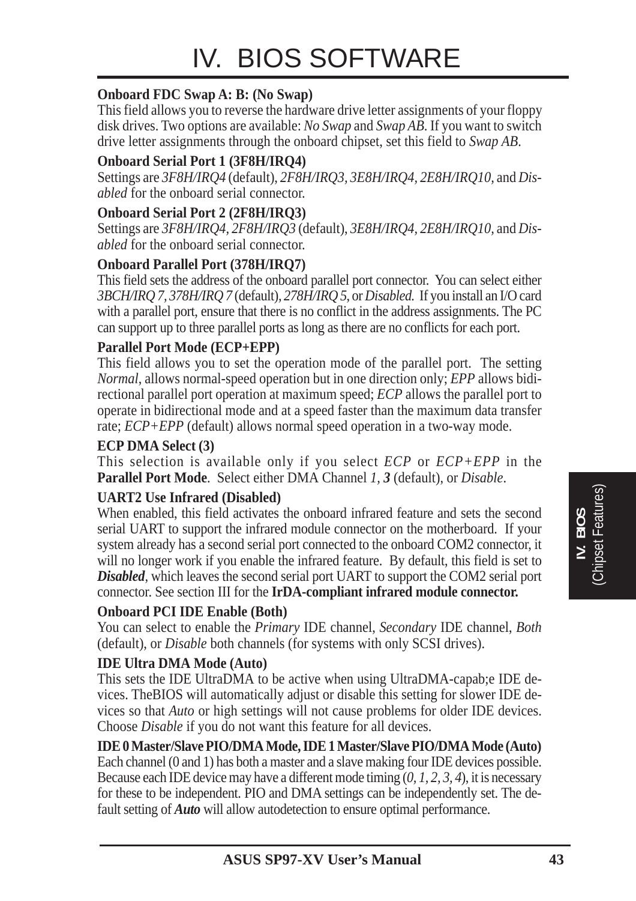**Onboard FDC Swap A: B: (No Swap)**

This field allows you to reverse the hardware drive letter assignments of your floppy disk drives. Two options are available: *No Swap* and *Swap AB*. If you want to switch drive letter assignments through the onboard chipset, set this field to *Swap AB*.

**Onboard Serial Port 1 (3F8H/IRQ4)**

Settings are *3F8H/IRQ4* (default), *2F8H/IRQ3*, *3E8H/IRQ4*, *2E8H/IRQ10*, and *Disabled* for the onboard serial connector.

**Onboard Serial Port 2 (2F8H/IRQ3)**

Settings are *3F8H/IRQ4*, *2F8H/IRQ3* (default), *3E8H/IRQ4*, *2E8H/IRQ10*, and *Disabled* for the onboard serial connector.

**Onboard Parallel Port (378H/IRQ7)**

This field sets the address of the onboard parallel port connector. You can select either *3BCH/IRQ 7*, *378H/IRQ 7* (default), *278H/IRQ 5*, or *Disabled*. If you install an I/O card with a parallel port, ensure that there is no conflict in the address assignments. The PC can support up to three parallel ports as long as there are no conflicts for each port.

**Parallel Port Mode (ECP+EPP)**

This field allows you to set the operation mode of the parallel port. The setting *Normal*, allows normal-speed operation but in one direction only; *EPP* allows bidirectional parallel port operation at maximum speed; *ECP* allows the parallel port to operate in bidirectional mode and at a speed faster than the maximum data transfer rate; *ECP+EPP* (default) allows normal speed operation in a two-way mode.

**ECP DMA Select (3)**

This selection is available only if you select *ECP* or *ECP+EPP* in the **Parallel Port Mode**. Select either DMA Channel *1*, ***3*** (default), or *Disable*.

**UART2 Use Infrared (Disabled)**

When enabled, this field activates the onboard infrared feature and sets the second serial UART to support the infrared module connector on the motherboard. If your system already has a second serial port connected to the onboard COM2 connector, it will no longer work if you enable the infrared feature. By default, this field is set to ***Disabled***, which leaves the second serial port UART to support the COM2 serial port connector. See section III for the **IrDA-compliant infrared module connector.**

**Onboard PCI IDE Enable (Both)**

You can select to enable the *Primary* IDE channel, *Secondary* IDE channel, *Both* (default), or *Disable* both channels (for systems with only SCSI drives).

**IDE Ultra DMA Mode (Auto)**

This sets the IDE UltraDMA to be active when using UltraDMA-capab;e IDE devices. TheBIOS will automatically adjust or disable this setting for slower IDE devices so that *Auto* or high settings will not cause problems for older IDE devices. Choose *Disable* if you do not want this feature for all devices.

**IDE 0 Master/Slave PIO/DMA Mode, IDE 1 Master/Slave PIO/DMA Mode (Auto)**

Each channel (0 and 1) has both a master and a slave making four IDE devices possible. Because each IDE device may have a different mode timing (*0, 1, 2, 3, 4*), it is necessary for these to be independent. PIO and DMA settings can be independently set. The default setting of ***Auto*** will allow autodetection to ensure optimal performance.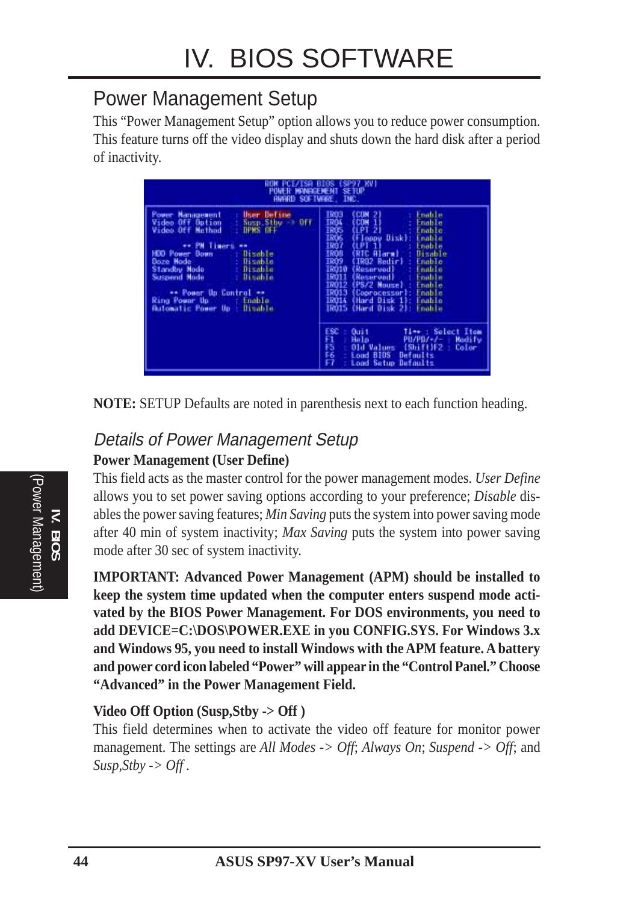# IV. BIOS SOFTWARE

## Power Management Setup

This "Power Management Setup" option allows you to reduce power consumption. This feature turns off the video display and shuts down the hard disk after a period of inactivity.

```
                    ROM PCI/ISA BIOS (SP97-XV)
                     POWER MANAGEMENT SETUP
                      AWARD SOFTWARE, INC.

Power Management    : User Define      IRQ3  (COM 2)         : Enable
Video Off Option    : Susp.Stby -> Off IRQ4  (COM 1)         : Enable
Video Off Method    : DPMS OFF         IRQ5  (LPT 2)         : Enable
                                       IRQ6  (Floppy Disk)   : Enable
      ** PM Timers **                  IRQ7  (LPT 1)         : Enable
HDD Power Down      : Disable          IRQ8  (RTC Alarm)     : Disable
Doze Mode           : Disable          IRQ9  (IRQ2 Redir)    : Enable
Standby Mode        : Disable          IRQ10 (Reserved)      : Enable
Suspend Mode        : Disable          IRQ11 (Reserved)      : Enable
                                       IRQ12 (PS/2 Mouse)    : Enable
    ** Power Up Control **             IRQ13 (Coprocessor)   : Enable
Ring Power Up       : Enable           IRQ14 (Hard Disk 1)   : Enable
Automatic Power Up  : Disable          IRQ15 (Hard Disk 2)   : Enable

                                       ESC : Quit        ↑↓→← : Select Item
                                       F1  : Help        PU/PD/+/- : Modify
                                       F5  : Old Values  (Shift)F2 : Color
                                       F6  : Load BIOS  Defaults
                                       F7  : Load Setup Defaults
```

**NOTE:** SETUP Defaults are noted in parenthesis next to each function heading.

### *Details of Power Management Setup*

**Power Management (User Define)**

This field acts as the master control for the power management modes. *User Define* allows you to set power saving options according to your preference; *Disable* disables the power saving features; *Min Saving* puts the system into power saving mode after 40 min of system inactivity; *Max Saving* puts the system into power saving mode after 30 sec of system inactivity.

**IMPORTANT: Advanced Power Management (APM) should be installed to keep the system time updated when the computer enters suspend mode activated by the BIOS Power Management. For DOS environments, you need to add DEVICE=C:\DOS\POWER.EXE in you CONFIG.SYS. For Windows 3.x and Windows 95, you need to install Windows with the APM feature. A battery and power cord icon labeled "Power" will appear in the "Control Panel." Choose "Advanced" in the Power Management Field.**

**Video Off Option (Susp,Stby -> Off )**

This field determines when to activate the video off feature for monitor power management. The settings are *All Modes -> Off*; *Always On*; *Suspend -> Off*; and *Susp,Stby -> Off* .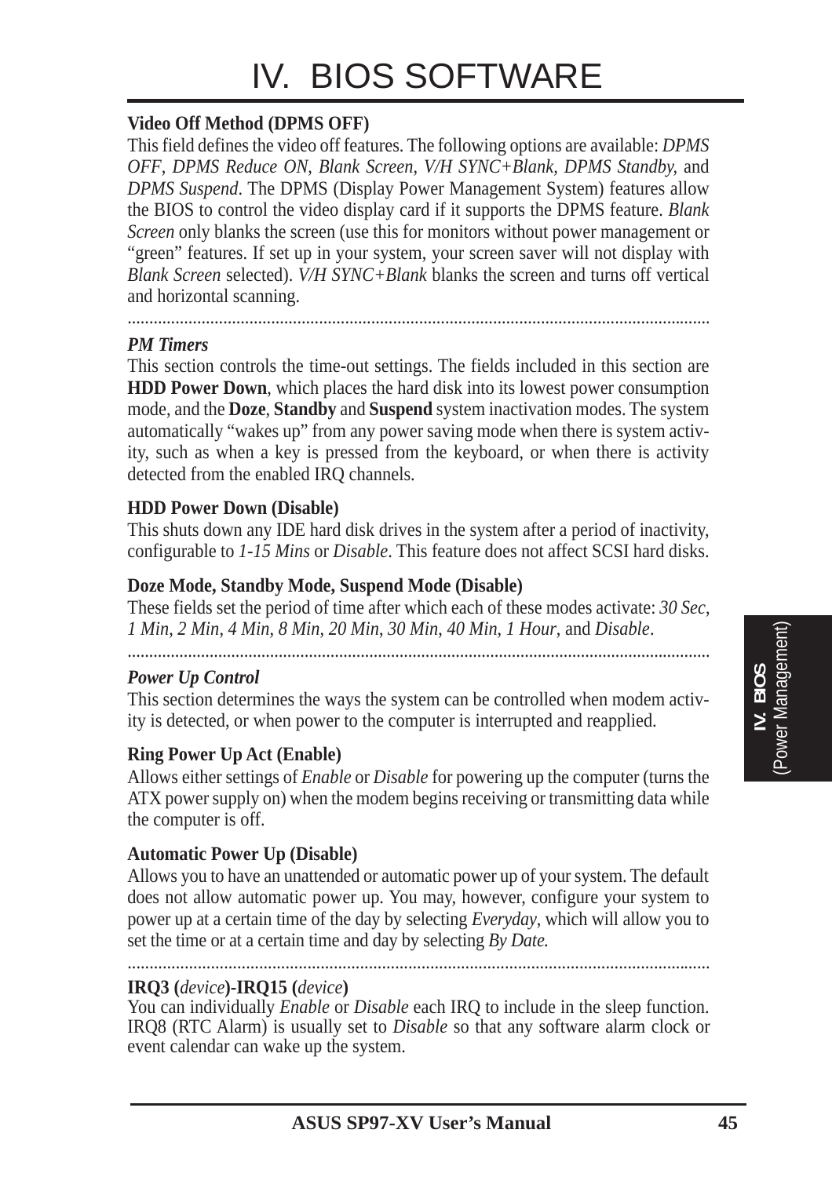# IV. BIOS SOFTWARE

**Video Off Method (DPMS OFF)**

This field defines the video off features. The following options are available: *DPMS OFF*, *DPMS Reduce ON*, *Blank Screen*, *V/H SYNC+Blank, DPMS Standby,* and *DPMS Suspend*. The DPMS (Display Power Management System) features allow the BIOS to control the video display card if it supports the DPMS feature. *Blank Screen* only blanks the screen (use this for monitors without power management or "green" features. If set up in your system, your screen saver will not display with *Blank Screen* selected). *V/H SYNC+Blank* blanks the screen and turns off vertical and horizontal scanning.

---

***PM Timers***

This section controls the time-out settings. The fields included in this section are **HDD Power Down**, which places the hard disk into its lowest power consumption mode, and the **Doze**, **Standby** and **Suspend** system inactivation modes. The system automatically "wakes up" from any power saving mode when there is system activity, such as when a key is pressed from the keyboard, or when there is activity detected from the enabled IRQ channels.

**HDD Power Down (Disable)**

This shuts down any IDE hard disk drives in the system after a period of inactivity, configurable to *1-15 Mins* or *Disable*. This feature does not affect SCSI hard disks.

**Doze Mode, Standby Mode, Suspend Mode (Disable)**

These fields set the period of time after which each of these modes activate: *30 Sec*, *1 Min*, *2 Min*, *4 Min*, *8 Min*, *20 Min*, *30 Min*, *40 Min*, *1 Hour*, and *Disable*.

---

***Power Up Control***

This section determines the ways the system can be controlled when modem activity is detected, or when power to the computer is interrupted and reapplied.

**Ring Power Up Act (Enable)**

Allows either settings of *Enable* or *Disable* for powering up the computer (turns the ATX power supply on) when the modem begins receiving or transmitting data while the computer is off.

**Automatic Power Up (Disable)**

Allows you to have an unattended or automatic power up of your system. The default does not allow automatic power up. You may, however, configure your system to power up at a certain time of the day by selecting *Everyday*, which will allow you to set the time or at a certain time and day by selecting *By Date.*

---

**IRQ3 (*device*)-IRQ15 (*device*)**

You can individually *Enable* or *Disable* each IRQ to include in the sleep function. IRQ8 (RTC Alarm) is usually set to *Disable* so that any software alarm clock or event calendar can wake up the system.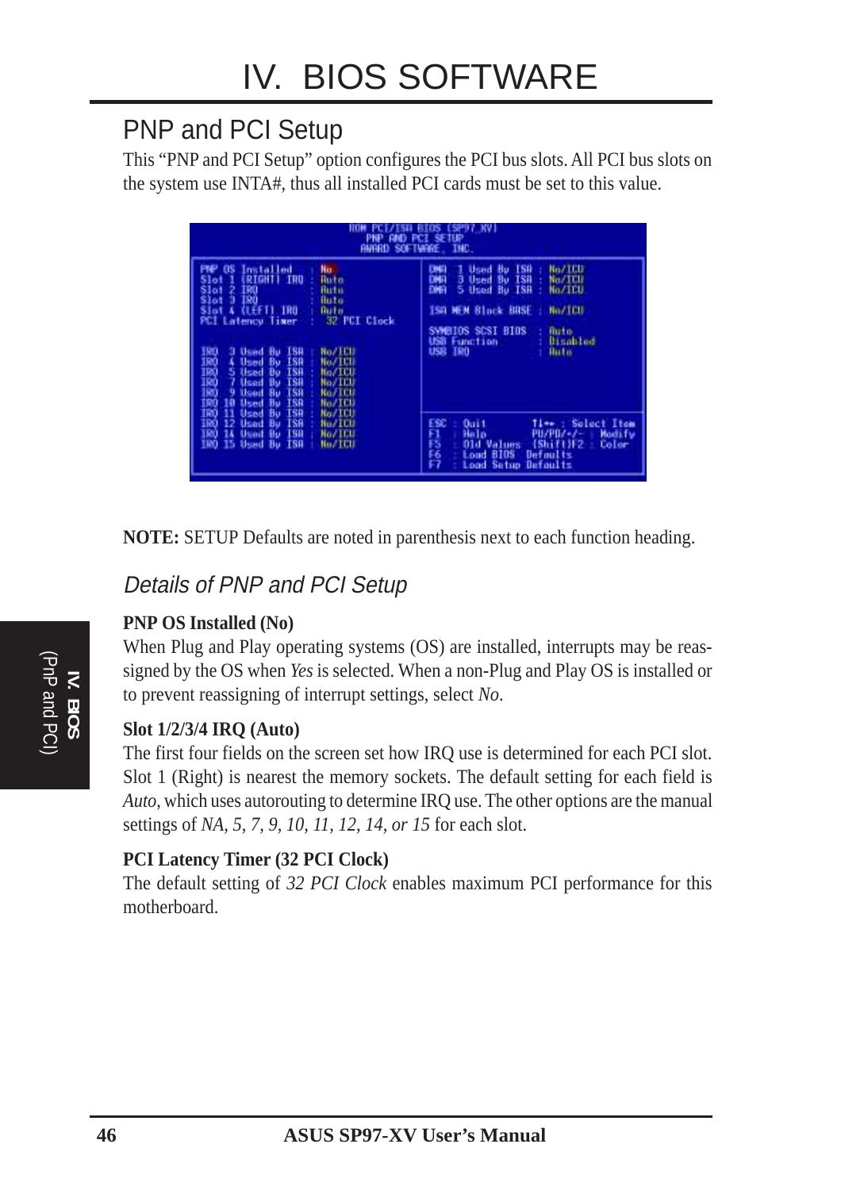## PNP and PCI Setup

This "PNP and PCI Setup" option configures the PCI bus slots. All PCI bus slots on the system use INTA#, thus all installed PCI cards must be set to this value.

```
ROM PCI/ISA BIOS (SP97-XV)
PNP AND PCI SETUP
AWARD SOFTWARE, INC.

PNP OS Installed        : No           DMA  1 Used By ISA  : No/ICU
Slot 1 (RIGHT) IRQ      : Auto         DMA  3 Used By ISA  : No/ICU
Slot 2 IRQ              : Auto         DMA  5 Used By ISA  : No/ICU
Slot 3 IRQ              : Auto
Slot 4 (LEFT) IRQ       : Auto         ISA MEM Block BASE  : No/ICU
PCI Latency Timer       : 32 PCI Clock
                                       SYMBIOS SCSI BIOS   : Auto
IRQ  3 Used By ISA : No/ICU            USB Function        : Disabled
IRQ  4 Used By ISA : No/ICU            USB IRQ             : Auto
IRQ  5 Used By ISA : No/ICU
IRQ  7 Used By ISA : No/ICU
IRQ  9 Used By ISA : No/ICU
IRQ 10 Used By ISA : No/ICU
IRQ 11 Used By ISA : No/ICU            ESC : Quit          ↑↓→← : Select Item
IRQ 12 Used By ISA : No/ICU            F1  : Help          PU/PD/+/- : Modify
IRQ 14 Used By ISA : No/ICU            F5  : Old Values    (Shift)F2 : Color
IRQ 15 Used By ISA : No/ICU            F6  : Load BIOS  Defaults
                                       F7  : Load Setup Defaults
```

**NOTE:** SETUP Defaults are noted in parenthesis next to each function heading.

### *Details of PNP and PCI Setup*

**PNP OS Installed (No)**

When Plug and Play operating systems (OS) are installed, interrupts may be reassigned by the OS when *Yes* is selected. When a non-Plug and Play OS is installed or to prevent reassigning of interrupt settings, select *No*.

**Slot 1/2/3/4 IRQ (Auto)**

The first four fields on the screen set how IRQ use is determined for each PCI slot. Slot 1 (Right) is nearest the memory sockets. The default setting for each field is *Auto*, which uses autorouting to determine IRQ use. The other options are the manual settings of *NA, 5, 7, 9, 10, 11, 12, 14, or 15* for each slot.

**PCI Latency Timer (32 PCI Clock)**

The default setting of *32 PCI Clock* enables maximum PCI performance for this motherboard.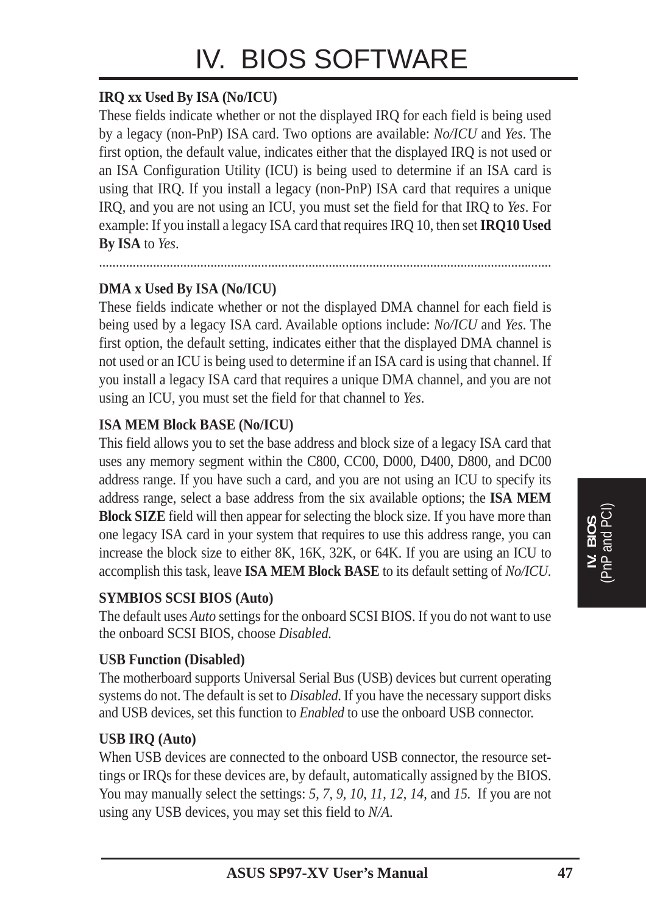**IRQ xx Used By ISA (No/ICU)**

These fields indicate whether or not the displayed IRQ for each field is being used by a legacy (non-PnP) ISA card. Two options are available: *No/ICU* and *Yes*. The first option, the default value, indicates either that the displayed IRQ is not used or an ISA Configuration Utility (ICU) is being used to determine if an ISA card is using that IRQ. If you install a legacy (non-PnP) ISA card that requires a unique IRQ, and you are not using an ICU, you must set the field for that IRQ to *Yes*. For example: If you install a legacy ISA card that requires IRQ 10, then set **IRQ10 Used By ISA** to *Yes*.

---

**DMA x Used By ISA (No/ICU)**

These fields indicate whether or not the displayed DMA channel for each field is being used by a legacy ISA card. Available options include: *No/ICU* and *Yes.* The first option, the default setting, indicates either that the displayed DMA channel is not used or an ICU is being used to determine if an ISA card is using that channel. If you install a legacy ISA card that requires a unique DMA channel, and you are not using an ICU, you must set the field for that channel to *Yes*.

**ISA MEM Block BASE (No/ICU)**

This field allows you to set the base address and block size of a legacy ISA card that uses any memory segment within the C800, CC00, D000, D400, D800, and DC00 address range. If you have such a card, and you are not using an ICU to specify its address range, select a base address from the six available options; the **ISA MEM Block SIZE** field will then appear for selecting the block size. If you have more than one legacy ISA card in your system that requires to use this address range, you can increase the block size to either 8K, 16K, 32K, or 64K. If you are using an ICU to accomplish this task, leave **ISA MEM Block BASE** to its default setting of *No/ICU*.

**SYMBIOS SCSI BIOS (Auto)**

The default uses *Auto* settings for the onboard SCSI BIOS. If you do not want to use the onboard SCSI BIOS, choose *Disabled.*

**USB Function (Disabled)**

The motherboard supports Universal Serial Bus (USB) devices but current operating systems do not. The default is set to *Disabled*. If you have the necessary support disks and USB devices, set this function to *Enabled* to use the onboard USB connector.

**USB IRQ (Auto)**

When USB devices are connected to the onboard USB connector, the resource settings or IRQs for these devices are, by default, automatically assigned by the BIOS. You may manually select the settings: *5*, *7*, *9*, *10*, *11*, *12*, *14*, and *15.* If you are not using any USB devices, you may set this field to *N/A.*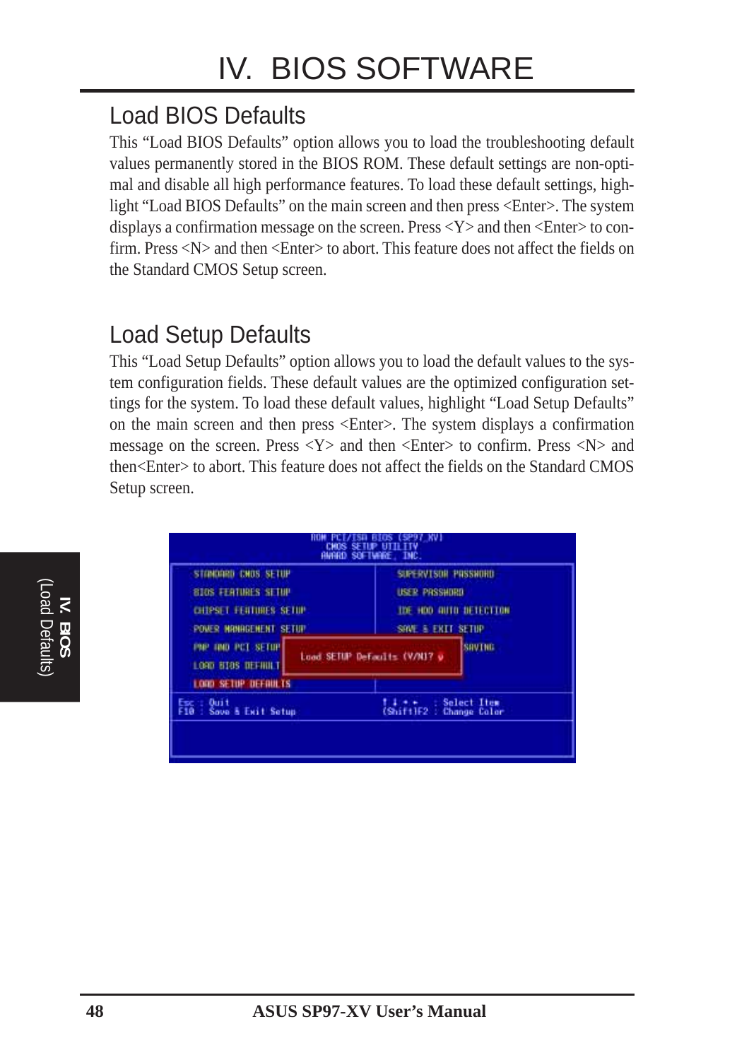## Load BIOS Defaults

This "Load BIOS Defaults" option allows you to load the troubleshooting default values permanently stored in the BIOS ROM. These default settings are non-optimal and disable all high performance features. To load these default settings, highlight "Load BIOS Defaults" on the main screen and then press <Enter>. The system displays a confirmation message on the screen. Press <Y> and then <Enter> to confirm. Press <N> and then <Enter> to abort. This feature does not affect the fields on the Standard CMOS Setup screen.

## Load Setup Defaults

This "Load Setup Defaults" option allows you to load the default values to the system configuration fields. These default values are the optimized configuration settings for the system. To load these default values, highlight "Load Setup Defaults" on the main screen and then press <Enter>. The system displays a confirmation message on the screen. Press <Y> and then <Enter> to confirm. Press <N> and then<Enter> to abort. This feature does not affect the fields on the Standard CMOS Setup screen.

```
              ROM PCI/ISA BIOS (SP97_XV)
                 CMOS SETUP UTILITY
                AWARD SOFTWARE, INC.

  STANDARD CMOS SETUP        SUPERVISOR PASSWORD
  BIOS FEATURES SETUP        USER PASSWORD
  CHIPSET FEATURES SETUP     IDE HDD AUTO DETECTION
  POWER MANAGEMENT SETUP     SAVE & EXIT SETUP
  PNP AND PCI SETUP  Load SETUP Defaults (Y/N)? y  SAVING
  LOAD BIOS DEFAULT
  LOAD SETUP DEFAULTS

  Esc : Quit                 ↑ ↓ → ←   : Select Item
  F10 : Save & Exit Setup    (Shift)F2 : Change Color
```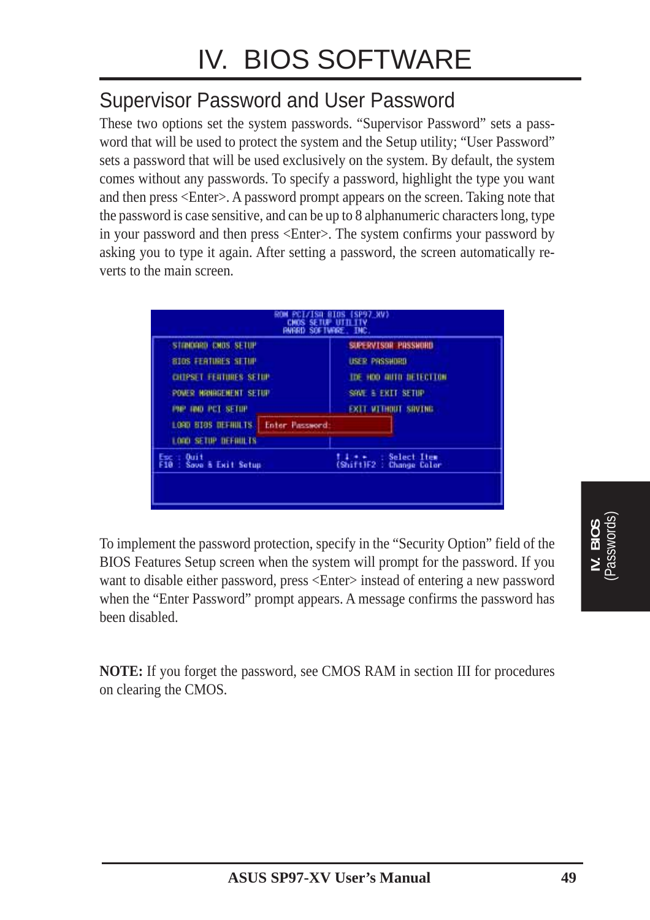## Supervisor Password and User Password

These two options set the system passwords. "Supervisor Password" sets a password that will be used to protect the system and the Setup utility; "User Password" sets a password that will be used exclusively on the system. By default, the system comes without any passwords. To specify a password, highlight the type you want and then press <Enter>. A password prompt appears on the screen. Taking note that the password is case sensitive, and can be up to 8 alphanumeric characters long, type in your password and then press <Enter>. The system confirms your password by asking you to type it again. After setting a password, the screen automatically reverts to the main screen.

To implement the password protection, specify in the "Security Option" field of the BIOS Features Setup screen when the system will prompt for the password. If you want to disable either password, press <Enter> instead of entering a new password when the "Enter Password" prompt appears. A message confirms the password has been disabled.

**NOTE:** If you forget the password, see CMOS RAM in section III for procedures on clearing the CMOS.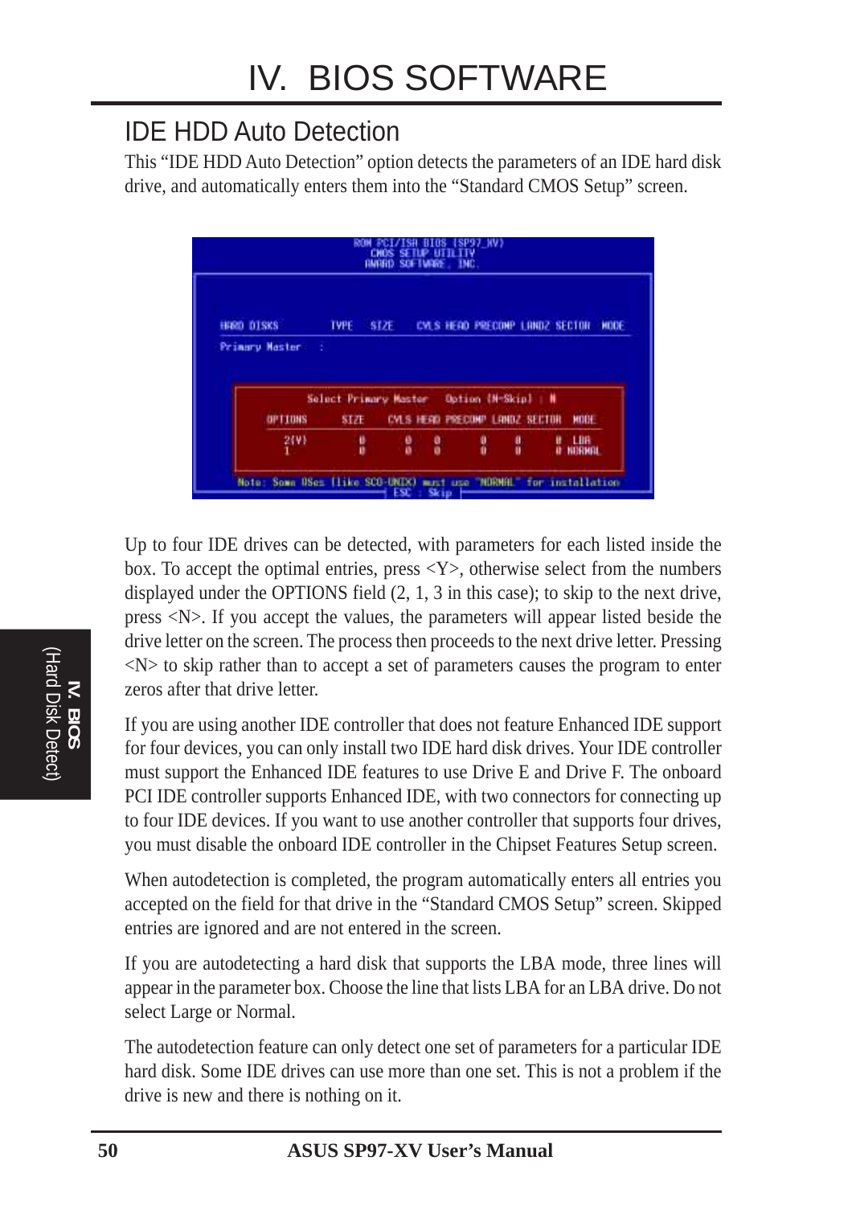# IV. BIOS SOFTWARE

## IDE HDD Auto Detection

This "IDE HDD Auto Detection" option detects the parameters of an IDE hard disk drive, and automatically enters them into the "Standard CMOS Setup" screen.

Up to four IDE drives can be detected, with parameters for each listed inside the box. To accept the optimal entries, press <Y>, otherwise select from the numbers displayed under the OPTIONS field (2, 1, 3 in this case); to skip to the next drive, press <N>. If you accept the values, the parameters will appear listed beside the drive letter on the screen. The process then proceeds to the next drive letter. Pressing <N> to skip rather than to accept a set of parameters causes the program to enter zeros after that drive letter.

If you are using another IDE controller that does not feature Enhanced IDE support for four devices, you can only install two IDE hard disk drives. Your IDE controller must support the Enhanced IDE features to use Drive E and Drive F. The onboard PCI IDE controller supports Enhanced IDE, with two connectors for connecting up to four IDE devices. If you want to use another controller that supports four drives, you must disable the onboard IDE controller in the Chipset Features Setup screen.

When autodetection is completed, the program automatically enters all entries you accepted on the field for that drive in the "Standard CMOS Setup" screen. Skipped entries are ignored and are not entered in the screen.

If you are autodetecting a hard disk that supports the LBA mode, three lines will appear in the parameter box. Choose the line that lists LBA for an LBA drive. Do not select Large or Normal.

The autodetection feature can only detect one set of parameters for a particular IDE hard disk. Some IDE drives can use more than one set. This is not a problem if the drive is new and there is nothing on it.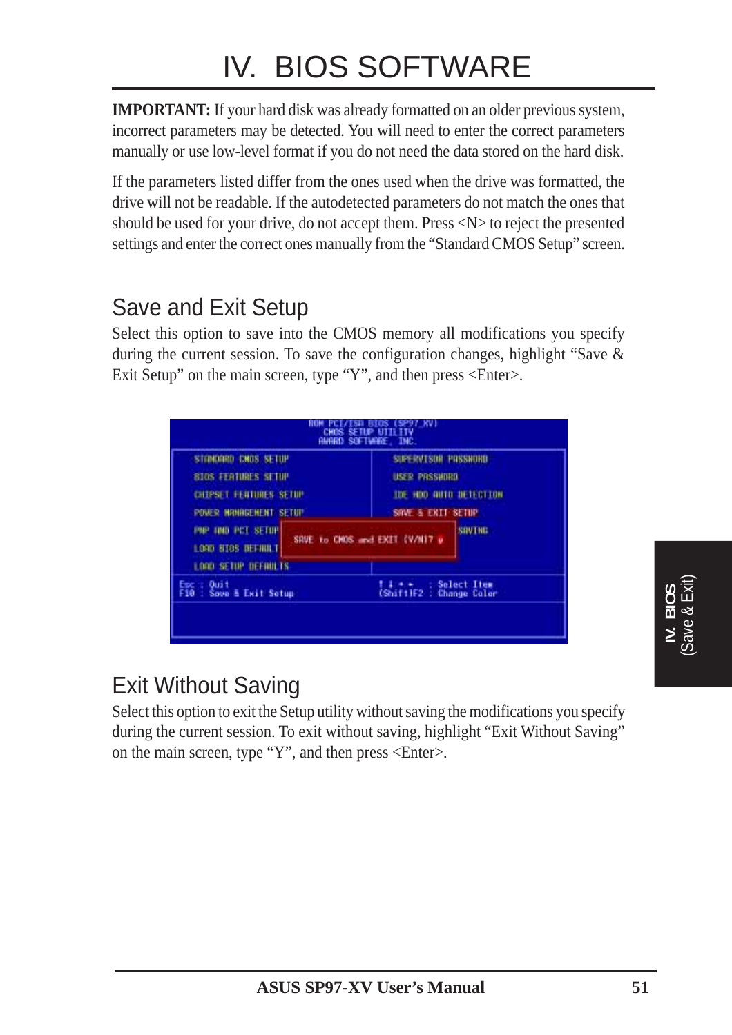# IV. BIOS SOFTWARE

**IMPORTANT:** If your hard disk was already formatted on an older previous system, incorrect parameters may be detected. You will need to enter the correct parameters manually or use low-level format if you do not need the data stored on the hard disk.

If the parameters listed differ from the ones used when the drive was formatted, the drive will not be readable. If the autodetected parameters do not match the ones that should be used for your drive, do not accept them. Press <N> to reject the presented settings and enter the correct ones manually from the "Standard CMOS Setup" screen.

## Save and Exit Setup

Select this option to save into the CMOS memory all modifications you specify during the current session. To save the configuration changes, highlight "Save & Exit Setup" on the main screen, type "Y", and then press <Enter>.

```
ROM PCI/ISA BIOS (SP97_XV)
CMOS SETUP UTILITY
AWARD SOFTWARE, INC.

STANDARD CMOS SETUP            SUPERVISOR PASSWORD
BIOS FEATURES SETUP            USER PASSWORD
CHIPSET FEATURES SETUP         IDE HDD AUTO DETECTION
POWER MANAGEMENT SETUP         SAVE & EXIT SETUP
PNP AND PCI SETUP              SAVING
LOAD BIOS DEFAULT
LOAD SETUP DEFAULTS
           SAVE to CMOS and EXIT (Y/N)? y

Esc : Quit                     ↑ ↓ → ←   : Select Item
F10 : Save & Exit Setup        (Shift)F2 : Change Color
```

## Exit Without Saving

Select this option to exit the Setup utility without saving the modifications you specify during the current session. To exit without saving, highlight "Exit Without Saving" on the main screen, type "Y", and then press <Enter>.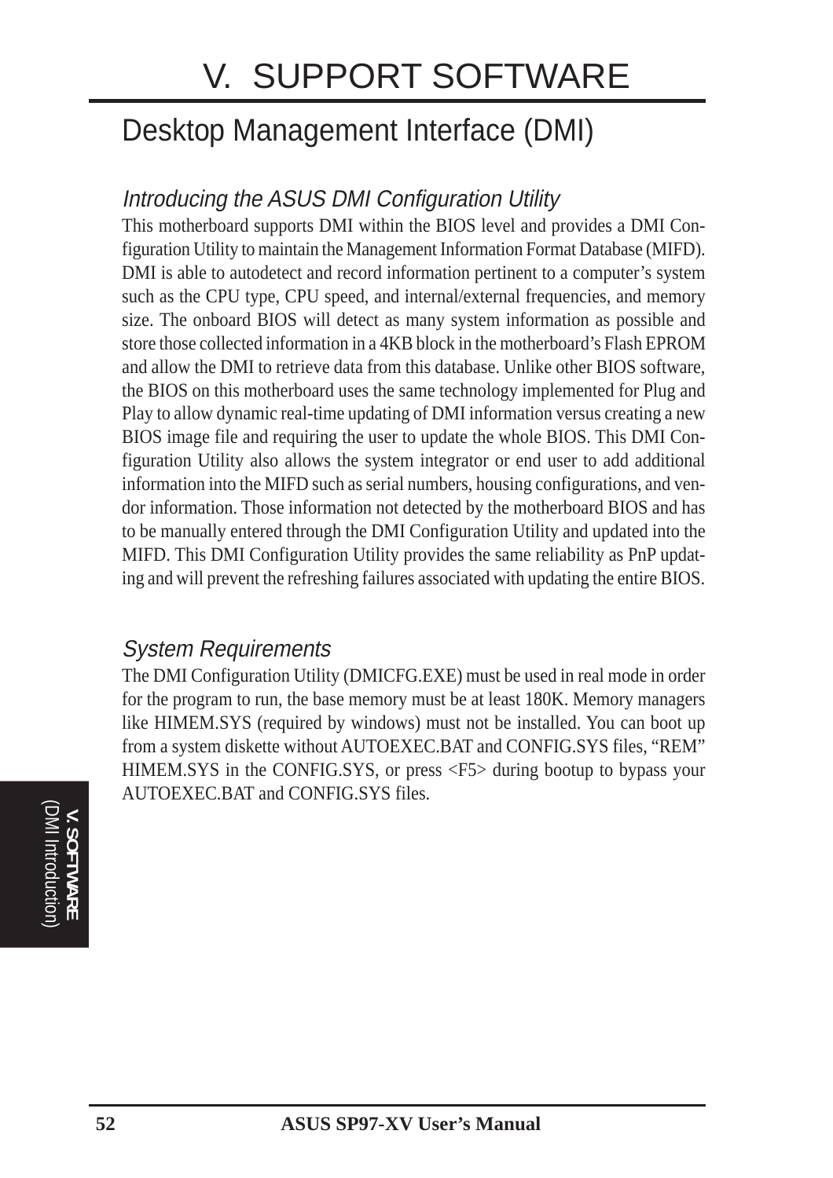# V. SUPPORT SOFTWARE

## Desktop Management Interface (DMI)

### *Introducing the ASUS DMI Configuration Utility*

This motherboard supports DMI within the BIOS level and provides a DMI Configuration Utility to maintain the Management Information Format Database (MIFD). DMI is able to autodetect and record information pertinent to a computer's system such as the CPU type, CPU speed, and internal/external frequencies, and memory size. The onboard BIOS will detect as many system information as possible and store those collected information in a 4KB block in the motherboard's Flash EPROM and allow the DMI to retrieve data from this database. Unlike other BIOS software, the BIOS on this motherboard uses the same technology implemented for Plug and Play to allow dynamic real-time updating of DMI information versus creating a new BIOS image file and requiring the user to update the whole BIOS. This DMI Configuration Utility also allows the system integrator or end user to add additional information into the MIFD such as serial numbers, housing configurations, and vendor information. Those information not detected by the motherboard BIOS and has to be manually entered through the DMI Configuration Utility and updated into the MIFD. This DMI Configuration Utility provides the same reliability as PnP updating and will prevent the refreshing failures associated with updating the entire BIOS.

### *System Requirements*

The DMI Configuration Utility (DMICFG.EXE) must be used in real mode in order for the program to run, the base memory must be at least 180K. Memory managers like HIMEM.SYS (required by windows) must not be installed. You can boot up from a system diskette without AUTOEXEC.BAT and CONFIG.SYS files, "REM" HIMEM.SYS in the CONFIG.SYS, or press <F5> during bootup to bypass your AUTOEXEC.BAT and CONFIG.SYS files.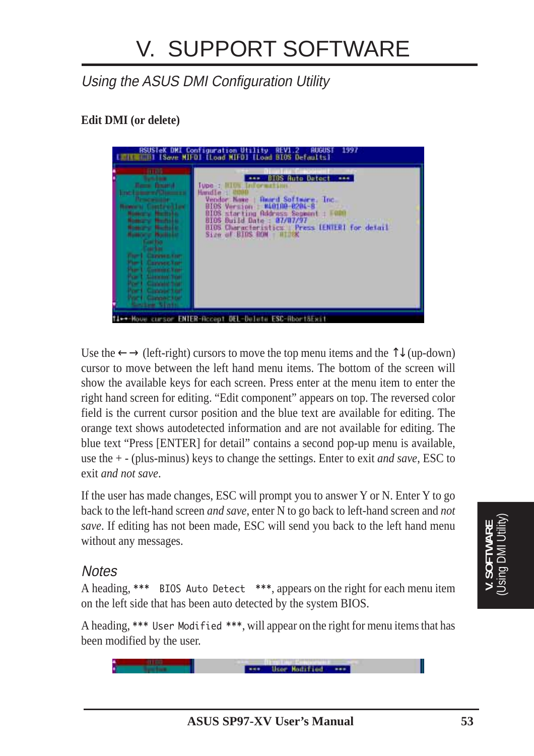# V. SUPPORT SOFTWARE

## *Using the ASUS DMI Configuration Utility*

### Edit DMI (or delete)

Use the ← → (left-right) cursors to move the top menu items and the ↑↓ (up-down) cursor to move between the left hand menu items. The bottom of the screen will show the available keys for each screen. Press enter at the menu item to enter the right hand screen for editing. “Edit component” appears on top. The reversed color field is the current cursor position and the blue text are available for editing. The orange text shows autodetected information and are not available for editing. The blue text “Press [ENTER] for detail” contains a second pop-up menu is available, use the + - (plus-minus) keys to change the settings. Enter to exit *and save*, ESC to exit *and not save*.

If the user has made changes, ESC will prompt you to answer Y or N. Enter Y to go back to the left-hand screen *and save*, enter N to go back to left-hand screen and *not save*. If editing has not been made, ESC will send you back to the left hand menu without any messages.

### *Notes*

A heading, `*** BIOS Auto Detect ***`, appears on the right for each menu item on the left side that has been auto detected by the system BIOS.

A heading, `*** User Modified ***`, will appear on the right for menu items that has been modified by the user.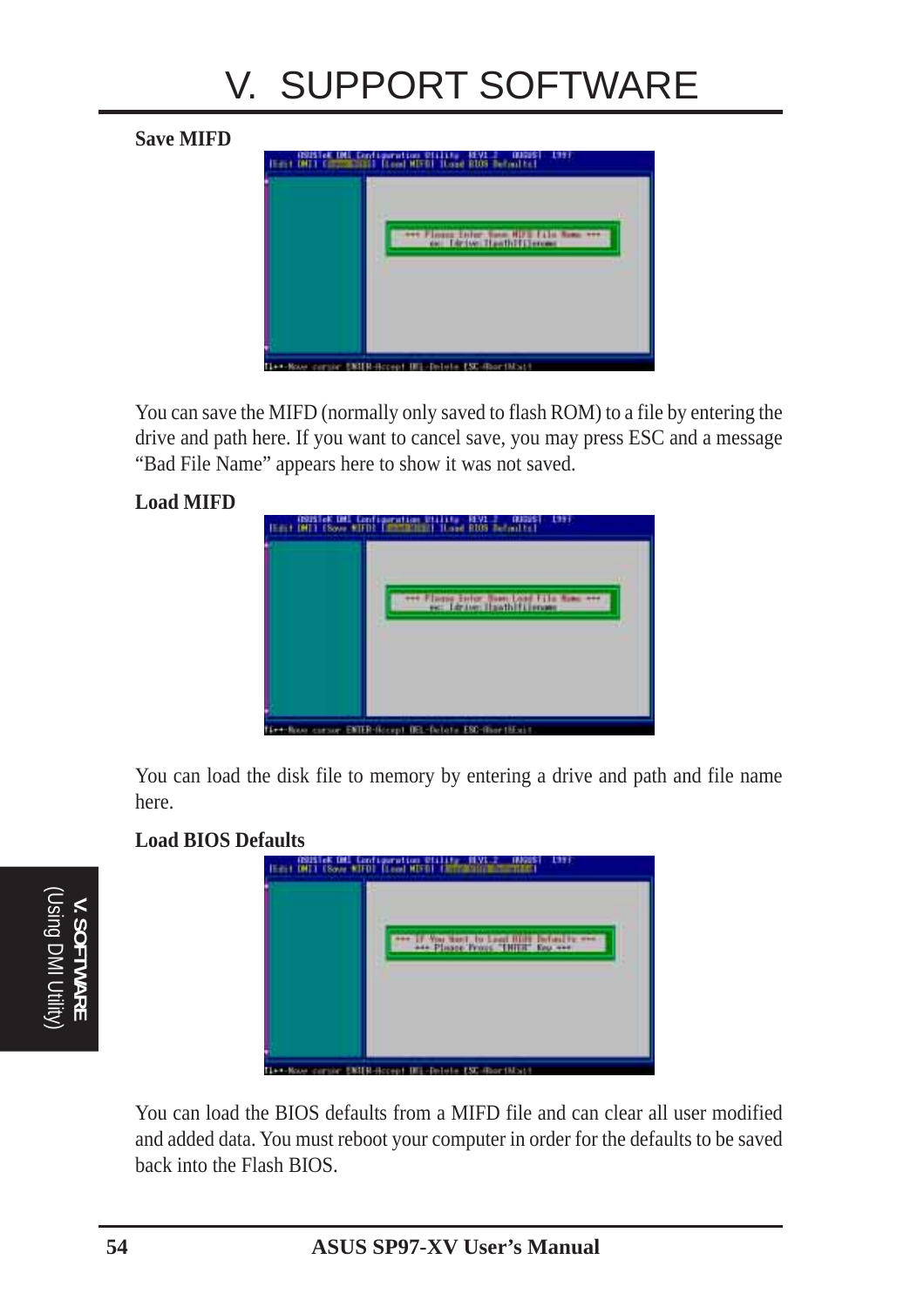### Save MIFD

You can save the MIFD (normally only saved to flash ROM) to a file by entering the drive and path here. If you want to cancel save, you may press ESC and a message "Bad File Name" appears here to show it was not saved.

### Load MIFD

You can load the disk file to memory by entering a drive and path and file name here.

### Load BIOS Defaults

You can load the BIOS defaults from a MIFD file and can clear all user modified and added data. You must reboot your computer in order for the defaults to be saved back into the Flash BIOS.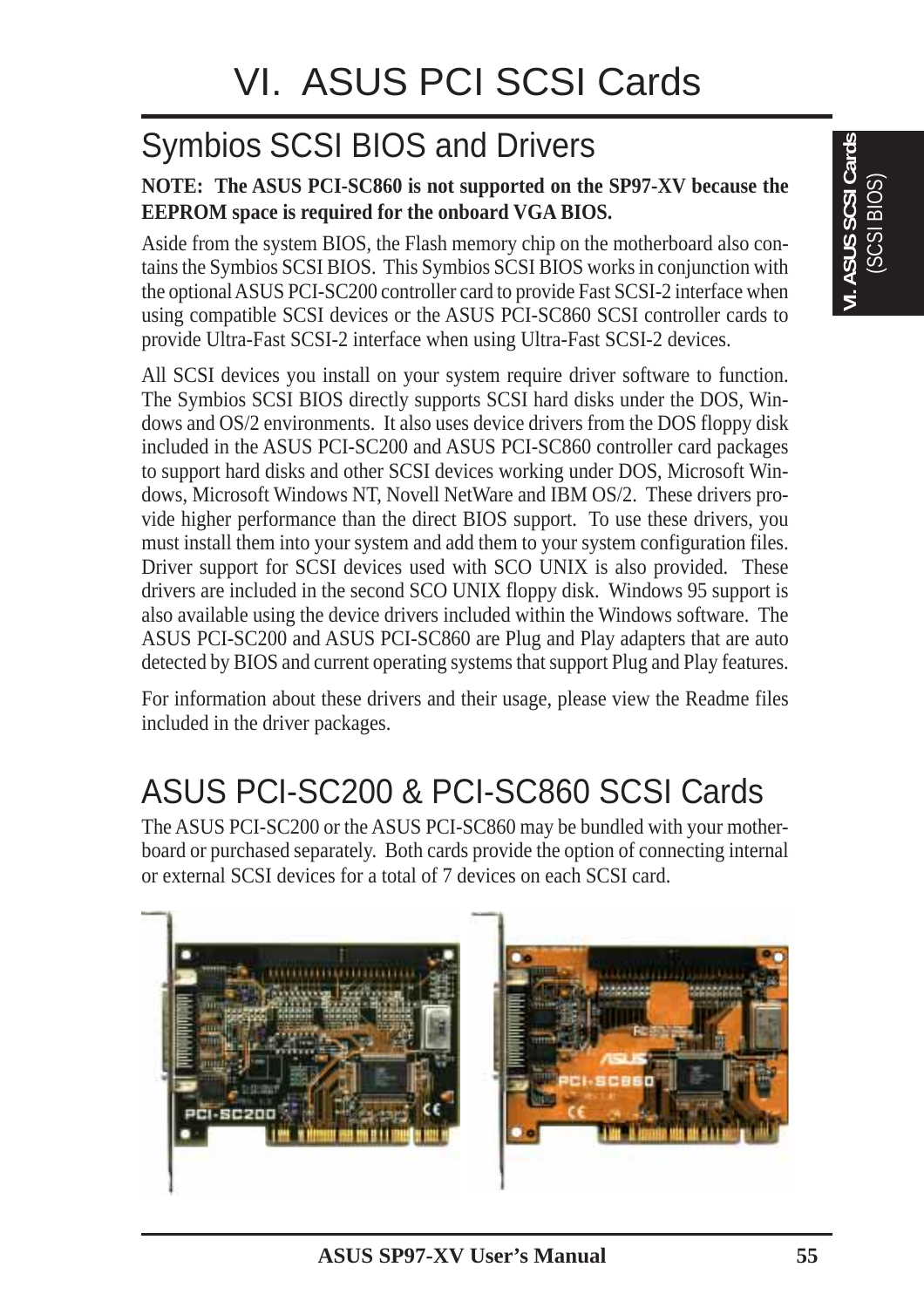# VI. ASUS PCI SCSI Cards

## Symbios SCSI BIOS and Drivers

**NOTE: The ASUS PCI-SC860 is not supported on the SP97-XV because the EEPROM space is required for the onboard VGA BIOS.**

Aside from the system BIOS, the Flash memory chip on the motherboard also contains the Symbios SCSI BIOS. This Symbios SCSI BIOS works in conjunction with the optional ASUS PCI-SC200 controller card to provide Fast SCSI-2 interface when using compatible SCSI devices or the ASUS PCI-SC860 SCSI controller cards to provide Ultra-Fast SCSI-2 interface when using Ultra-Fast SCSI-2 devices.

All SCSI devices you install on your system require driver software to function. The Symbios SCSI BIOS directly supports SCSI hard disks under the DOS, Windows and OS/2 environments. It also uses device drivers from the DOS floppy disk included in the ASUS PCI-SC200 and ASUS PCI-SC860 controller card packages to support hard disks and other SCSI devices working under DOS, Microsoft Windows, Microsoft Windows NT, Novell NetWare and IBM OS/2. These drivers provide higher performance than the direct BIOS support. To use these drivers, you must install them into your system and add them to your system configuration files. Driver support for SCSI devices used with SCO UNIX is also provided. These drivers are included in the second SCO UNIX floppy disk. Windows 95 support is also available using the device drivers included within the Windows software. The ASUS PCI-SC200 and ASUS PCI-SC860 are Plug and Play adapters that are auto detected by BIOS and current operating systems that support Plug and Play features.

For information about these drivers and their usage, please view the Readme files included in the driver packages.

## ASUS PCI-SC200 & PCI-SC860 SCSI Cards

The ASUS PCI-SC200 or the ASUS PCI-SC860 may be bundled with your motherboard or purchased separately. Both cards provide the option of connecting internal or external SCSI devices for a total of 7 devices on each SCSI card.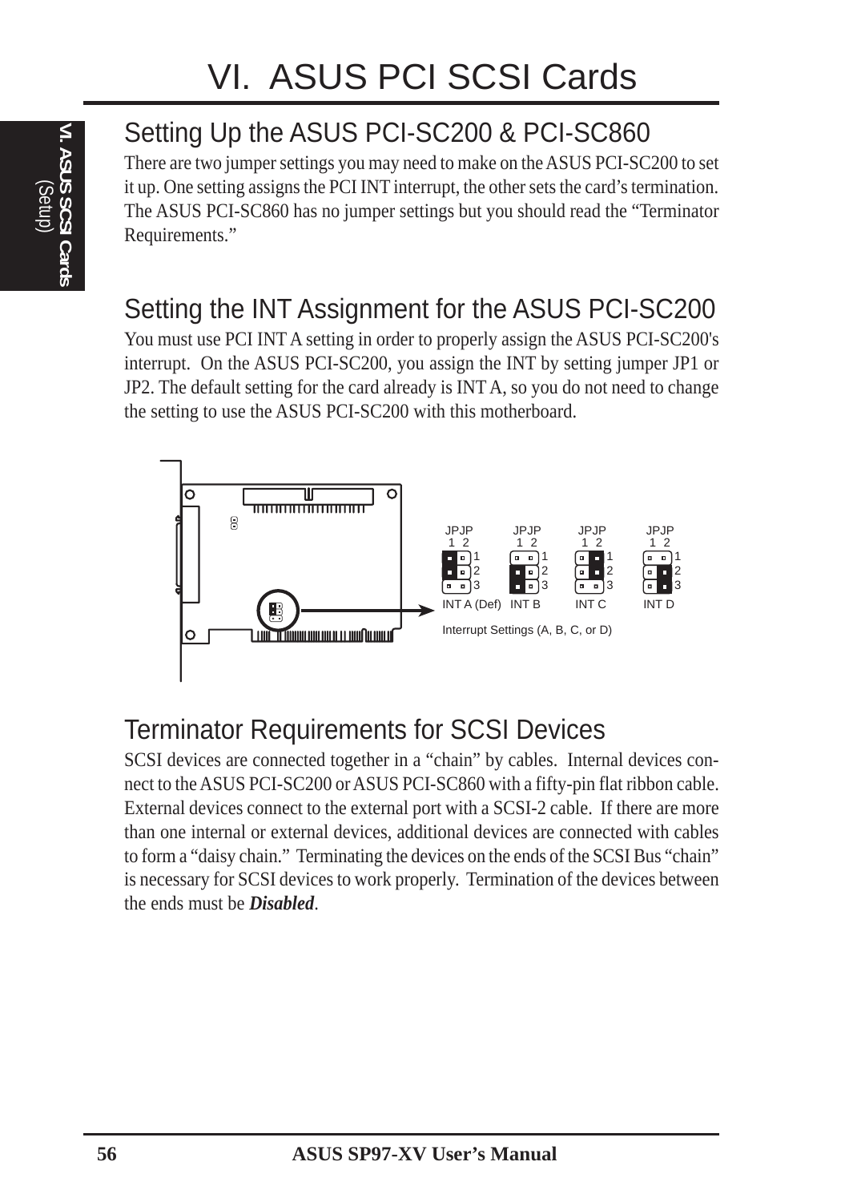# VI. ASUS PCI SCSI Cards

## Setting Up the ASUS PCI-SC200 & PCI-SC860

There are two jumper settings you may need to make on the ASUS PCI-SC200 to set it up. One setting assigns the PCI INT interrupt, the other sets the card's termination. The ASUS PCI-SC860 has no jumper settings but you should read the "Terminator Requirements."

## Setting the INT Assignment for the ASUS PCI-SC200

You must use PCI INT A setting in order to properly assign the ASUS PCI-SC200's interrupt. On the ASUS PCI-SC200, you assign the INT by setting jumper JP1 or JP2. The default setting for the card already is INT A, so you do not need to change the setting to use the ASUS PCI-SC200 with this motherboard.

JPJP 1 2 — INT A (Def) | INT B | INT C | INT D

Interrupt Settings (A, B, C, or D)

## Terminator Requirements for SCSI Devices

SCSI devices are connected together in a "chain" by cables. Internal devices connect to the ASUS PCI-SC200 or ASUS PCI-SC860 with a fifty-pin flat ribbon cable. External devices connect to the external port with a SCSI-2 cable. If there are more than one internal or external devices, additional devices are connected with cables to form a "daisy chain." Terminating the devices on the ends of the SCSI Bus "chain" is necessary for SCSI devices to work properly. Termination of the devices between the ends must be ***Disabled***.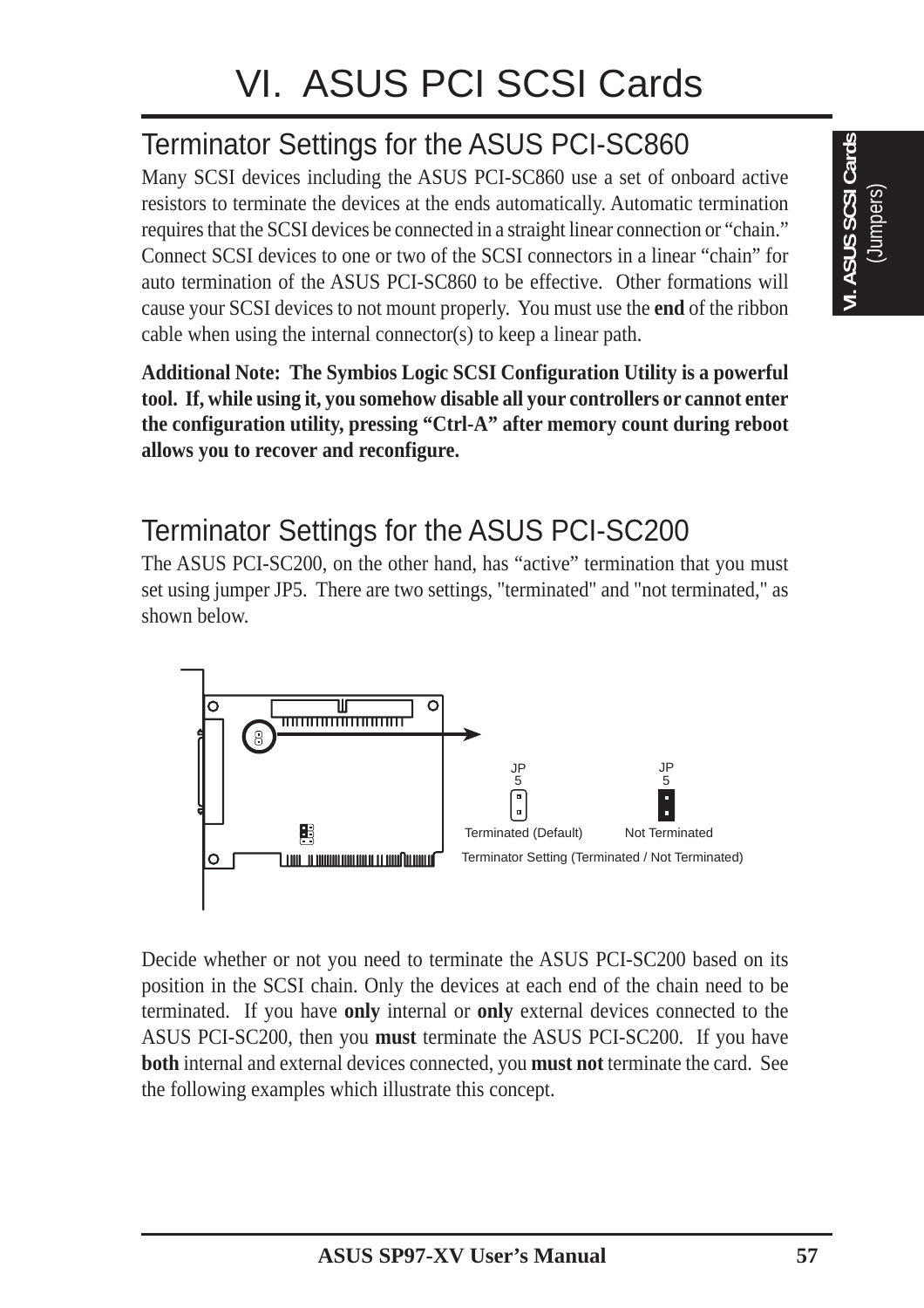# VI. ASUS PCI SCSI Cards

## Terminator Settings for the ASUS PCI-SC860

Many SCSI devices including the ASUS PCI-SC860 use a set of onboard active resistors to terminate the devices at the ends automatically. Automatic termination requires that the SCSI devices be connected in a straight linear connection or "chain." Connect SCSI devices to one or two of the SCSI connectors in a linear "chain" for auto termination of the ASUS PCI-SC860 to be effective. Other formations will cause your SCSI devices to not mount properly. You must use the **end** of the ribbon cable when using the internal connector(s) to keep a linear path.

**Additional Note: The Symbios Logic SCSI Configuration Utility is a powerful tool. If, while using it, you somehow disable all your controllers or cannot enter the configuration utility, pressing "Ctrl-A" after memory count during reboot allows you to recover and reconfigure.**

## Terminator Settings for the ASUS PCI-SC200

The ASUS PCI-SC200, on the other hand, has "active" termination that you must set using jumper JP5. There are two settings, "terminated" and "not terminated," as shown below.

JP5 Terminated (Default) | JP5 Not Terminated

Terminator Setting (Terminated / Not Terminated)

Decide whether or not you need to terminate the ASUS PCI-SC200 based on its position in the SCSI chain. Only the devices at each end of the chain need to be terminated. If you have **only** internal or **only** external devices connected to the ASUS PCI-SC200, then you **must** terminate the ASUS PCI-SC200. If you have **both** internal and external devices connected, you **must not** terminate the card. See the following examples which illustrate this concept.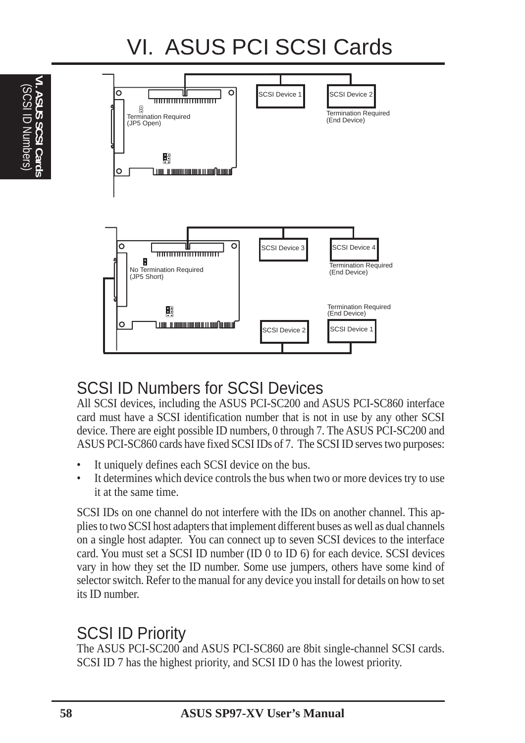# VI. ASUS PCI SCSI Cards

Termination Required
(JP5 Open)

SCSI Device 1

SCSI Device 2

Termination Required
(End Device)

No Termination Required
(JP5 Short)

SCSI Device 3

SCSI Device 4

Termination Required
(End Device)

Termination Required
(End Device)

SCSI Device 2

SCSI Device 1

## SCSI ID Numbers for SCSI Devices

All SCSI devices, including the ASUS PCI-SC200 and ASUS PCI-SC860 interface card must have a SCSI identification number that is not in use by any other SCSI device. There are eight possible ID numbers, 0 through 7. The ASUS PCI-SC200 and ASUS PCI-SC860 cards have fixed SCSI IDs of 7. The SCSI ID serves two purposes:

- It uniquely defines each SCSI device on the bus.
- It determines which device controls the bus when two or more devices try to use it at the same time.

SCSI IDs on one channel do not interfere with the IDs on another channel. This applies to two SCSI host adapters that implement different buses as well as dual channels on a single host adapter. You can connect up to seven SCSI devices to the interface card. You must set a SCSI ID number (ID 0 to ID 6) for each device. SCSI devices vary in how they set the ID number. Some use jumpers, others have some kind of selector switch. Refer to the manual for any device you install for details on how to set its ID number.

## SCSI ID Priority

The ASUS PCI-SC200 and ASUS PCI-SC860 are 8bit single-channel SCSI cards. SCSI ID 7 has the highest priority, and SCSI ID 0 has the lowest priority.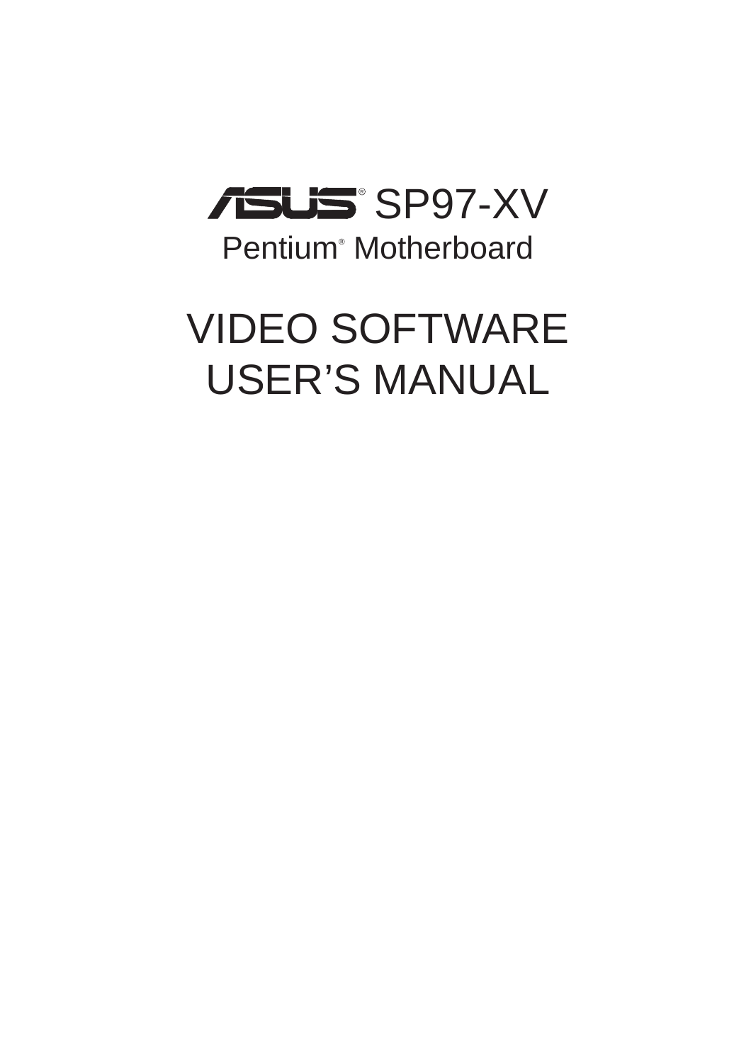# ASUS® SP97-XV

Pentium® Motherboard

# VIDEO SOFTWARE USER'S MANUAL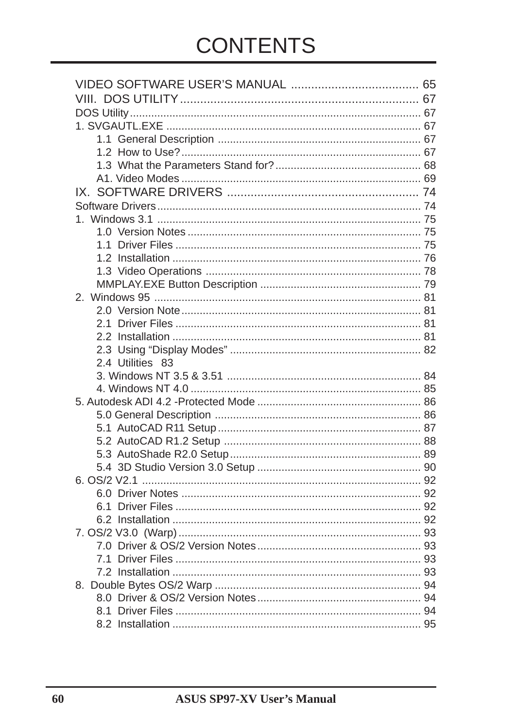# CONTENTS

VIDEO SOFTWARE USER'S MANUAL ...................................... 65
VIII. DOS UTILITY ....................................................................... 67
DOS Utility ............................................................................................ 67
1. SVGAUTL.EXE .................................................................................. 67
    1.1 General Description ................................................................. 67
    1.2 How to Use? ............................................................................. 67
    1.3 What the Parameters Stand for? ............................................... 68
    A1. Video Modes ............................................................................ 69
IX. SOFTWARE DRIVERS ......................................................... 74
Software Drivers ................................................................................... 74
1. Windows 3.1 ..................................................................................... 75
    1.0 Version Notes ........................................................................... 75
    1.1 Driver Files ............................................................................... 75
    1.2 Installation ................................................................................ 76
    1.3 Video Operations ..................................................................... 78
    MMPLAY.EXE Button Description ................................................... 79
2. Windows 95 ...................................................................................... 81
    2.0 Version Note ............................................................................. 81
    2.1 Driver Files ............................................................................... 81
    2.2 Installation ................................................................................ 81
    2.3 Using "Display Modes" ............................................................. 82
    2.4 Utilities 83
    3. Windows NT 3.5 & 3.51 .............................................................. 84
    4. Windows NT 4.0 .......................................................................... 85
5. Autodesk ADI 4.2 -Protected Mode .................................................... 86
    5.0 General Description ................................................................. 86
    5.1 AutoCAD R11 Setup ................................................................. 87
    5.2 AutoCAD R1.2 Setup ............................................................... 88
    5.3 AutoShade R2.0 Setup ............................................................. 89
    5.4 3D Studio Version 3.0 Setup .................................................... 90
6. OS/2 V2.1 .......................................................................................... 92
    6.0 Driver Notes ............................................................................. 92
    6.1 Driver Files ............................................................................... 92
    6.2 Installation ................................................................................ 92
7. OS/2 V3.0 (Warp) .............................................................................. 93
    7.0 Driver & OS/2 Version Notes .................................................... 93
    7.1 Driver Files ............................................................................... 93
    7.2 Installation ................................................................................ 93
8. Double Bytes OS/2 Warp .................................................................. 94
    8.0 Driver & OS/2 Version Notes .................................................... 94
    8.1 Driver Files ............................................................................... 94
    8.2 Installation ................................................................................ 95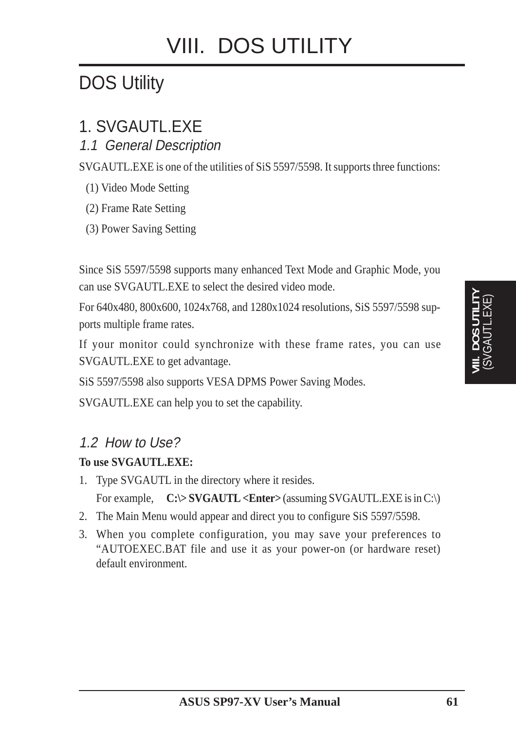# VIII. DOS UTILITY

## DOS Utility

### 1. SVGAUTL.EXE

#### *1.1 General Description*

SVGAUTL.EXE is one of the utilities of SiS 5597/5598. It supports three functions:

(1) Video Mode Setting

(2) Frame Rate Setting

(3) Power Saving Setting

Since SiS 5597/5598 supports many enhanced Text Mode and Graphic Mode, you can use SVGAUTL.EXE to select the desired video mode.

For 640x480, 800x600, 1024x768, and 1280x1024 resolutions, SiS 5597/5598 supports multiple frame rates.

If your monitor could synchronize with these frame rates, you can use SVGAUTL.EXE to get advantage.

SiS 5597/5598 also supports VESA DPMS Power Saving Modes.

SVGAUTL.EXE can help you to set the capability.

#### *1.2 How to Use?*

**To use SVGAUTL.EXE:**

1. Type SVGAUTL in the directory where it resides.

   For example, **C:\> SVGAUTL <Enter>** (assuming SVGAUTL.EXE is in C:\)
2. The Main Menu would appear and direct you to configure SiS 5597/5598.
3. When you complete configuration, you may save your preferences to "AUTOEXEC.BAT file and use it as your power-on (or hardware reset) default environment.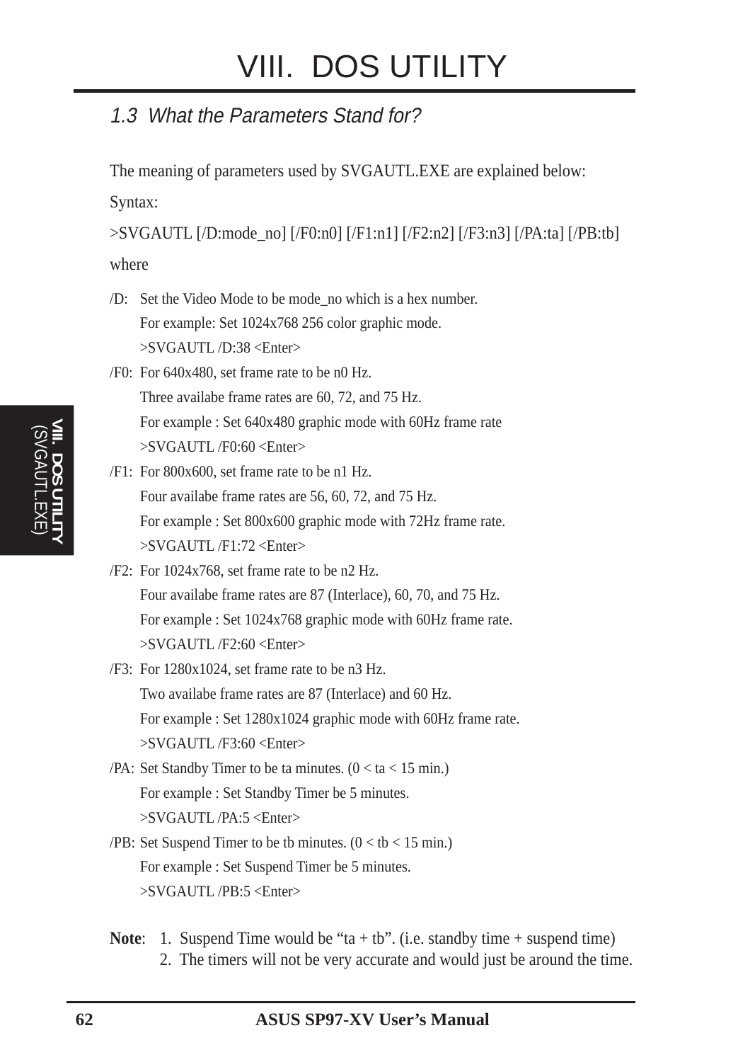# VIII. DOS UTILITY

## 1.3 What the Parameters Stand for?

The meaning of parameters used by SVGAUTL.EXE are explained below:

Syntax:

>SVGAUTL [/D:mode_no] [/F0:n0] [/F1:n1] [/F2:n2] [/F3:n3] [/PA:ta] [/PB:tb]

where

/D: Set the Video Mode to be mode_no which is a hex number.
For example: Set 1024x768 256 color graphic mode.
>SVGAUTL /D:38 <Enter>

/F0: For 640x480, set frame rate to be n0 Hz.
Three availabe frame rates are 60, 72, and 75 Hz.
For example : Set 640x480 graphic mode with 60Hz frame rate
>SVGAUTL /F0:60 <Enter>

/F1: For 800x600, set frame rate to be n1 Hz.
Four availabe frame rates are 56, 60, 72, and 75 Hz.
For example : Set 800x600 graphic mode with 72Hz frame rate.
>SVGAUTL /F1:72 <Enter>

/F2: For 1024x768, set frame rate to be n2 Hz.
Four availabe frame rates are 87 (Interlace), 60, 70, and 75 Hz.
For example : Set 1024x768 graphic mode with 60Hz frame rate.
>SVGAUTL /F2:60 <Enter>

/F3: For 1280x1024, set frame rate to be n3 Hz.
Two availabe frame rates are 87 (Interlace) and 60 Hz.
For example : Set 1280x1024 graphic mode with 60Hz frame rate.
>SVGAUTL /F3:60 <Enter>

/PA: Set Standby Timer to be ta minutes. (0 < ta < 15 min.)
For example : Set Standby Timer be 5 minutes.
>SVGAUTL /PA:5 <Enter>

/PB: Set Suspend Timer to be tb minutes. (0 < tb < 15 min.)
For example : Set Suspend Timer be 5 minutes.
>SVGAUTL /PB:5 <Enter>

**Note**: 1. Suspend Time would be “ta + tb”. (i.e. standby time + suspend time)
2. The timers will not be very accurate and would just be around the time.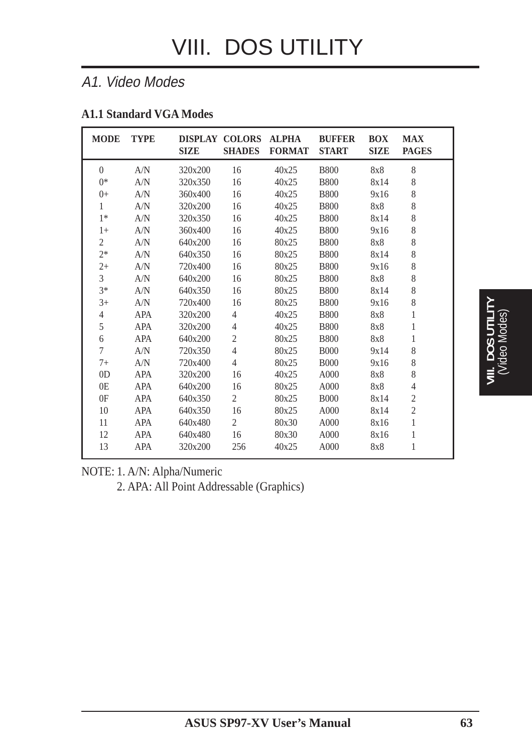# VIII. DOS UTILITY

## A1. Video Modes

### A1.1 Standard VGA Modes

| MODE | TYPE | DISPLAY SIZE | COLORS SHADES | ALPHA FORMAT | BUFFER START | BOX SIZE | MAX PAGES |
|---|---|---|---|---|---|---|---|
| 0 | A/N | 320x200 | 16 | 40x25 | B800 | 8x8 | 8 |
| 0* | A/N | 320x350 | 16 | 40x25 | B800 | 8x14 | 8 |
| 0+ | A/N | 360x400 | 16 | 40x25 | B800 | 9x16 | 8 |
| 1 | A/N | 320x200 | 16 | 40x25 | B800 | 8x8 | 8 |
| 1* | A/N | 320x350 | 16 | 40x25 | B800 | 8x14 | 8 |
| 1+ | A/N | 360x400 | 16 | 40x25 | B800 | 9x16 | 8 |
| 2 | A/N | 640x200 | 16 | 80x25 | B800 | 8x8 | 8 |
| 2* | A/N | 640x350 | 16 | 80x25 | B800 | 8x14 | 8 |
| 2+ | A/N | 720x400 | 16 | 80x25 | B800 | 9x16 | 8 |
| 3 | A/N | 640x200 | 16 | 80x25 | B800 | 8x8 | 8 |
| 3* | A/N | 640x350 | 16 | 80x25 | B800 | 8x14 | 8 |
| 3+ | A/N | 720x400 | 16 | 80x25 | B800 | 9x16 | 8 |
| 4 | APA | 320x200 | 4 | 40x25 | B800 | 8x8 | 1 |
| 5 | APA | 320x200 | 4 | 40x25 | B800 | 8x8 | 1 |
| 6 | APA | 640x200 | 2 | 80x25 | B800 | 8x8 | 1 |
| 7 | A/N | 720x350 | 4 | 80x25 | B000 | 9x14 | 8 |
| 7+ | A/N | 720x400 | 4 | 80x25 | B000 | 9x16 | 8 |
| 0D | APA | 320x200 | 16 | 40x25 | A000 | 8x8 | 8 |
| 0E | APA | 640x200 | 16 | 80x25 | A000 | 8x8 | 4 |
| 0F | APA | 640x350 | 2 | 80x25 | B000 | 8x14 | 2 |
| 10 | APA | 640x350 | 16 | 80x25 | A000 | 8x14 | 2 |
| 11 | APA | 640x480 | 2 | 80x30 | A000 | 8x16 | 1 |
| 12 | APA | 640x480 | 16 | 80x30 | A000 | 8x16 | 1 |
| 13 | APA | 320x200 | 256 | 40x25 | A000 | 8x8 | 1 |

NOTE: 1. A/N: Alpha/Numeric

2. APA: All Point Addressable (Graphics)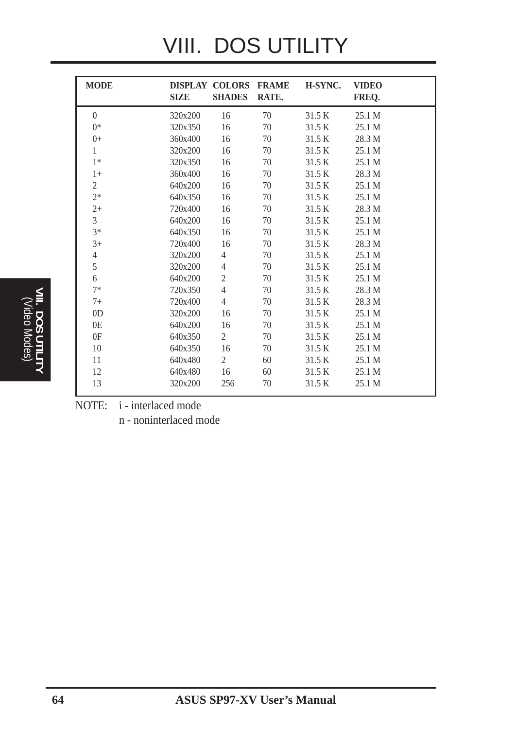# VIII. DOS UTILITY

| MODE | DISPLAY SIZE | COLORS SHADES | FRAME RATE. | H-SYNC. | VIDEO FREQ. |
|---|---|---|---|---|---|
| 0 | 320x200 | 16 | 70 | 31.5 K | 25.1 M |
| 0* | 320x350 | 16 | 70 | 31.5 K | 25.1 M |
| 0+ | 360x400 | 16 | 70 | 31.5 K | 28.3 M |
| 1 | 320x200 | 16 | 70 | 31.5 K | 25.1 M |
| 1* | 320x350 | 16 | 70 | 31.5 K | 25.1 M |
| 1+ | 360x400 | 16 | 70 | 31.5 K | 28.3 M |
| 2 | 640x200 | 16 | 70 | 31.5 K | 25.1 M |
| 2* | 640x350 | 16 | 70 | 31.5 K | 25.1 M |
| 2+ | 720x400 | 16 | 70 | 31.5 K | 28.3 M |
| 3 | 640x200 | 16 | 70 | 31.5 K | 25.1 M |
| 3* | 640x350 | 16 | 70 | 31.5 K | 25.1 M |
| 3+ | 720x400 | 16 | 70 | 31.5 K | 28.3 M |
| 4 | 320x200 | 4 | 70 | 31.5 K | 25.1 M |
| 5 | 320x200 | 4 | 70 | 31.5 K | 25.1 M |
| 6 | 640x200 | 2 | 70 | 31.5 K | 25.1 M |
| 7* | 720x350 | 4 | 70 | 31.5 K | 28.3 M |
| 7+ | 720x400 | 4 | 70 | 31.5 K | 28.3 M |
| 0D | 320x200 | 16 | 70 | 31.5 K | 25.1 M |
| 0E | 640x200 | 16 | 70 | 31.5 K | 25.1 M |
| 0F | 640x350 | 2 | 70 | 31.5 K | 25.1 M |
| 10 | 640x350 | 16 | 70 | 31.5 K | 25.1 M |
| 11 | 640x480 | 2 | 60 | 31.5 K | 25.1 M |
| 12 | 640x480 | 16 | 60 | 31.5 K | 25.1 M |
| 13 | 320x200 | 256 | 70 | 31.5 K | 25.1 M |

NOTE: i - interlaced mode
n - noninterlaced mode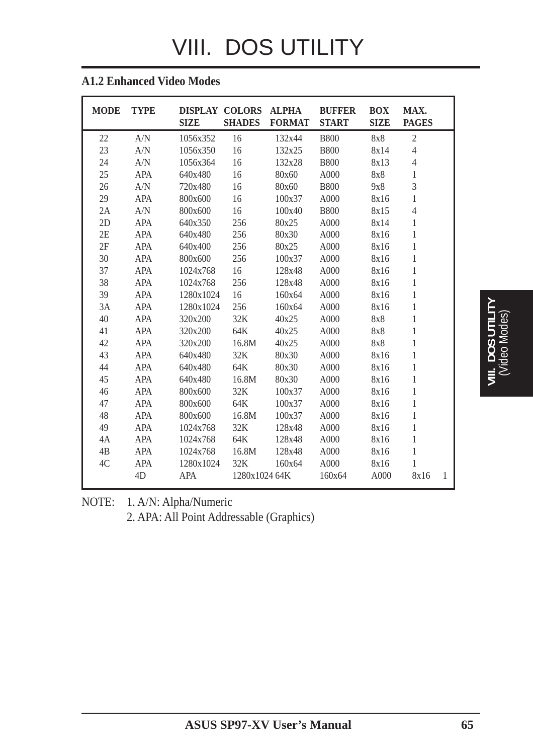# VIII. DOS UTILITY

### A1.2 Enhanced Video Modes

| MODE | TYPE | DISPLAY SIZE | COLORS SHADES | ALPHA FORMAT | BUFFER START | BOX SIZE | MAX. PAGES |
|---|---|---|---|---|---|---|---|
| 22 | A/N | 1056x352 | 16 | 132x44 | B800 | 8x8 | 2 |
| 23 | A/N | 1056x350 | 16 | 132x25 | B800 | 8x14 | 4 |
| 24 | A/N | 1056x364 | 16 | 132x28 | B800 | 8x13 | 4 |
| 25 | APA | 640x480 | 16 | 80x60 | A000 | 8x8 | 1 |
| 26 | A/N | 720x480 | 16 | 80x60 | B800 | 9x8 | 3 |
| 29 | APA | 800x600 | 16 | 100x37 | A000 | 8x16 | 1 |
| 2A | A/N | 800x600 | 16 | 100x40 | B800 | 8x15 | 4 |
| 2D | APA | 640x350 | 256 | 80x25 | A000 | 8x14 | 1 |
| 2E | APA | 640x480 | 256 | 80x30 | A000 | 8x16 | 1 |
| 2F | APA | 640x400 | 256 | 80x25 | A000 | 8x16 | 1 |
| 30 | APA | 800x600 | 256 | 100x37 | A000 | 8x16 | 1 |
| 37 | APA | 1024x768 | 16 | 128x48 | A000 | 8x16 | 1 |
| 38 | APA | 1024x768 | 256 | 128x48 | A000 | 8x16 | 1 |
| 39 | APA | 1280x1024 | 16 | 160x64 | A000 | 8x16 | 1 |
| 3A | APA | 1280x1024 | 256 | 160x64 | A000 | 8x16 | 1 |
| 40 | APA | 320x200 | 32K | 40x25 | A000 | 8x8 | 1 |
| 41 | APA | 320x200 | 64K | 40x25 | A000 | 8x8 | 1 |
| 42 | APA | 320x200 | 16.8M | 40x25 | A000 | 8x8 | 1 |
| 43 | APA | 640x480 | 32K | 80x30 | A000 | 8x16 | 1 |
| 44 | APA | 640x480 | 64K | 80x30 | A000 | 8x16 | 1 |
| 45 | APA | 640x480 | 16.8M | 80x30 | A000 | 8x16 | 1 |
| 46 | APA | 800x600 | 32K | 100x37 | A000 | 8x16 | 1 |
| 47 | APA | 800x600 | 64K | 100x37 | A000 | 8x16 | 1 |
| 48 | APA | 800x600 | 16.8M | 100x37 | A000 | 8x16 | 1 |
| 49 | APA | 1024x768 | 32K | 128x48 | A000 | 8x16 | 1 |
| 4A | APA | 1024x768 | 64K | 128x48 | A000 | 8x16 | 1 |
| 4B | APA | 1024x768 | 16.8M | 128x48 | A000 | 8x16 | 1 |
| 4C | APA | 1280x1024 | 32K | 160x64 | A000 | 8x16 | 1 |
| 4D | APA | 1280x1024 | 64K | 160x64 | A000 | 8x16 | 1 |

NOTE: 1. A/N: Alpha/Numeric
2. APA: All Point Addressable (Graphics)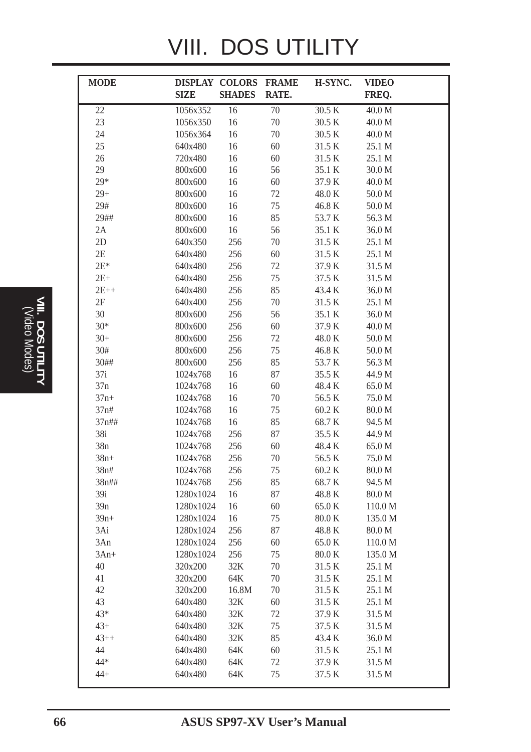# VIII. DOS UTILITY

| MODE | DISPLAY SIZE | COLORS SHADES | FRAME RATE. | H-SYNC. | VIDEO FREQ. |
|---|---|---|---|---|---|
| 22 | 1056x352 | 16 | 70 | 30.5 K | 40.0 M |
| 23 | 1056x350 | 16 | 70 | 30.5 K | 40.0 M |
| 24 | 1056x364 | 16 | 70 | 30.5 K | 40.0 M |
| 25 | 640x480 | 16 | 60 | 31.5 K | 25.1 M |
| 26 | 720x480 | 16 | 60 | 31.5 K | 25.1 M |
| 29 | 800x600 | 16 | 56 | 35.1 K | 30.0 M |
| 29* | 800x600 | 16 | 60 | 37.9 K | 40.0 M |
| 29+ | 800x600 | 16 | 72 | 48.0 K | 50.0 M |
| 29# | 800x600 | 16 | 75 | 46.8 K | 50.0 M |
| 29## | 800x600 | 16 | 85 | 53.7 K | 56.3 M |
| 2A | 800x600 | 16 | 56 | 35.1 K | 36.0 M |
| 2D | 640x350 | 256 | 70 | 31.5 K | 25.1 M |
| 2E | 640x480 | 256 | 60 | 31.5 K | 25.1 M |
| 2E* | 640x480 | 256 | 72 | 37.9 K | 31.5 M |
| 2E+ | 640x480 | 256 | 75 | 37.5 K | 31.5 M |
| 2E++ | 640x480 | 256 | 85 | 43.4 K | 36.0 M |
| 2F | 640x400 | 256 | 70 | 31.5 K | 25.1 M |
| 30 | 800x600 | 256 | 56 | 35.1 K | 36.0 M |
| 30* | 800x600 | 256 | 60 | 37.9 K | 40.0 M |
| 30+ | 800x600 | 256 | 72 | 48.0 K | 50.0 M |
| 30# | 800x600 | 256 | 75 | 46.8 K | 50.0 M |
| 30## | 800x600 | 256 | 85 | 53.7 K | 56.3 M |
| 37i | 1024x768 | 16 | 87 | 35.5 K | 44.9 M |
| 37n | 1024x768 | 16 | 60 | 48.4 K | 65.0 M |
| 37n+ | 1024x768 | 16 | 70 | 56.5 K | 75.0 M |
| 37n# | 1024x768 | 16 | 75 | 60.2 K | 80.0 M |
| 37n## | 1024x768 | 16 | 85 | 68.7 K | 94.5 M |
| 38i | 1024x768 | 256 | 87 | 35.5 K | 44.9 M |
| 38n | 1024x768 | 256 | 60 | 48.4 K | 65.0 M |
| 38n+ | 1024x768 | 256 | 70 | 56.5 K | 75.0 M |
| 38n# | 1024x768 | 256 | 75 | 60.2 K | 80.0 M |
| 38n## | 1024x768 | 256 | 85 | 68.7 K | 94.5 M |
| 39i | 1280x1024 | 16 | 87 | 48.8 K | 80.0 M |
| 39n | 1280x1024 | 16 | 60 | 65.0 K | 110.0 M |
| 39n+ | 1280x1024 | 16 | 75 | 80.0 K | 135.0 M |
| 3Ai | 1280x1024 | 256 | 87 | 48.8 K | 80.0 M |
| 3An | 1280x1024 | 256 | 60 | 65.0 K | 110.0 M |
| 3An+ | 1280x1024 | 256 | 75 | 80.0 K | 135.0 M |
| 40 | 320x200 | 32K | 70 | 31.5 K | 25.1 M |
| 41 | 320x200 | 64K | 70 | 31.5 K | 25.1 M |
| 42 | 320x200 | 16.8M | 70 | 31.5 K | 25.1 M |
| 43 | 640x480 | 32K | 60 | 31.5 K | 25.1 M |
| 43* | 640x480 | 32K | 72 | 37.9 K | 31.5 M |
| 43+ | 640x480 | 32K | 75 | 37.5 K | 31.5 M |
| 43++ | 640x480 | 32K | 85 | 43.4 K | 36.0 M |
| 44 | 640x480 | 64K | 60 | 31.5 K | 25.1 M |
| 44* | 640x480 | 64K | 72 | 37.9 K | 31.5 M |
| 44+ | 640x480 | 64K | 75 | 37.5 K | 31.5 M |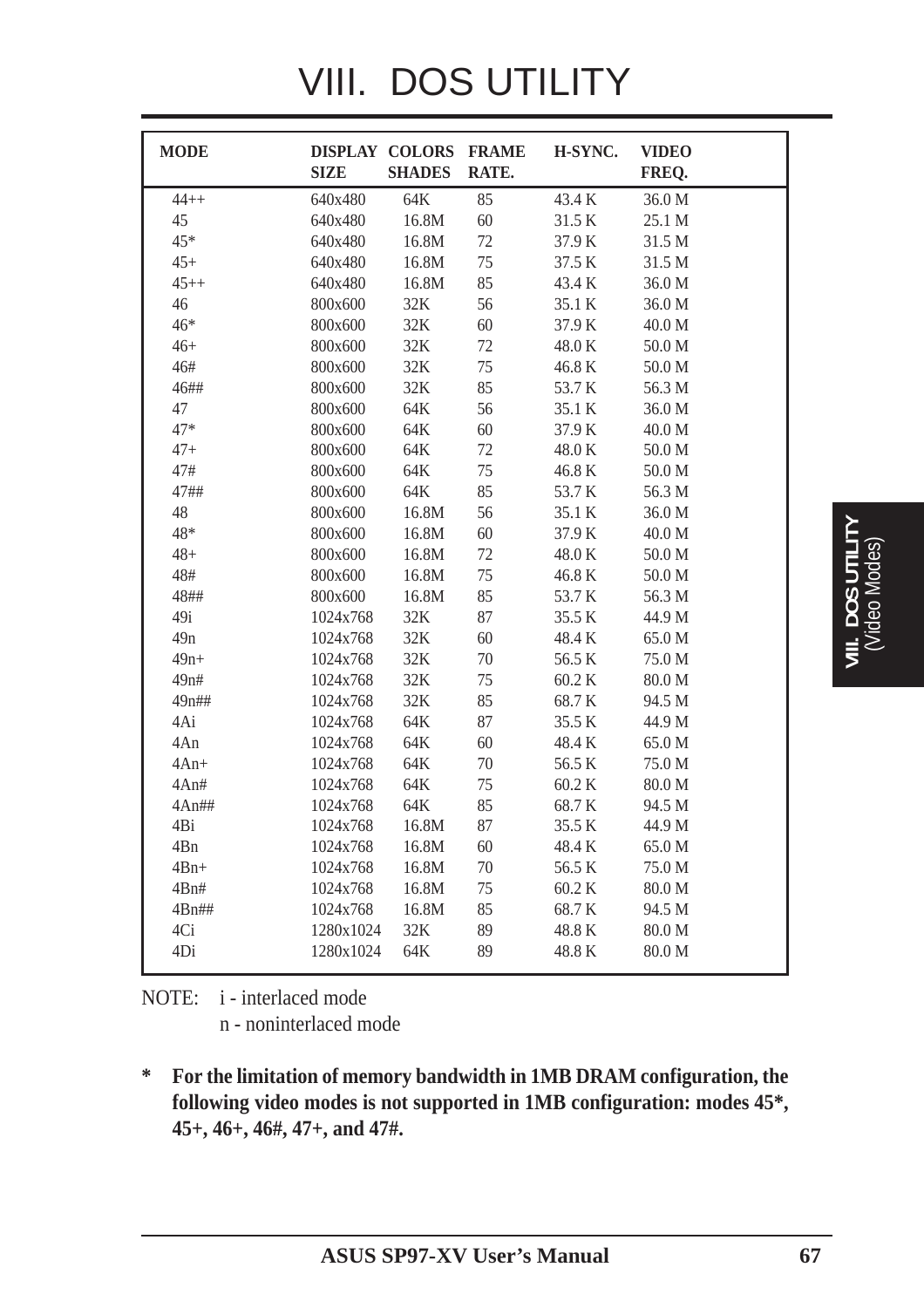# VIII. DOS UTILITY

| MODE | DISPLAY SIZE | COLORS SHADES | FRAME RATE. | H-SYNC. | VIDEO FREQ. |
|---|---|---|---|---|---|
| 44++ | 640x480 | 64K | 85 | 43.4 K | 36.0 M |
| 45 | 640x480 | 16.8M | 60 | 31.5 K | 25.1 M |
| 45* | 640x480 | 16.8M | 72 | 37.9 K | 31.5 M |
| 45+ | 640x480 | 16.8M | 75 | 37.5 K | 31.5 M |
| 45++ | 640x480 | 16.8M | 85 | 43.4 K | 36.0 M |
| 46 | 800x600 | 32K | 56 | 35.1 K | 36.0 M |
| 46* | 800x600 | 32K | 60 | 37.9 K | 40.0 M |
| 46+ | 800x600 | 32K | 72 | 48.0 K | 50.0 M |
| 46# | 800x600 | 32K | 75 | 46.8 K | 50.0 M |
| 46## | 800x600 | 32K | 85 | 53.7 K | 56.3 M |
| 47 | 800x600 | 64K | 56 | 35.1 K | 36.0 M |
| 47* | 800x600 | 64K | 60 | 37.9 K | 40.0 M |
| 47+ | 800x600 | 64K | 72 | 48.0 K | 50.0 M |
| 47# | 800x600 | 64K | 75 | 46.8 K | 50.0 M |
| 47## | 800x600 | 64K | 85 | 53.7 K | 56.3 M |
| 48 | 800x600 | 16.8M | 56 | 35.1 K | 36.0 M |
| 48* | 800x600 | 16.8M | 60 | 37.9 K | 40.0 M |
| 48+ | 800x600 | 16.8M | 72 | 48.0 K | 50.0 M |
| 48# | 800x600 | 16.8M | 75 | 46.8 K | 50.0 M |
| 48## | 800x600 | 16.8M | 85 | 53.7 K | 56.3 M |
| 49i | 1024x768 | 32K | 87 | 35.5 K | 44.9 M |
| 49n | 1024x768 | 32K | 60 | 48.4 K | 65.0 M |
| 49n+ | 1024x768 | 32K | 70 | 56.5 K | 75.0 M |
| 49n# | 1024x768 | 32K | 75 | 60.2 K | 80.0 M |
| 49n## | 1024x768 | 32K | 85 | 68.7 K | 94.5 M |
| 4Ai | 1024x768 | 64K | 87 | 35.5 K | 44.9 M |
| 4An | 1024x768 | 64K | 60 | 48.4 K | 65.0 M |
| 4An+ | 1024x768 | 64K | 70 | 56.5 K | 75.0 M |
| 4An# | 1024x768 | 64K | 75 | 60.2 K | 80.0 M |
| 4An## | 1024x768 | 64K | 85 | 68.7 K | 94.5 M |
| 4Bi | 1024x768 | 16.8M | 87 | 35.5 K | 44.9 M |
| 4Bn | 1024x768 | 16.8M | 60 | 48.4 K | 65.0 M |
| 4Bn+ | 1024x768 | 16.8M | 70 | 56.5 K | 75.0 M |
| 4Bn# | 1024x768 | 16.8M | 75 | 60.2 K | 80.0 M |
| 4Bn## | 1024x768 | 16.8M | 85 | 68.7 K | 94.5 M |
| 4Ci | 1280x1024 | 32K | 89 | 48.8 K | 80.0 M |
| 4Di | 1280x1024 | 64K | 89 | 48.8 K | 80.0 M |

NOTE: i - interlaced mode
n - noninterlaced mode

**\* For the limitation of memory bandwidth in 1MB DRAM configuration, the following video modes is not supported in 1MB configuration: modes 45\*, 45+, 46+, 46#, 47+, and 47#.**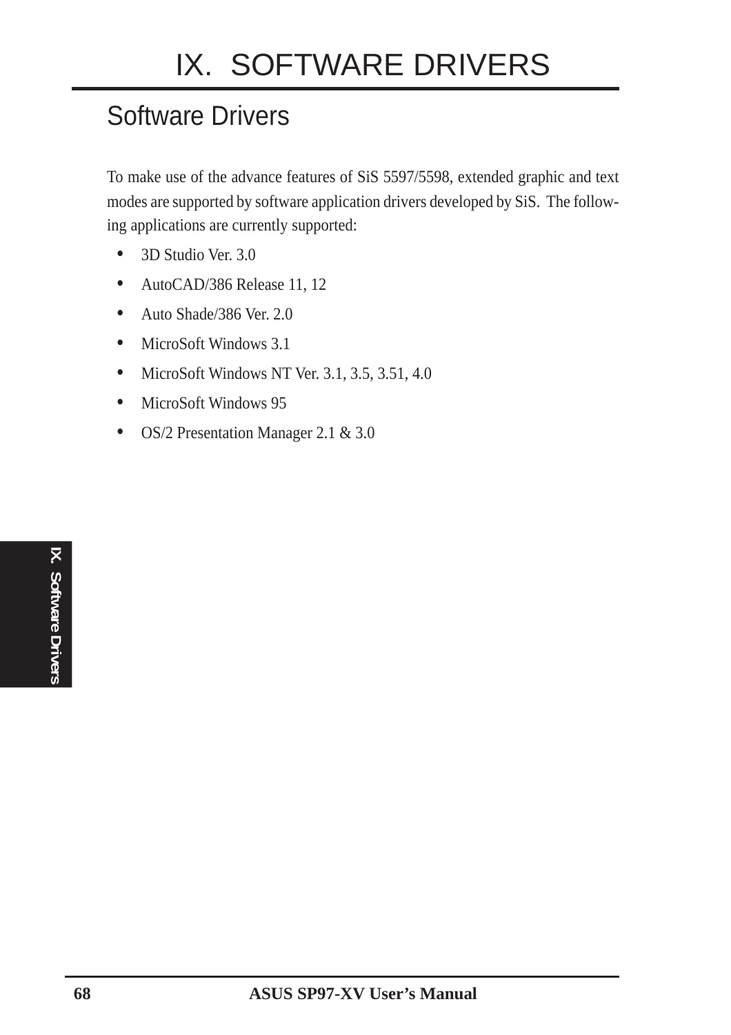# IX. SOFTWARE DRIVERS

## Software Drivers

To make use of the advance features of SiS 5597/5598, extended graphic and text modes are supported by software application drivers developed by SiS. The following applications are currently supported:

- 3D Studio Ver. 3.0
- AutoCAD/386 Release 11, 12
- Auto Shade/386 Ver. 2.0
- MicroSoft Windows 3.1
- MicroSoft Windows NT Ver. 3.1, 3.5, 3.51, 4.0
- MicroSoft Windows 95
- OS/2 Presentation Manager 2.1 & 3.0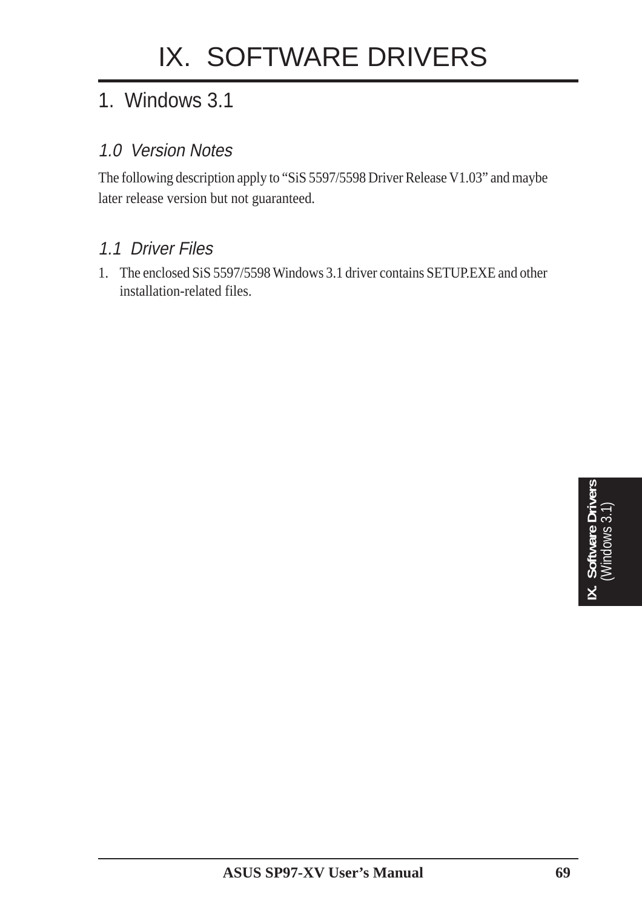# IX. SOFTWARE DRIVERS

## 1. Windows 3.1

### *1.0 Version Notes*

The following description apply to “SiS 5597/5598 Driver Release V1.03” and maybe later release version but not guaranteed.

### *1.1 Driver Files*

1. The enclosed SiS 5597/5598 Windows 3.1 driver contains SETUP.EXE and other installation-related files.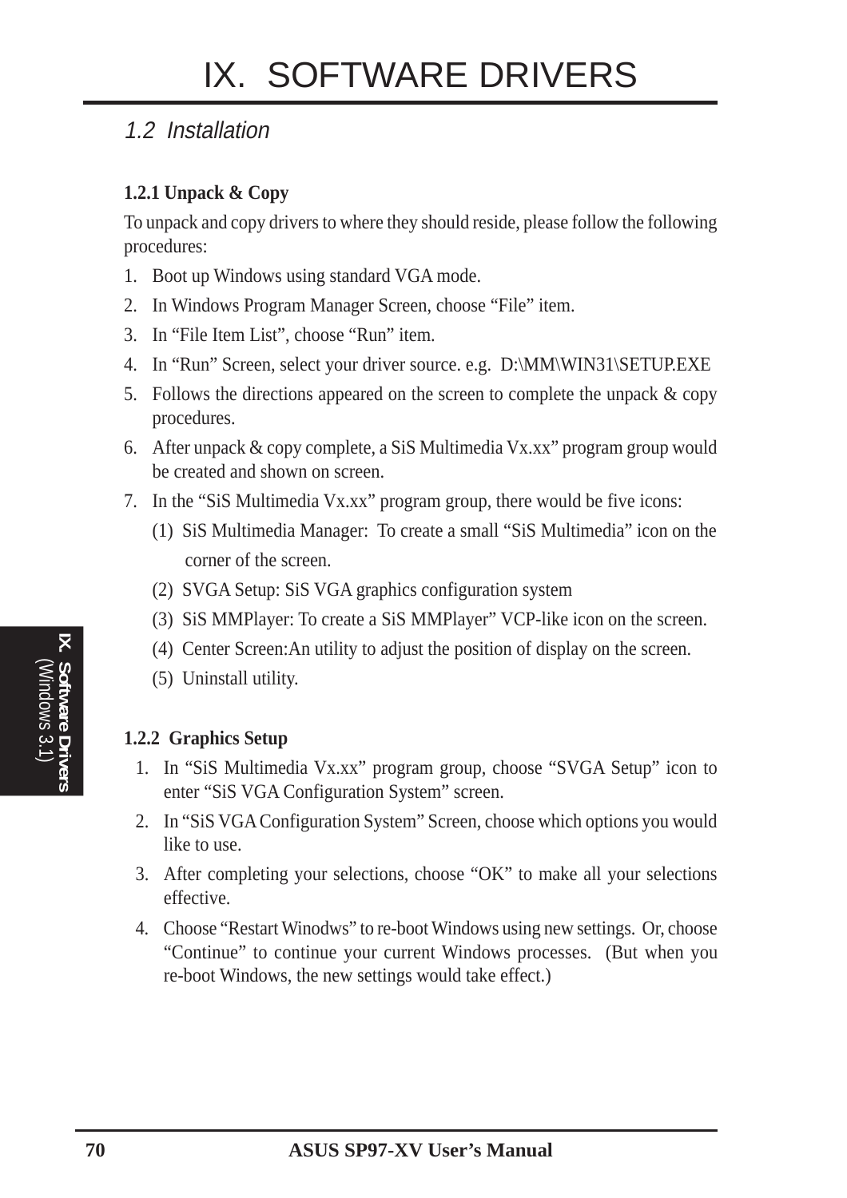# IX. SOFTWARE DRIVERS

## 1.2 Installation

### 1.2.1 Unpack & Copy

To unpack and copy drivers to where they should reside, please follow the following procedures:

1. Boot up Windows using standard VGA mode.
2. In Windows Program Manager Screen, choose “File” item.
3. In “File Item List”, choose “Run” item.
4. In “Run” Screen, select your driver source. e.g. D:\MM\WIN31\SETUP.EXE
5. Follows the directions appeared on the screen to complete the unpack & copy procedures.
6. After unpack & copy complete, a SiS Multimedia Vx.xx” program group would be created and shown on screen.
7. In the “SiS Multimedia Vx.xx” program group, there would be five icons:
   (1) SiS Multimedia Manager: To create a small “SiS Multimedia” icon on the corner of the screen.
   (2) SVGA Setup: SiS VGA graphics configuration system
   (3) SiS MMPlayer: To create a SiS MMPlayer” VCP-like icon on the screen.
   (4) Center Screen:An utility to adjust the position of display on the screen.
   (5) Uninstall utility.

### 1.2.2 Graphics Setup

1. In “SiS Multimedia Vx.xx” program group, choose “SVGA Setup” icon to enter “SiS VGA Configuration System” screen.
2. In “SiS VGA Configuration System” Screen, choose which options you would like to use.
3. After completing your selections, choose “OK” to make all your selections effective.
4. Choose “Restart Winodws” to re-boot Windows using new settings. Or, choose “Continue” to continue your current Windows processes. (But when you re-boot Windows, the new settings would take effect.)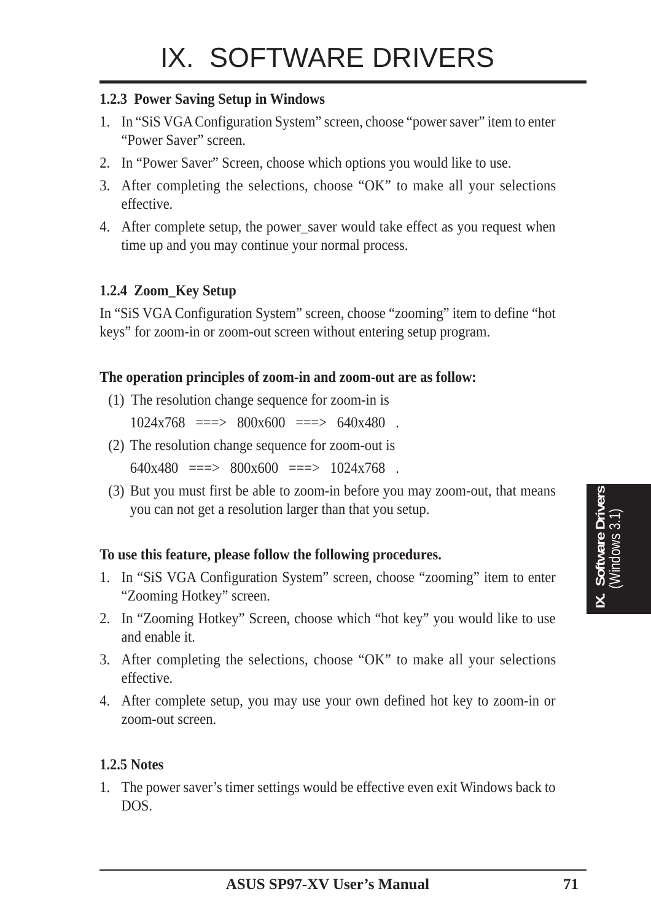# IX. SOFTWARE DRIVERS

### 1.2.3 Power Saving Setup in Windows

1. In "SiS VGA Configuration System" screen, choose "power saver" item to enter "Power Saver" screen.
2. In "Power Saver" Screen, choose which options you would like to use.
3. After completing the selections, choose "OK" to make all your selections effective.
4. After complete setup, the power_saver would take effect as you request when time up and you may continue your normal process.

### 1.2.4 Zoom_Key Setup

In "SiS VGA Configuration System" screen, choose "zooming" item to define "hot keys" for zoom-in or zoom-out screen without entering setup program.

**The operation principles of zoom-in and zoom-out are as follow:**

(1) The resolution change sequence for zoom-in is
   1024x768 ===> 800x600 ===> 640x480 .

(2) The resolution change sequence for zoom-out is
   640x480 ===> 800x600 ===> 1024x768 .

(3) But you must first be able to zoom-in before you may zoom-out, that means you can not get a resolution larger than that you setup.

**To use this feature, please follow the following procedures.**

1. In "SiS VGA Configuration System" screen, choose "zooming" item to enter "Zooming Hotkey" screen.
2. In "Zooming Hotkey" Screen, choose which "hot key" you would like to use and enable it.
3. After completing the selections, choose "OK" to make all your selections effective.
4. After complete setup, you may use your own defined hot key to zoom-in or zoom-out screen.

### 1.2.5 Notes

1. The power saver's timer settings would be effective even exit Windows back to DOS.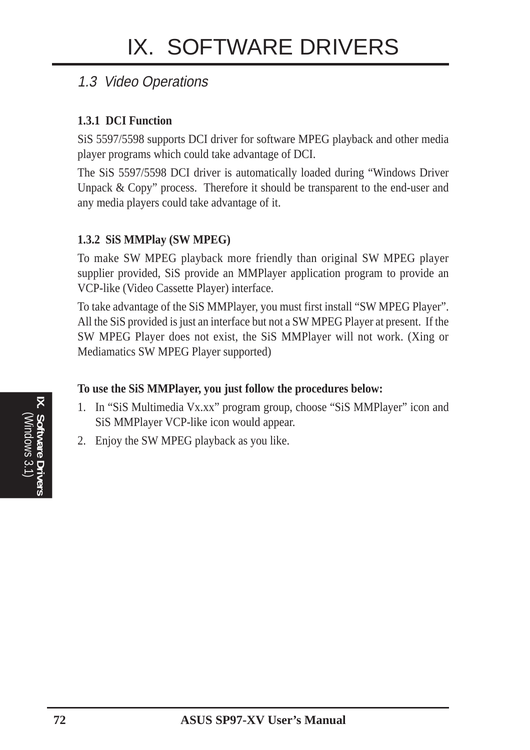## 1.3 Video Operations

### 1.3.1 DCI Function

SiS 5597/5598 supports DCI driver for software MPEG playback and other media player programs which could take advantage of DCI.

The SiS 5597/5598 DCI driver is automatically loaded during "Windows Driver Unpack & Copy" process. Therefore it should be transparent to the end-user and any media players could take advantage of it.

### 1.3.2 SiS MMPlay (SW MPEG)

To make SW MPEG playback more friendly than original SW MPEG player supplier provided, SiS provide an MMPlayer application program to provide an VCP-like (Video Cassette Player) interface.

To take advantage of the SiS MMPlayer, you must first install "SW MPEG Player". All the SiS provided is just an interface but not a SW MPEG Player at present. If the SW MPEG Player does not exist, the SiS MMPlayer will not work. (Xing or Mediamatics SW MPEG Player supported)

**To use the SiS MMPlayer, you just follow the procedures below:**

1. In "SiS Multimedia Vx.xx" program group, choose "SiS MMPlayer" icon and SiS MMPlayer VCP-like icon would appear.
2. Enjoy the SW MPEG playback as you like.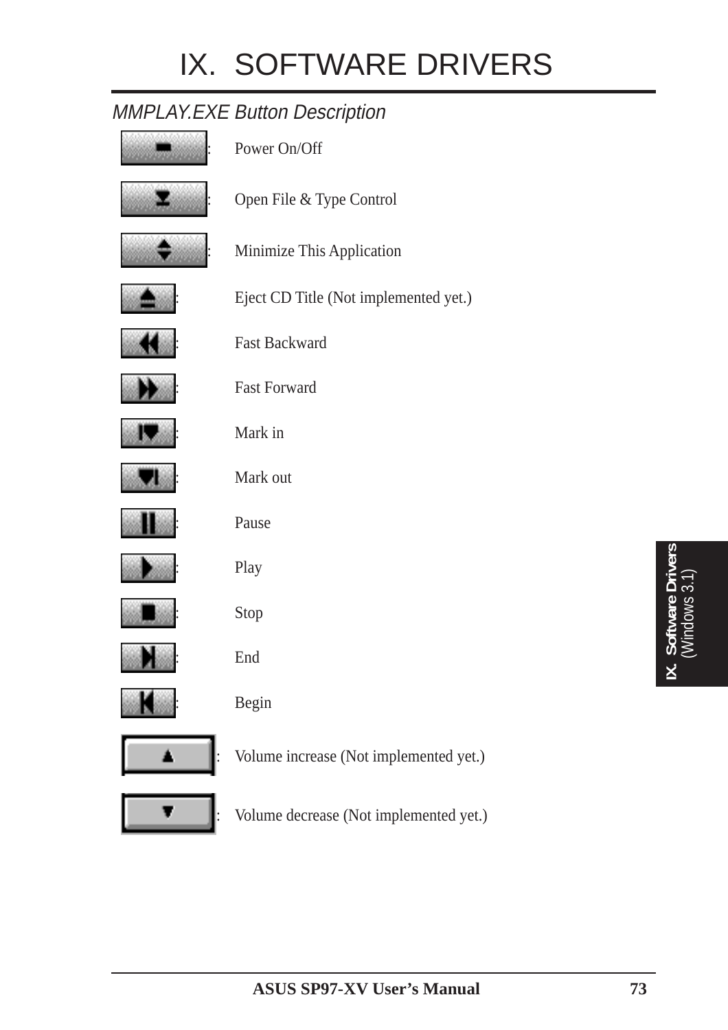# IX. SOFTWARE DRIVERS

*MMPLAY.EXE Button Description*

: Power On/Off

: Open File & Type Control

: Minimize This Application

: Eject CD Title (Not implemented yet.)

: Fast Backward

: Fast Forward

: Mark in

: Mark out

: Pause

: Play

: Stop

: End

: Begin

: Volume increase (Not implemented yet.)

: Volume decrease (Not implemented yet.)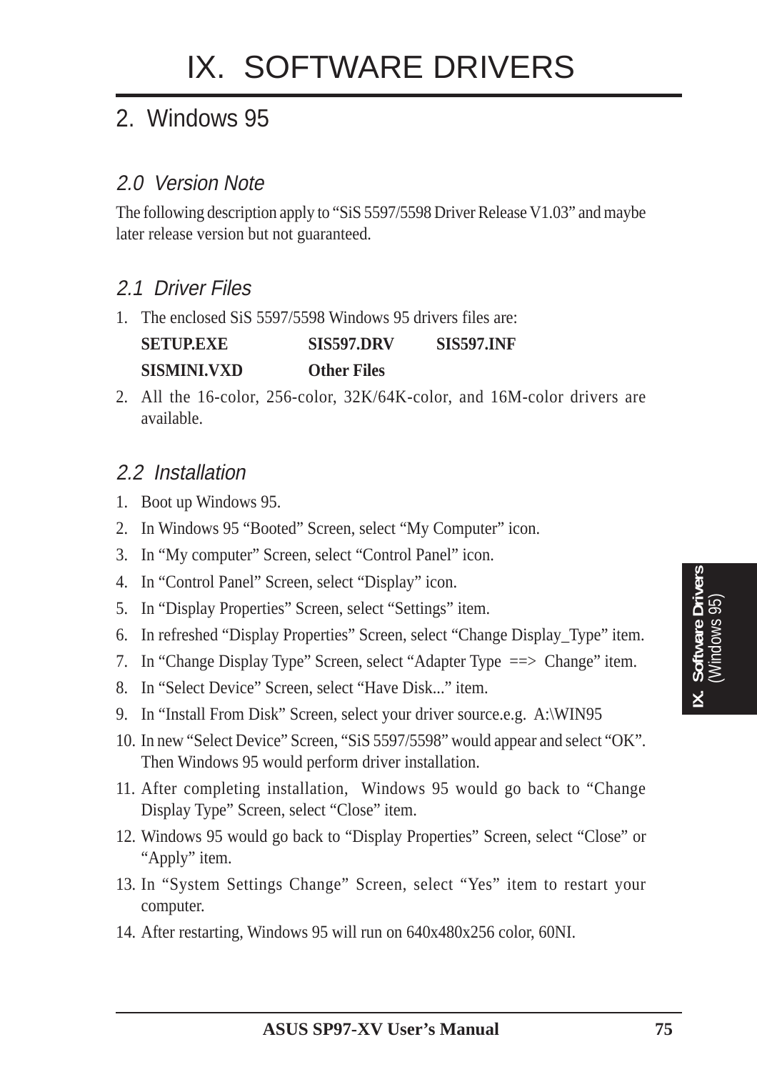# IX. SOFTWARE DRIVERS

## 2. Windows 95

### *2.0 Version Note*

The following description apply to "SiS 5597/5598 Driver Release V1.03" and maybe later release version but not guaranteed.

### *2.1 Driver Files*

1. The enclosed SiS 5597/5598 Windows 95 drivers files are:

   **SETUP.EXE** **SIS597.DRV** **SIS597.INF**

   **SISMINI.VXD** **Other Files**

2. All the 16-color, 256-color, 32K/64K-color, and 16M-color drivers are available.

### *2.2 Installation*

1. Boot up Windows 95.
2. In Windows 95 "Booted" Screen, select "My Computer" icon.
3. In "My computer" Screen, select "Control Panel" icon.
4. In "Control Panel" Screen, select "Display" icon.
5. In "Display Properties" Screen, select "Settings" item.
6. In refreshed "Display Properties" Screen, select "Change Display_Type" item.
7. In "Change Display Type" Screen, select "Adapter Type ==> Change" item.
8. In "Select Device" Screen, select "Have Disk..." item.
9. In "Install From Disk" Screen, select your driver source.e.g. A:\WIN95
10. In new "Select Device" Screen, "SiS 5597/5598" would appear and select "OK". Then Windows 95 would perform driver installation.
11. After completing installation, Windows 95 would go back to "Change Display Type" Screen, select "Close" item.
12. Windows 95 would go back to "Display Properties" Screen, select "Close" or "Apply" item.
13. In "System Settings Change" Screen, select "Yes" item to restart your computer.
14. After restarting, Windows 95 will run on 640x480x256 color, 60NI.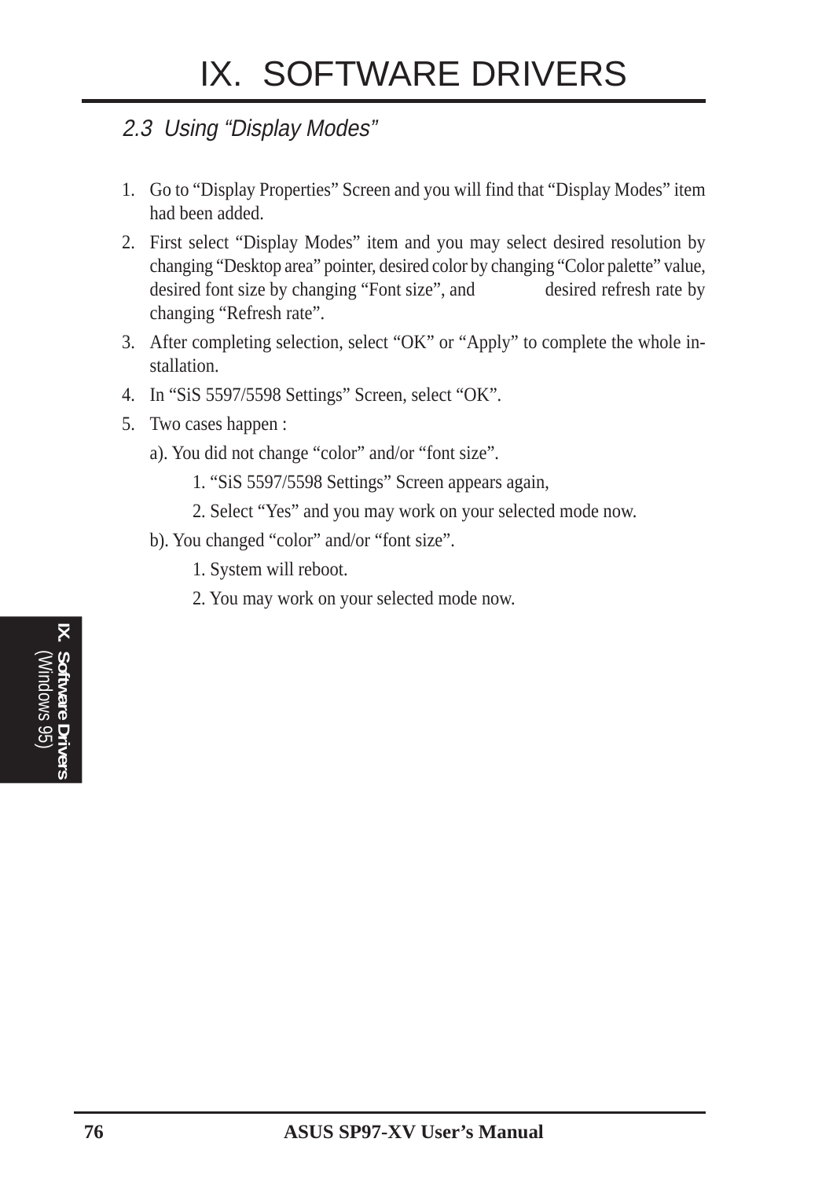## 2.3 Using "Display Modes"

1. Go to "Display Properties" Screen and you will find that "Display Modes" item had been added.
2. First select "Display Modes" item and you may select desired resolution by changing "Desktop area" pointer, desired color by changing "Color palette" value, desired font size by changing "Font size", and desired refresh rate by changing "Refresh rate".
3. After completing selection, select "OK" or "Apply" to complete the whole installation.
4. In "SiS 5597/5598 Settings" Screen, select "OK".
5. Two cases happen :

   a). You did not change "color" and/or "font size".

   1. "SiS 5597/5598 Settings" Screen appears again,
   2. Select "Yes" and you may work on your selected mode now.

   b). You changed "color" and/or "font size".

   1. System will reboot.
   2. You may work on your selected mode now.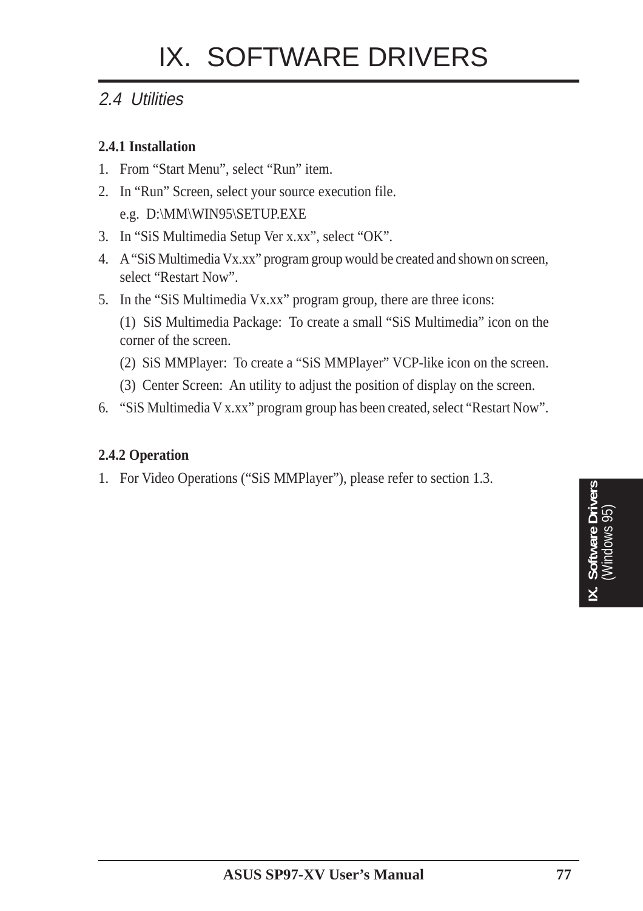# IX. SOFTWARE DRIVERS

## *2.4 Utilities*

**2.4.1 Installation**

1. From “Start Menu”, select “Run” item.
2. In “Run” Screen, select your source execution file.

   e.g. D:\MM\WIN95\SETUP.EXE
3. In “SiS Multimedia Setup Ver x.xx”, select “OK”.
4. A “SiS Multimedia Vx.xx” program group would be created and shown on screen, select “Restart Now”.
5. In the “SiS Multimedia Vx.xx” program group, there are three icons:

   (1) SiS Multimedia Package: To create a small “SiS Multimedia” icon on the corner of the screen.

   (2) SiS MMPlayer: To create a “SiS MMPlayer” VCP-like icon on the screen.

   (3) Center Screen: An utility to adjust the position of display on the screen.
6. “SiS Multimedia V x.xx” program group has been created, select “Restart Now”.

**2.4.2 Operation**

1. For Video Operations (“SiS MMPlayer”), please refer to section 1.3.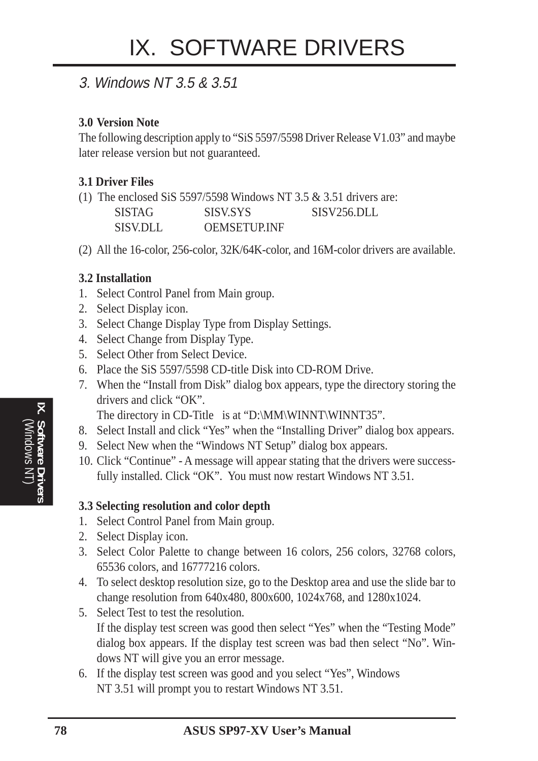# IX. SOFTWARE DRIVERS

## *3. Windows NT 3.5 & 3.51*

**3.0 Version Note**

The following description apply to "SiS 5597/5598 Driver Release V1.03" and maybe later release version but not guaranteed.

**3.1 Driver Files**

(1) The enclosed SiS 5597/5598 Windows NT 3.5 & 3.51 drivers are:

| | | |
|---|---|---|
| SISTAG | SISV.SYS | SISV256.DLL |
| SISV.DLL | OEMSETUP.INF | |

(2) All the 16-color, 256-color, 32K/64K-color, and 16M-color drivers are available.

**3.2 Installation**

1. Select Control Panel from Main group.
2. Select Display icon.
3. Select Change Display Type from Display Settings.
4. Select Change from Display Type.
5. Select Other from Select Device.
6. Place the SiS 5597/5598 CD-title Disk into CD-ROM Drive.
7. When the "Install from Disk" dialog box appears, type the directory storing the drivers and click "OK".
   The directory in CD-Title is at "D:\MM\WINNT\WINNT35".
8. Select Install and click "Yes" when the "Installing Driver" dialog box appears.
9. Select New when the "Windows NT Setup" dialog box appears.
10. Click "Continue" - A message will appear stating that the drivers were successfully installed. Click "OK". You must now restart Windows NT 3.51.

**3.3 Selecting resolution and color depth**

1. Select Control Panel from Main group.
2. Select Display icon.
3. Select Color Palette to change between 16 colors, 256 colors, 32768 colors, 65536 colors, and 16777216 colors.
4. To select desktop resolution size, go to the Desktop area and use the slide bar to change resolution from 640x480, 800x600, 1024x768, and 1280x1024.
5. Select Test to test the resolution.
   If the display test screen was good then select "Yes" when the "Testing Mode" dialog box appears. If the display test screen was bad then select "No". Windows NT will give you an error message.
6. If the display test screen was good and you select "Yes", Windows NT 3.51 will prompt you to restart Windows NT 3.51.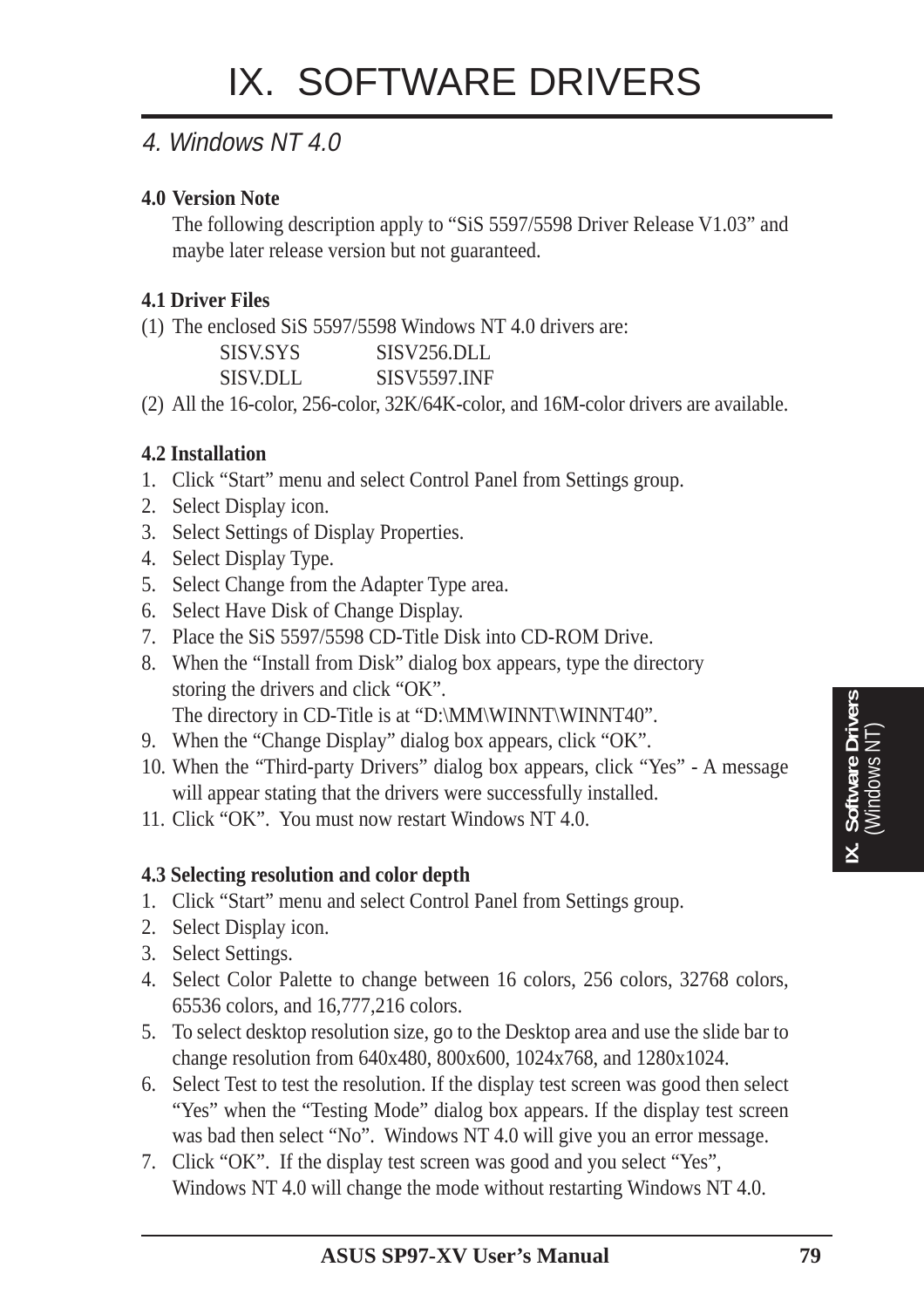# IX. SOFTWARE DRIVERS

## *4. Windows NT 4.0*

**4.0 Version Note**

The following description apply to "SiS 5597/5598 Driver Release V1.03" and maybe later release version but not guaranteed.

**4.1 Driver Files**

(1) The enclosed SiS 5597/5598 Windows NT 4.0 drivers are:

| | |
|---|---|
| SISV.SYS | SISV256.DLL |
| SISV.DLL | SISV5597.INF |

(2) All the 16-color, 256-color, 32K/64K-color, and 16M-color drivers are available.

**4.2 Installation**

1. Click "Start" menu and select Control Panel from Settings group.
2. Select Display icon.
3. Select Settings of Display Properties.
4. Select Display Type.
5. Select Change from the Adapter Type area.
6. Select Have Disk of Change Display.
7. Place the SiS 5597/5598 CD-Title Disk into CD-ROM Drive.
8. When the "Install from Disk" dialog box appears, type the directory storing the drivers and click "OK".
   The directory in CD-Title is at "D:\MM\WINNT\WINNT40".
9. When the "Change Display" dialog box appears, click "OK".
10. When the "Third-party Drivers" dialog box appears, click "Yes" - A message will appear stating that the drivers were successfully installed.
11. Click "OK". You must now restart Windows NT 4.0.

**4.3 Selecting resolution and color depth**

1. Click "Start" menu and select Control Panel from Settings group.
2. Select Display icon.
3. Select Settings.
4. Select Color Palette to change between 16 colors, 256 colors, 32768 colors, 65536 colors, and 16,777,216 colors.
5. To select desktop resolution size, go to the Desktop area and use the slide bar to change resolution from 640x480, 800x600, 1024x768, and 1280x1024.
6. Select Test to test the resolution. If the display test screen was good then select "Yes" when the "Testing Mode" dialog box appears. If the display test screen was bad then select "No". Windows NT 4.0 will give you an error message.
7. Click "OK". If the display test screen was good and you select "Yes", Windows NT 4.0 will change the mode without restarting Windows NT 4.0.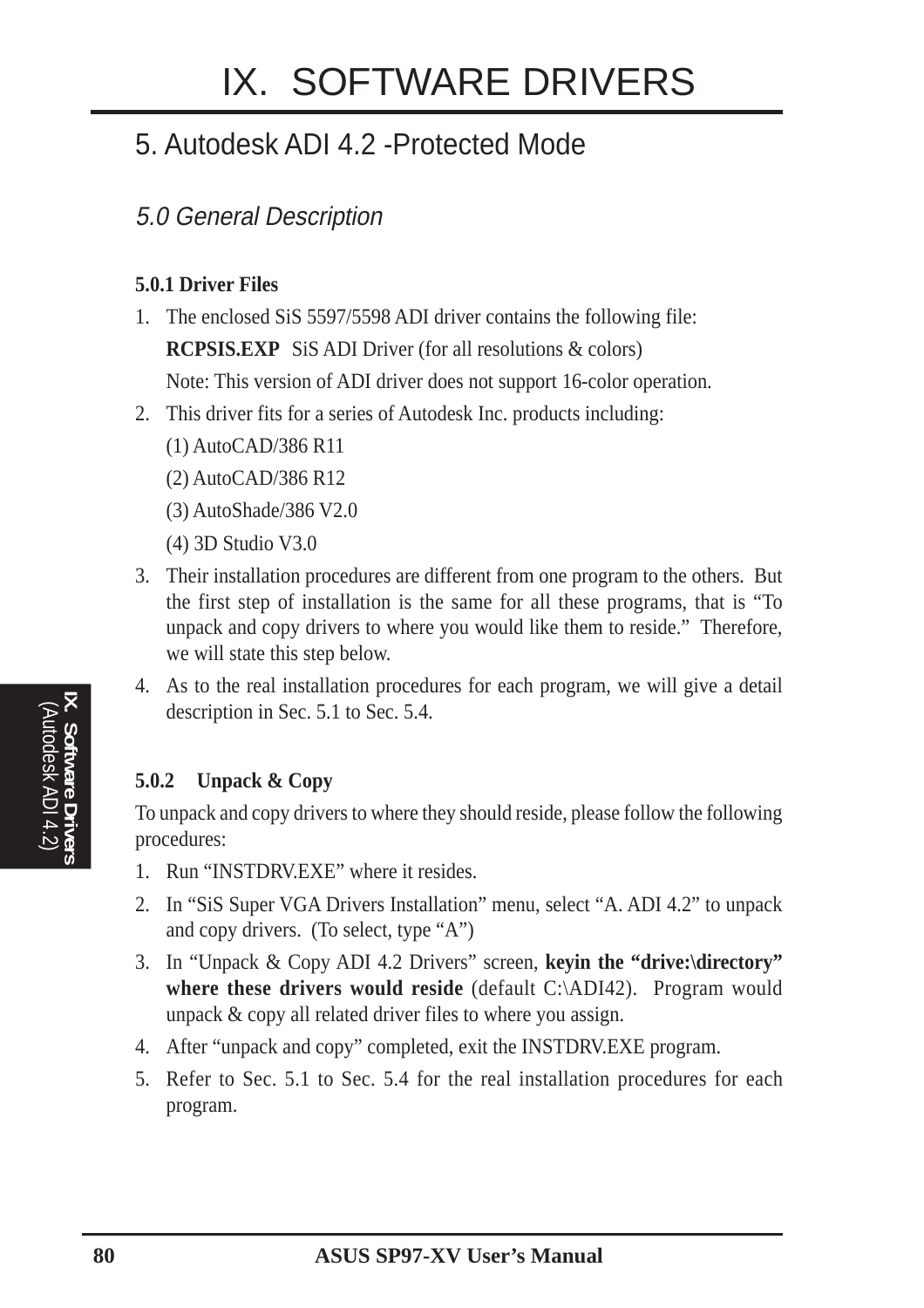# IX. SOFTWARE DRIVERS

## 5. Autodesk ADI 4.2 -Protected Mode

### *5.0 General Description*

**5.0.1 Driver Files**

1. The enclosed SiS 5597/5598 ADI driver contains the following file:

   **RCPSIS.EXP** SiS ADI Driver (for all resolutions & colors)

   Note: This version of ADI driver does not support 16-color operation.

2. This driver fits for a series of Autodesk Inc. products including:

   (1) AutoCAD/386 R11

   (2) AutoCAD/386 R12

   (3) AutoShade/386 V2.0

   (4) 3D Studio V3.0

3. Their installation procedures are different from one program to the others. But the first step of installation is the same for all these programs, that is "To unpack and copy drivers to where you would like them to reside." Therefore, we will state this step below.

4. As to the real installation procedures for each program, we will give a detail description in Sec. 5.1 to Sec. 5.4.

**5.0.2 Unpack & Copy**

To unpack and copy drivers to where they should reside, please follow the following procedures:

1. Run "INSTDRV.EXE" where it resides.
2. In "SiS Super VGA Drivers Installation" menu, select "A. ADI 4.2" to unpack and copy drivers. (To select, type "A")
3. In "Unpack & Copy ADI 4.2 Drivers" screen, **keyin the "drive:\directory" where these drivers would reside** (default C:\ADI42). Program would unpack & copy all related driver files to where you assign.
4. After "unpack and copy" completed, exit the INSTDRV.EXE program.
5. Refer to Sec. 5.1 to Sec. 5.4 for the real installation procedures for each program.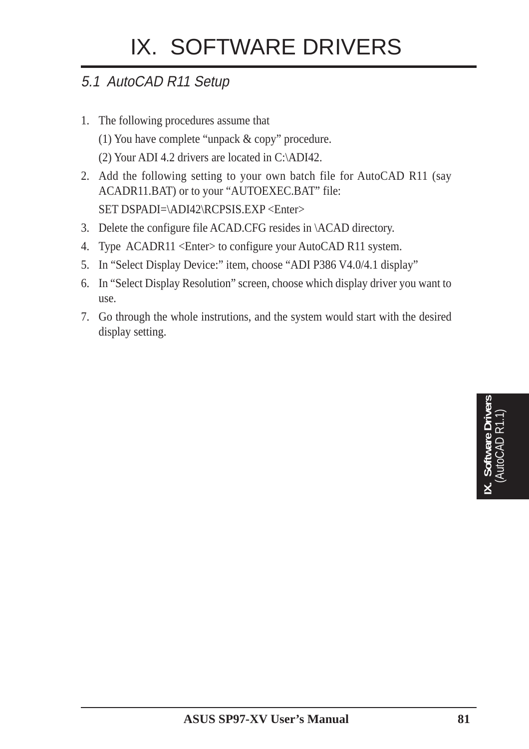# IX. SOFTWARE DRIVERS

## *5.1 AutoCAD R11 Setup*

1. The following procedures assume that

   (1) You have complete "unpack & copy" procedure.

   (2) Your ADI 4.2 drivers are located in C:\ADI42.

2. Add the following setting to your own batch file for AutoCAD R11 (say ACADR11.BAT) or to your "AUTOEXEC.BAT" file:

   SET DSPADI=\ADI42\RCPSIS.EXP <Enter>

3. Delete the configure file ACAD.CFG resides in \ACAD directory.
4. Type ACADR11 <Enter> to configure your AutoCAD R11 system.
5. In "Select Display Device:" item, choose "ADI P386 V4.0/4.1 display"
6. In "Select Display Resolution" screen, choose which display driver you want to use.
7. Go through the whole instrutions, and the system would start with the desired display setting.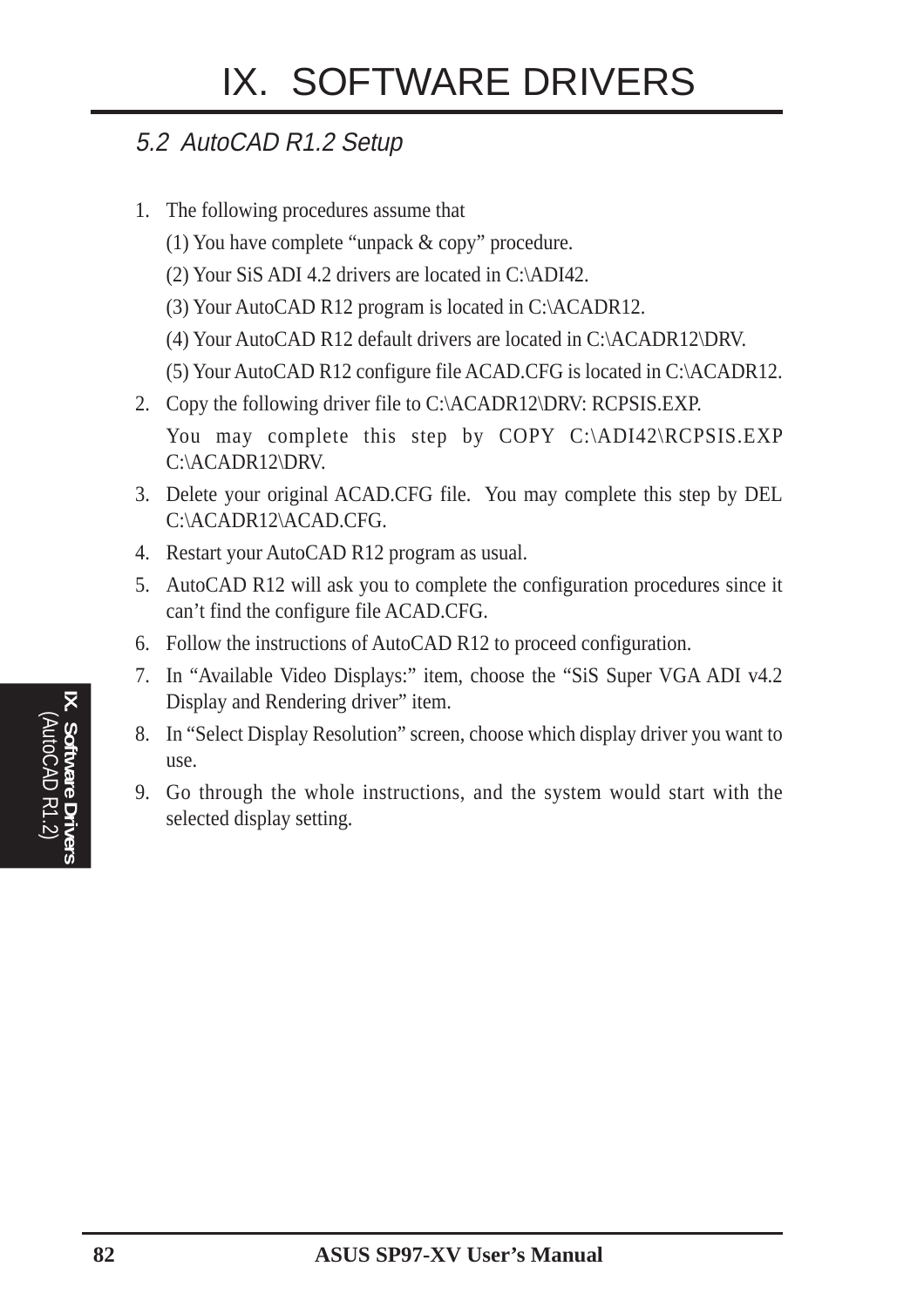## 5.2 AutoCAD R1.2 Setup

1. The following procedures assume that

   (1) You have complete "unpack & copy" procedure.

   (2) Your SiS ADI 4.2 drivers are located in C:\ADI42.

   (3) Your AutoCAD R12 program is located in C:\ACADR12.

   (4) Your AutoCAD R12 default drivers are located in C:\ACADR12\DRV.

   (5) Your AutoCAD R12 configure file ACAD.CFG is located in C:\ACADR12.

2. Copy the following driver file to C:\ACADR12\DRV: RCPSIS.EXP.

   You may complete this step by COPY C:\ADI42\RCPSIS.EXP C:\ACADR12\DRV.

3. Delete your original ACAD.CFG file. You may complete this step by DEL C:\ACADR12\ACAD.CFG.

4. Restart your AutoCAD R12 program as usual.

5. AutoCAD R12 will ask you to complete the configuration procedures since it can't find the configure file ACAD.CFG.

6. Follow the instructions of AutoCAD R12 to proceed configuration.

7. In "Available Video Displays:" item, choose the "SiS Super VGA ADI v4.2 Display and Rendering driver" item.

8. In "Select Display Resolution" screen, choose which display driver you want to use.

9. Go through the whole instructions, and the system would start with the selected display setting.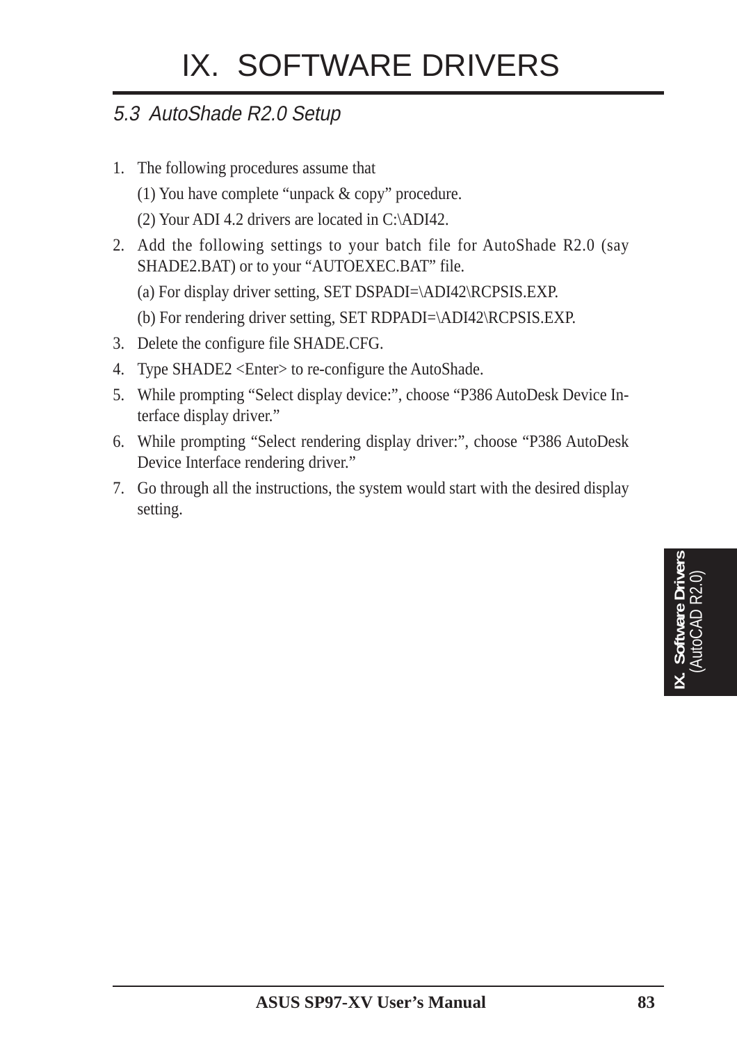# IX. SOFTWARE DRIVERS

## *5.3 AutoShade R2.0 Setup*

1. The following procedures assume that

   (1) You have complete "unpack & copy" procedure.

   (2) Your ADI 4.2 drivers are located in C:\ADI42.

2. Add the following settings to your batch file for AutoShade R2.0 (say SHADE2.BAT) or to your "AUTOEXEC.BAT" file.

   (a) For display driver setting, SET DSPADI=\ADI42\RCPSIS.EXP.

   (b) For rendering driver setting, SET RDPADI=\ADI42\RCPSIS.EXP.

3. Delete the configure file SHADE.CFG.
4. Type SHADE2 <Enter> to re-configure the AutoShade.
5. While prompting "Select display device:", choose "P386 AutoDesk Device Interface display driver."
6. While prompting "Select rendering display driver:", choose "P386 AutoDesk Device Interface rendering driver."
7. Go through all the instructions, the system would start with the desired display setting.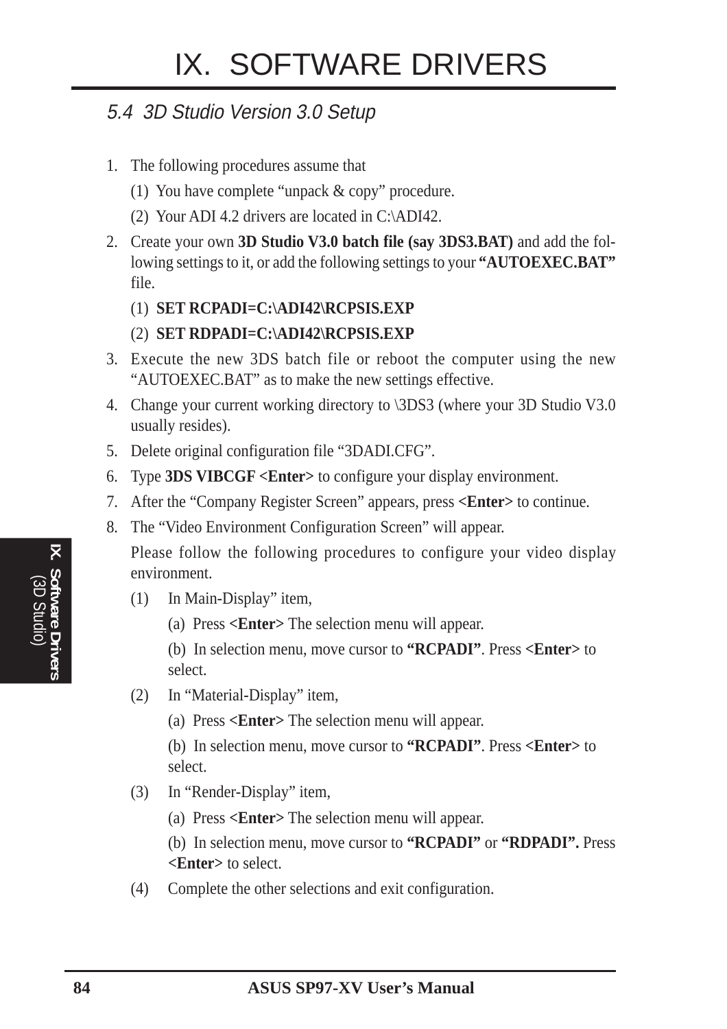# IX. SOFTWARE DRIVERS

## *5.4 3D Studio Version 3.0 Setup*

1. The following procedures assume that

   (1) You have complete “unpack & copy” procedure.

   (2) Your ADI 4.2 drivers are located in C:\ADI42.

2. Create your own **3D Studio V3.0 batch file (say 3DS3.BAT)** and add the following settings to it, or add the following settings to your **“AUTOEXEC.BAT”** file.

   (1) **SET RCPADI=C:\ADI42\RCPSIS.EXP**

   (2) **SET RDPADI=C:\ADI42\RCPSIS.EXP**

3. Execute the new 3DS batch file or reboot the computer using the new “AUTOEXEC.BAT” as to make the new settings effective.

4. Change your current working directory to \3DS3 (where your 3D Studio V3.0 usually resides).

5. Delete original configuration file “3DADI.CFG”.

6. Type **3DS VIBCGF <Enter>** to configure your display environment.

7. After the “Company Register Screen” appears, press **<Enter>** to continue.

8. The “Video Environment Configuration Screen” will appear.

   Please follow the following procedures to configure your video display environment.

   (1) In Main-Display” item,

      (a) Press **<Enter>** The selection menu will appear.

      (b) In selection menu, move cursor to **“RCPADI”**. Press **<Enter>** to select.

   (2) In “Material-Display” item,

      (a) Press **<Enter>** The selection menu will appear.

      (b) In selection menu, move cursor to **“RCPADI”**. Press **<Enter>** to select.

   (3) In “Render-Display” item,

      (a) Press **<Enter>** The selection menu will appear.

      (b) In selection menu, move cursor to **“RCPADI”** or **“RDPADI”.** Press **<Enter>** to select.

   (4) Complete the other selections and exit configuration.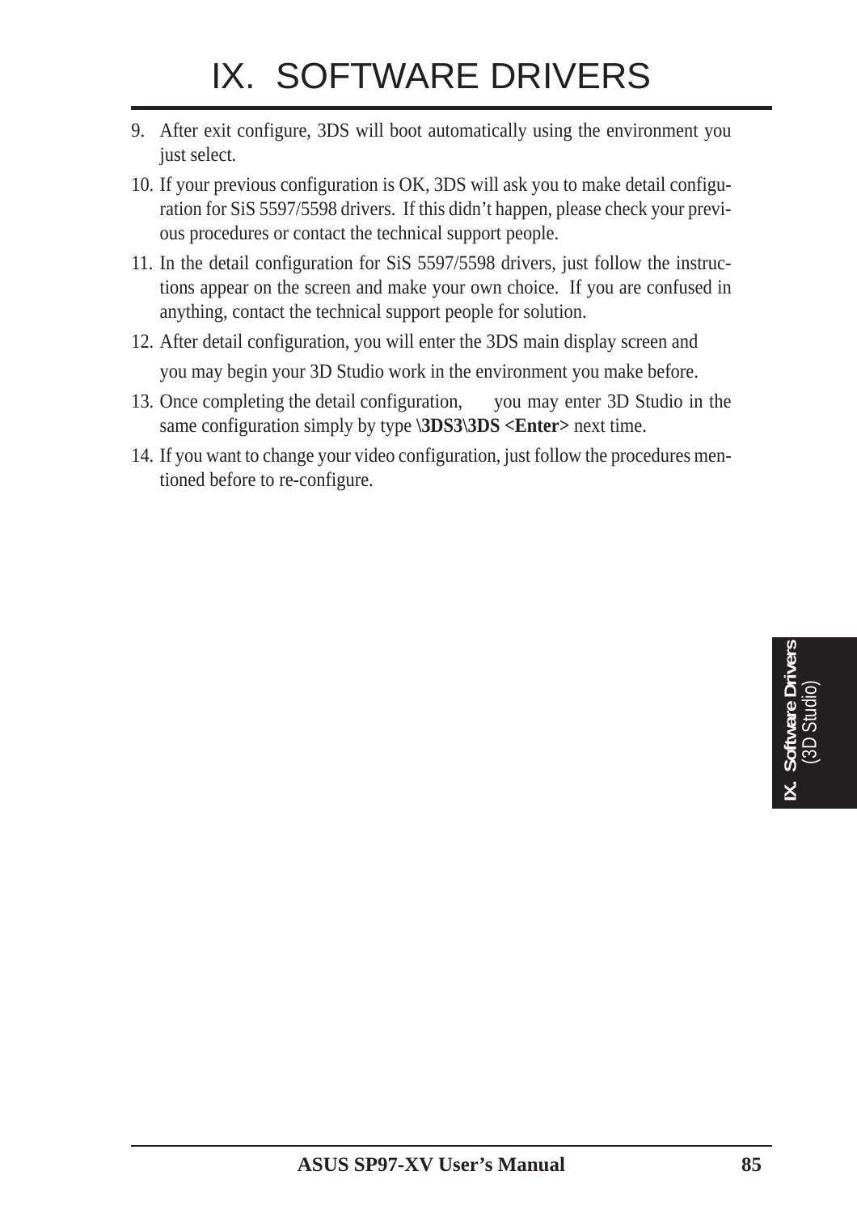# IX. SOFTWARE DRIVERS

9. After exit configure, 3DS will boot automatically using the environment you just select.
10. If your previous configuration is OK, 3DS will ask you to make detail configuration for SiS 5597/5598 drivers. If this didn't happen, please check your previous procedures or contact the technical support people.
11. In the detail configuration for SiS 5597/5598 drivers, just follow the instructions appear on the screen and make your own choice. If you are confused in anything, contact the technical support people for solution.
12. After detail configuration, you will enter the 3DS main display screen and

    you may begin your 3D Studio work in the environment you make before.
13. Once completing the detail configuration, you may enter 3D Studio in the same configuration simply by type **\3DS3\3DS <Enter>** next time.
14. If you want to change your video configuration, just follow the procedures mentioned before to re-configure.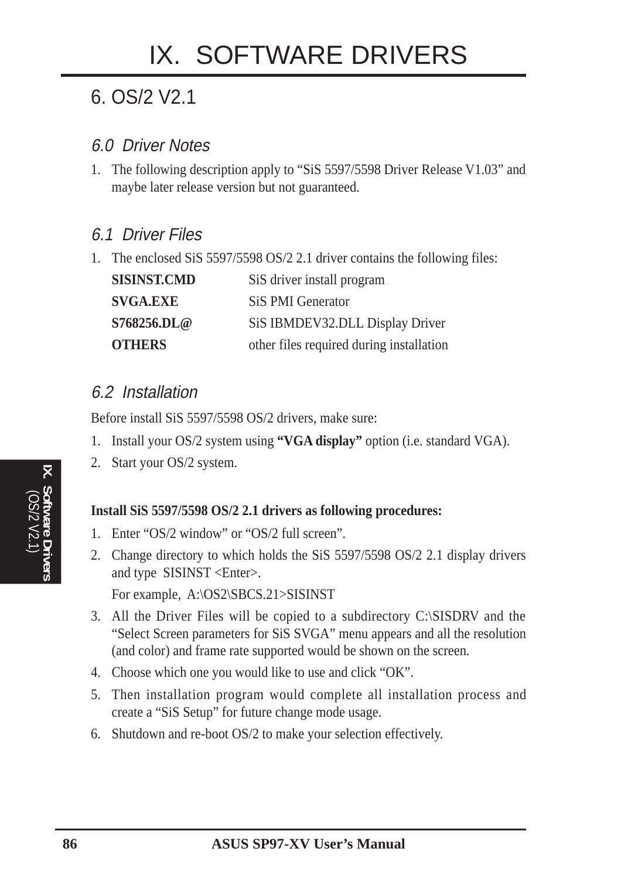# IX. SOFTWARE DRIVERS

## 6. OS/2 V2.1

### *6.0 Driver Notes*

1. The following description apply to "SiS 5597/5598 Driver Release V1.03" and maybe later release version but not guaranteed.

### *6.1 Driver Files*

1. The enclosed SiS 5597/5598 OS/2 2.1 driver contains the following files:

| | |
|---|---|
| **SISINST.CMD** | SiS driver install program |
| **SVGA.EXE** | SiS PMI Generator |
| **S768256.DL@** | SiS IBMDEV32.DLL Display Driver |
| **OTHERS** | other files required during installation |

### *6.2 Installation*

Before install SiS 5597/5598 OS/2 drivers, make sure:

1. Install your OS/2 system using **"VGA display"** option (i.e. standard VGA).
2. Start your OS/2 system.

**Install SiS 5597/5598 OS/2 2.1 drivers as following procedures:**

1. Enter "OS/2 window" or "OS/2 full screen".
2. Change directory to which holds the SiS 5597/5598 OS/2 2.1 display drivers and type SISINST <Enter>.

   For example, A:\OS2\SBCS.21>SISINST
3. All the Driver Files will be copied to a subdirectory C:\SISDRV and the "Select Screen parameters for SiS SVGA" menu appears and all the resolution (and color) and frame rate supported would be shown on the screen.
4. Choose which one you would like to use and click "OK".
5. Then installation program would complete all installation process and create a "SiS Setup" for future change mode usage.
6. Shutdown and re-boot OS/2 to make your selection effectively.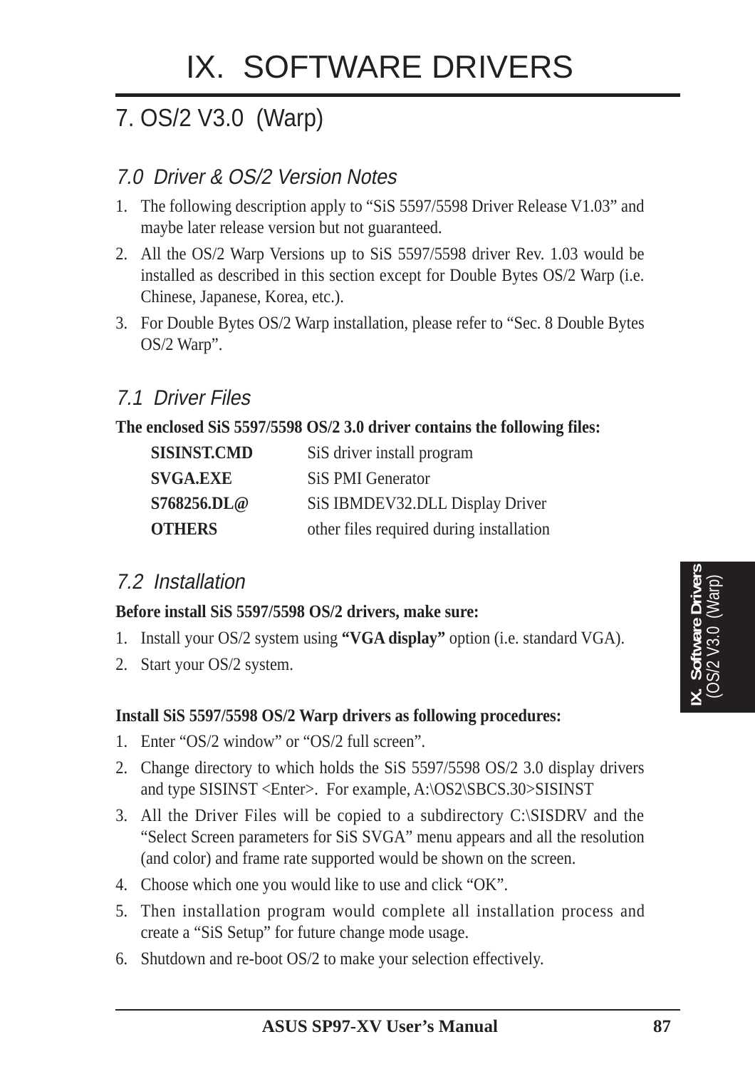# IX. SOFTWARE DRIVERS

## 7. OS/2 V3.0 (Warp)

### *7.0 Driver & OS/2 Version Notes*

1. The following description apply to "SiS 5597/5598 Driver Release V1.03" and maybe later release version but not guaranteed.
2. All the OS/2 Warp Versions up to SiS 5597/5598 driver Rev. 1.03 would be installed as described in this section except for Double Bytes OS/2 Warp (i.e. Chinese, Japanese, Korea, etc.).
3. For Double Bytes OS/2 Warp installation, please refer to "Sec. 8 Double Bytes OS/2 Warp".

### *7.1 Driver Files*

**The enclosed SiS 5597/5598 OS/2 3.0 driver contains the following files:**

| | |
|---|---|
| **SISINST.CMD** | SiS driver install program |
| **SVGA.EXE** | SiS PMI Generator |
| **S768256.DL@** | SiS IBMDEV32.DLL Display Driver |
| **OTHERS** | other files required during installation |

### *7.2 Installation*

**Before install SiS 5597/5598 OS/2 drivers, make sure:**

1. Install your OS/2 system using **"VGA display"** option (i.e. standard VGA).
2. Start your OS/2 system.

**Install SiS 5597/5598 OS/2 Warp drivers as following procedures:**

1. Enter "OS/2 window" or "OS/2 full screen".
2. Change directory to which holds the SiS 5597/5598 OS/2 3.0 display drivers and type SISINST <Enter>. For example, A:\OS2\SBCS.30>SISINST
3. All the Driver Files will be copied to a subdirectory C:\SISDRV and the "Select Screen parameters for SiS SVGA" menu appears and all the resolution (and color) and frame rate supported would be shown on the screen.
4. Choose which one you would like to use and click "OK".
5. Then installation program would complete all installation process and create a "SiS Setup" for future change mode usage.
6. Shutdown and re-boot OS/2 to make your selection effectively.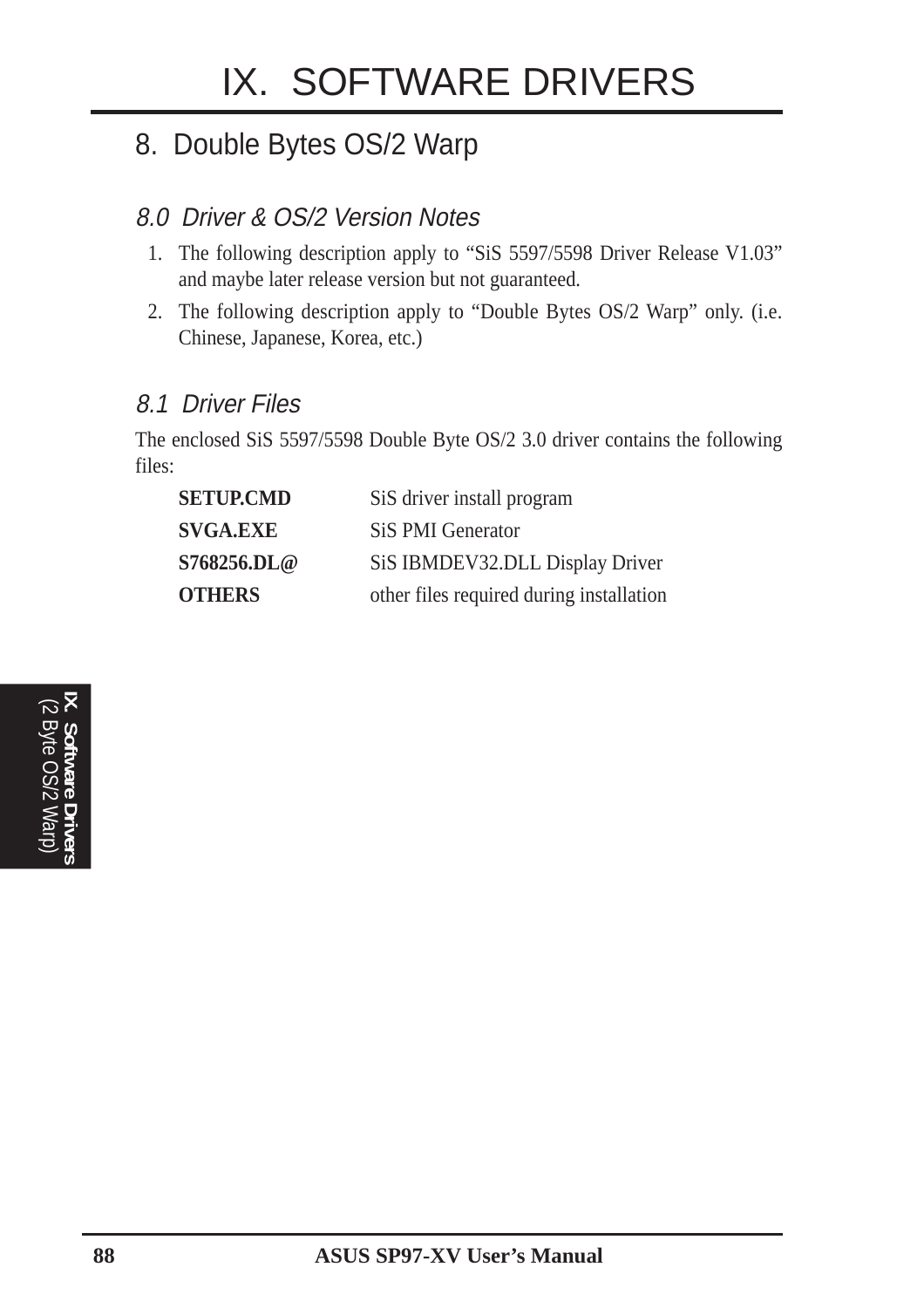# IX. SOFTWARE DRIVERS

## 8. Double Bytes OS/2 Warp

### *8.0 Driver & OS/2 Version Notes*

1. The following description apply to “SiS 5597/5598 Driver Release V1.03” and maybe later release version but not guaranteed.
2. The following description apply to “Double Bytes OS/2 Warp” only. (i.e. Chinese, Japanese, Korea, etc.)

### *8.1 Driver Files*

The enclosed SiS 5597/5598 Double Byte OS/2 3.0 driver contains the following files:

| | |
|---|---|
| **SETUP.CMD** | SiS driver install program |
| **SVGA.EXE** | SiS PMI Generator |
| **S768256.DL@** | SiS IBMDEV32.DLL Display Driver |
| **OTHERS** | other files required during installation |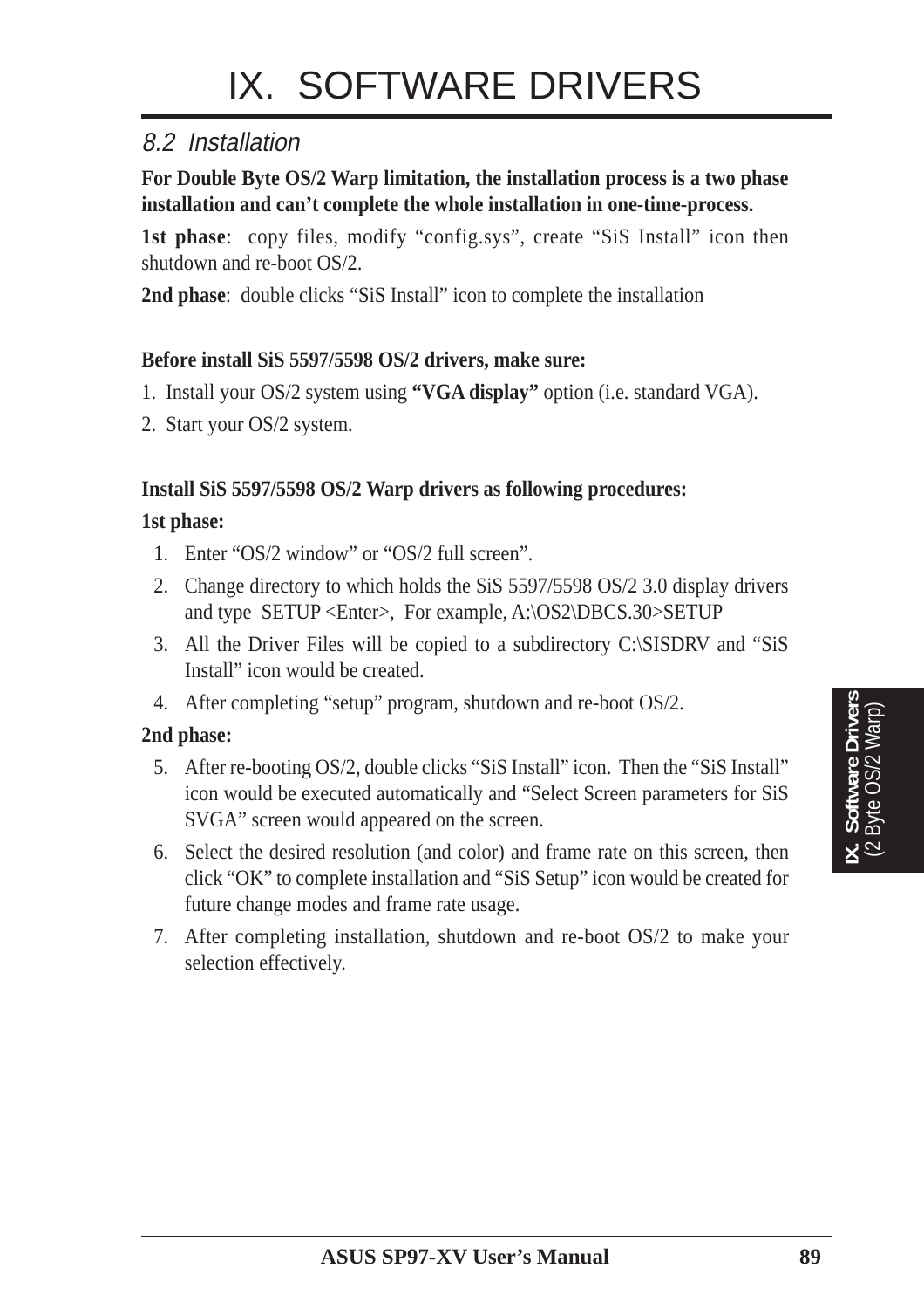# IX. SOFTWARE DRIVERS

## 8.2 Installation

**For Double Byte OS/2 Warp limitation, the installation process is a two phase installation and can't complete the whole installation in one-time-process.**

**1st phase**: copy files, modify "config.sys", create "SiS Install" icon then shutdown and re-boot OS/2.

**2nd phase**: double clicks "SiS Install" icon to complete the installation

**Before install SiS 5597/5598 OS/2 drivers, make sure:**

1. Install your OS/2 system using **"VGA display"** option (i.e. standard VGA).
2. Start your OS/2 system.

**Install SiS 5597/5598 OS/2 Warp drivers as following procedures:**

**1st phase:**

1. Enter "OS/2 window" or "OS/2 full screen".
2. Change directory to which holds the SiS 5597/5598 OS/2 3.0 display drivers and type SETUP <Enter>, For example, A:\OS2\DBCS.30>SETUP
3. All the Driver Files will be copied to a subdirectory C:\SISDRV and "SiS Install" icon would be created.
4. After completing "setup" program, shutdown and re-boot OS/2.

**2nd phase:**

5. After re-booting OS/2, double clicks "SiS Install" icon. Then the "SiS Install" icon would be executed automatically and "Select Screen parameters for SiS SVGA" screen would appeared on the screen.
6. Select the desired resolution (and color) and frame rate on this screen, then click "OK" to complete installation and "SiS Setup" icon would be created for future change modes and frame rate usage.
7. After completing installation, shutdown and re-boot OS/2 to make your selection effectively.